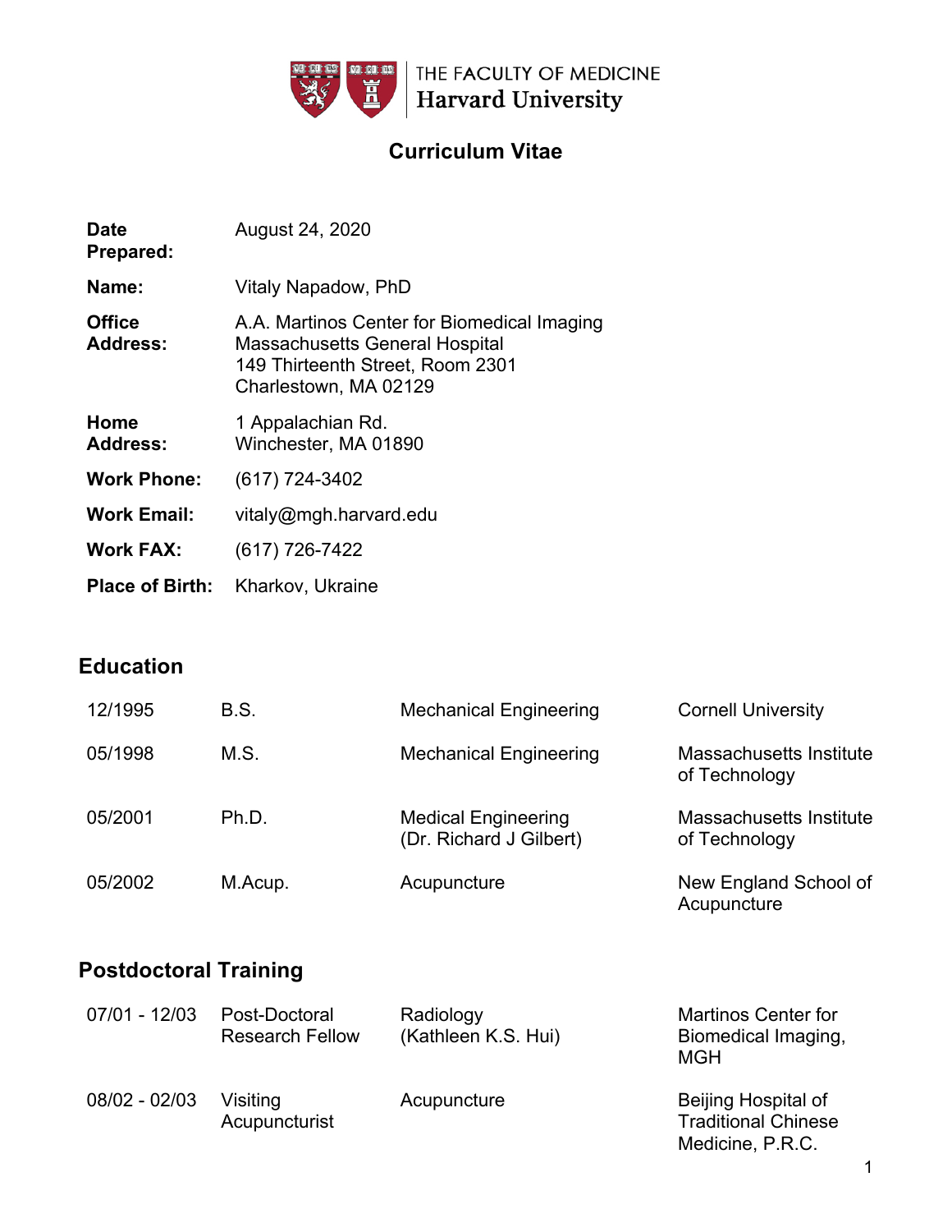THE FACULTY OF MEDICINE
Harvard University

# Curriculum Vitae

| | |
|---|---|
| **Date Prepared:** | August 24, 2020 |
| **Name:** | Vitaly Napadow, PhD |
| **Office Address:** | A.A. Martinos Center for Biomedical Imaging<br>Massachusetts General Hospital<br>149 Thirteenth Street, Room 2301<br>Charlestown, MA 02129 |
| **Home Address:** | 1 Appalachian Rd.<br>Winchester, MA 01890 |
| **Work Phone:** | (617) 724-3402 |
| **Work Email:** | vitaly@mgh.harvard.edu |
| **Work FAX:** | (617) 726-7422 |
| **Place of Birth:** | Kharkov, Ukraine |

## Education

| | | | |
|---|---|---|---|
| 12/1995 | B.S. | Mechanical Engineering | Cornell University |
| 05/1998 | M.S. | Mechanical Engineering | Massachusetts Institute of Technology |
| 05/2001 | Ph.D. | Medical Engineering (Dr. Richard J Gilbert) | Massachusetts Institute of Technology |
| 05/2002 | M.Acup. | Acupuncture | New England School of Acupuncture |

## Postdoctoral Training

| | | | |
|---|---|---|---|
| 07/01 - 12/03 | Post-Doctoral Research Fellow | Radiology (Kathleen K.S. Hui) | Martinos Center for Biomedical Imaging, MGH |
| 08/02 - 02/03 | Visiting Acupuncturist | Acupuncture | Beijing Hospital of Traditional Chinese Medicine, P.R.C. |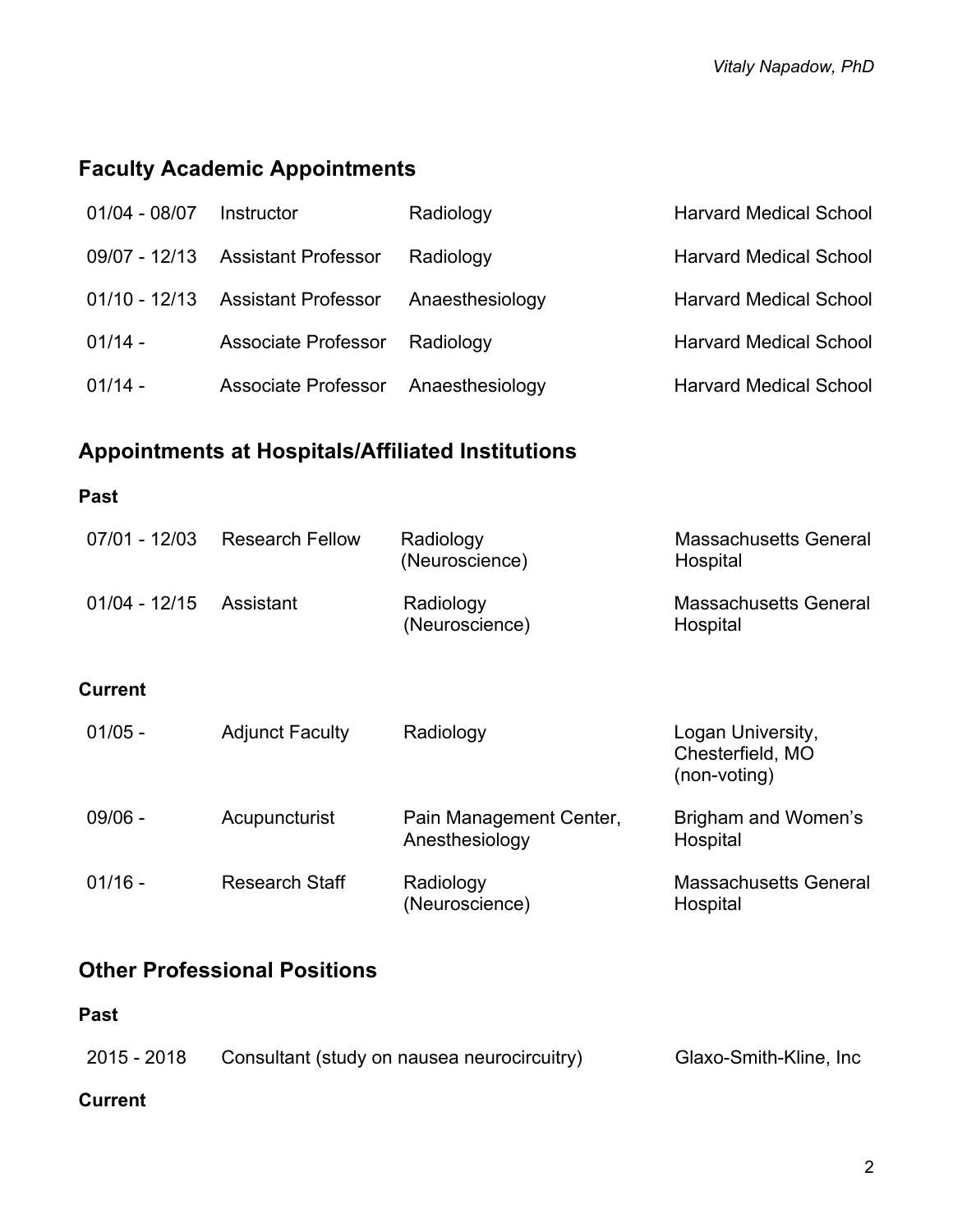## Faculty Academic Appointments

| | | | |
|---|---|---|---|
| 01/04 - 08/07 | Instructor | Radiology | Harvard Medical School |
| 09/07 - 12/13 | Assistant Professor | Radiology | Harvard Medical School |
| 01/10 - 12/13 | Assistant Professor | Anaesthesiology | Harvard Medical School |
| 01/14 - | Associate Professor | Radiology | Harvard Medical School |
| 01/14 - | Associate Professor | Anaesthesiology | Harvard Medical School |

## Appointments at Hospitals/Affiliated Institutions

**Past**

| | | | |
|---|---|---|---|
| 07/01 - 12/03 | Research Fellow | Radiology (Neuroscience) | Massachusetts General Hospital |
| 01/04 - 12/15 | Assistant | Radiology (Neuroscience) | Massachusetts General Hospital |

**Current**

| | | | |
|---|---|---|---|
| 01/05 - | Adjunct Faculty | Radiology | Logan University, Chesterfield, MO (non-voting) |
| 09/06 - | Acupuncturist | Pain Management Center, Anesthesiology | Brigham and Women's Hospital |
| 01/16 - | Research Staff | Radiology (Neuroscience) | Massachusetts General Hospital |

## Other Professional Positions

**Past**

| | | |
|---|---|---|
| 2015 - 2018 | Consultant (study on nausea neurocircuitry) | Glaxo-Smith-Kline, Inc |

**Current**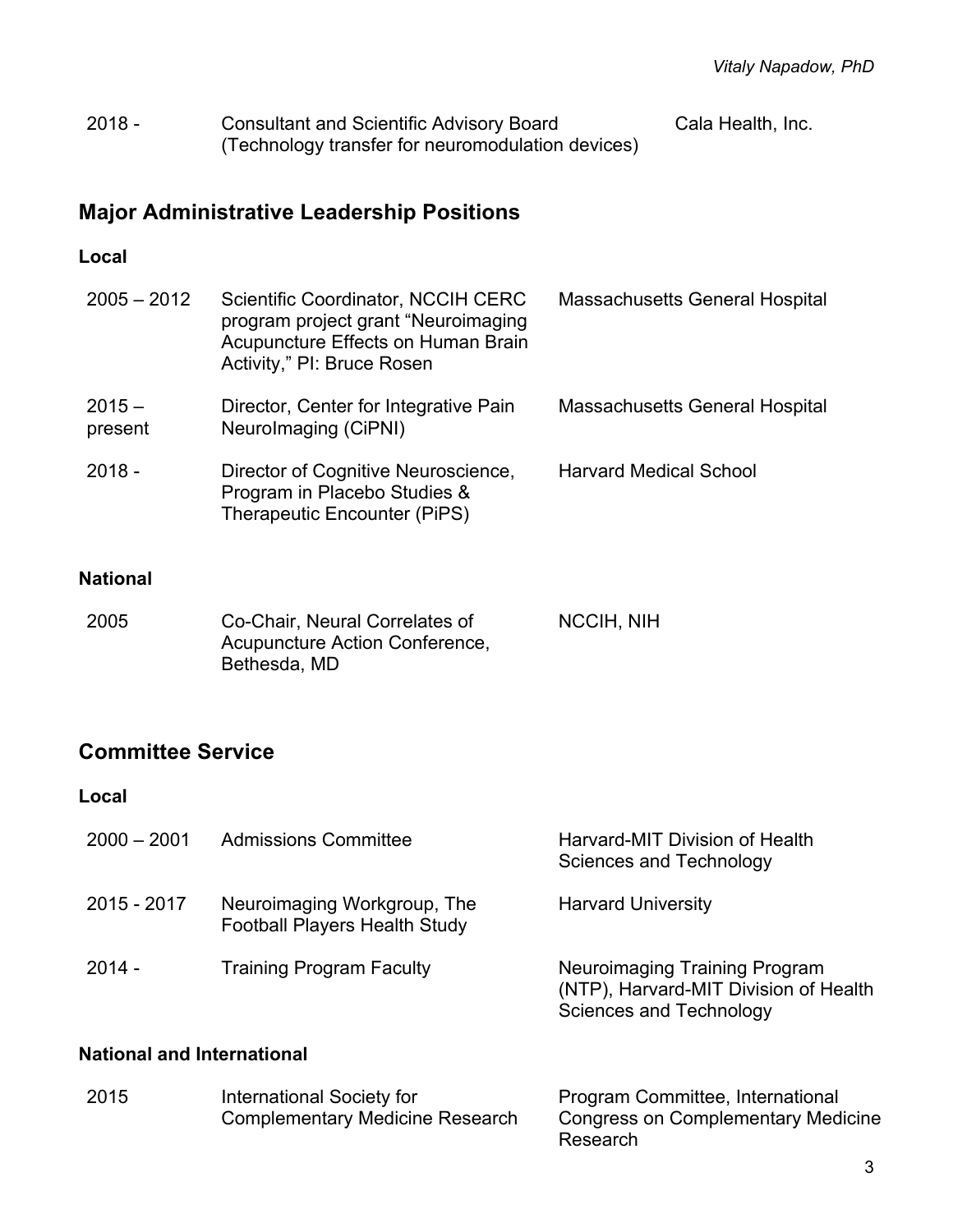| | | |
|---|---|---|
| 2018 - | Consultant and Scientific Advisory Board (Technology transfer for neuromodulation devices) | Cala Health, Inc. |

## Major Administrative Leadership Positions

### Local

| | | |
|---|---|---|
| 2005 – 2012 | Scientific Coordinator, NCCIH CERC program project grant “Neuroimaging Acupuncture Effects on Human Brain Activity,” PI: Bruce Rosen | Massachusetts General Hospital |
| 2015 – present | Director, Center for Integrative Pain NeuroImaging (CiPNI) | Massachusetts General Hospital |
| 2018 - | Director of Cognitive Neuroscience, Program in Placebo Studies & Therapeutic Encounter (PiPS) | Harvard Medical School |

### National

| | | |
|---|---|---|
| 2005 | Co-Chair, Neural Correlates of Acupuncture Action Conference, Bethesda, MD | NCCIH, NIH |

## Committee Service

### Local

| | | |
|---|---|---|
| 2000 – 2001 | Admissions Committee | Harvard-MIT Division of Health Sciences and Technology |
| 2015 - 2017 | Neuroimaging Workgroup, The Football Players Health Study | Harvard University |
| 2014 - | Training Program Faculty | Neuroimaging Training Program (NTP), Harvard-MIT Division of Health Sciences and Technology |

### National and International

| | | |
|---|---|---|
| 2015 | International Society for Complementary Medicine Research | Program Committee, International Congress on Complementary Medicine Research |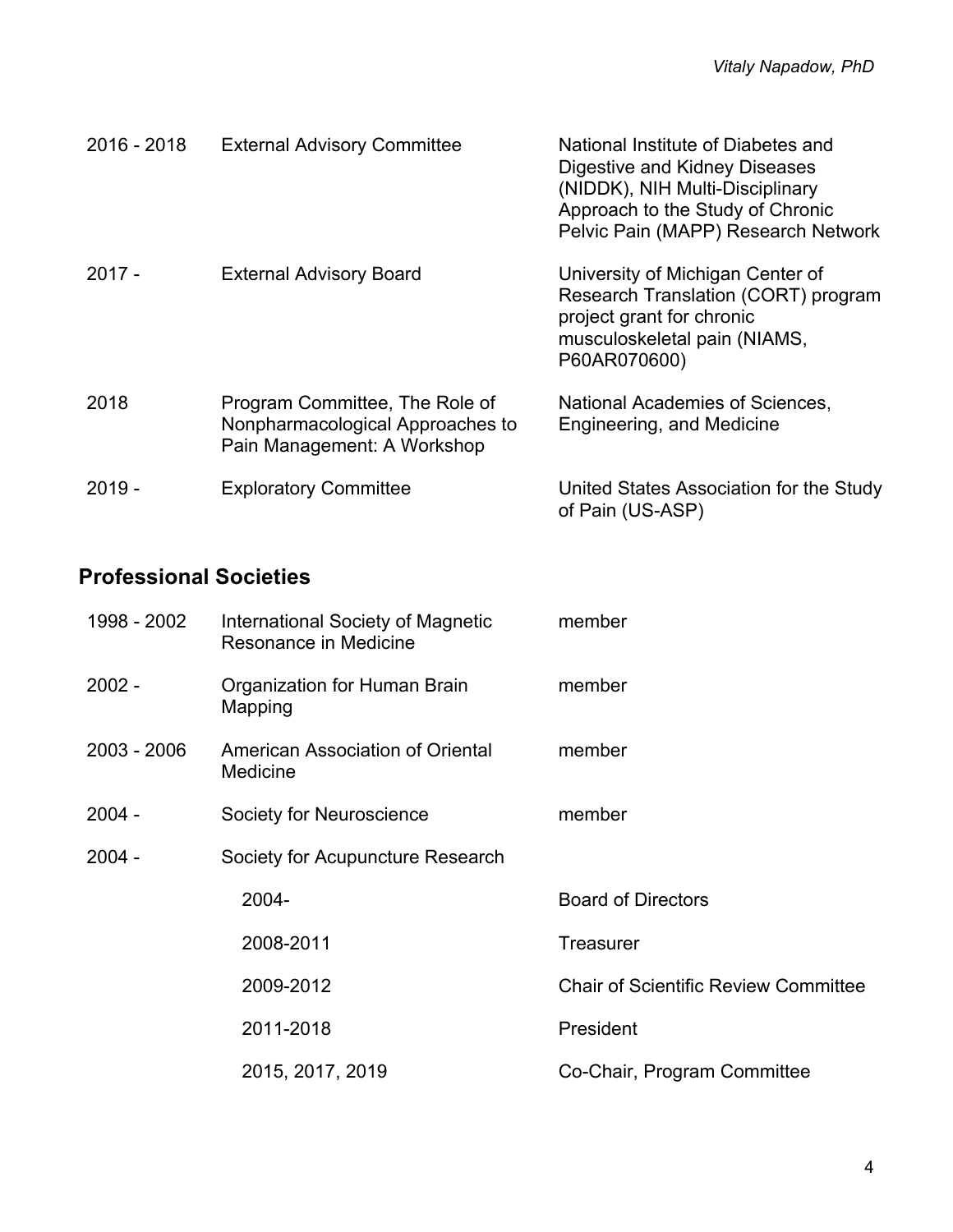| | | |
|---|---|---|
| 2016 - 2018 | External Advisory Committee | National Institute of Diabetes and Digestive and Kidney Diseases (NIDDK), NIH Multi-Disciplinary Approach to the Study of Chronic Pelvic Pain (MAPP) Research Network |
| 2017 - | External Advisory Board | University of Michigan Center of Research Translation (CORT) program project grant for chronic musculoskeletal pain (NIAMS, P60AR070600) |
| 2018 | Program Committee, The Role of Nonpharmacological Approaches to Pain Management: A Workshop | National Academies of Sciences, Engineering, and Medicine |
| 2019 - | Exploratory Committee | United States Association for the Study of Pain (US-ASP) |

## Professional Societies

| | | |
|---|---|---|
| 1998 - 2002 | International Society of Magnetic Resonance in Medicine | member |
| 2002 - | Organization for Human Brain Mapping | member |
| 2003 - 2006 | American Association of Oriental Medicine | member |
| 2004 - | Society for Neuroscience | member |
| 2004 - | Society for Acupuncture Research | |
| | 2004- | Board of Directors |
| | 2008-2011 | Treasurer |
| | 2009-2012 | Chair of Scientific Review Committee |
| | 2011-2018 | President |
| | 2015, 2017, 2019 | Co-Chair, Program Committee |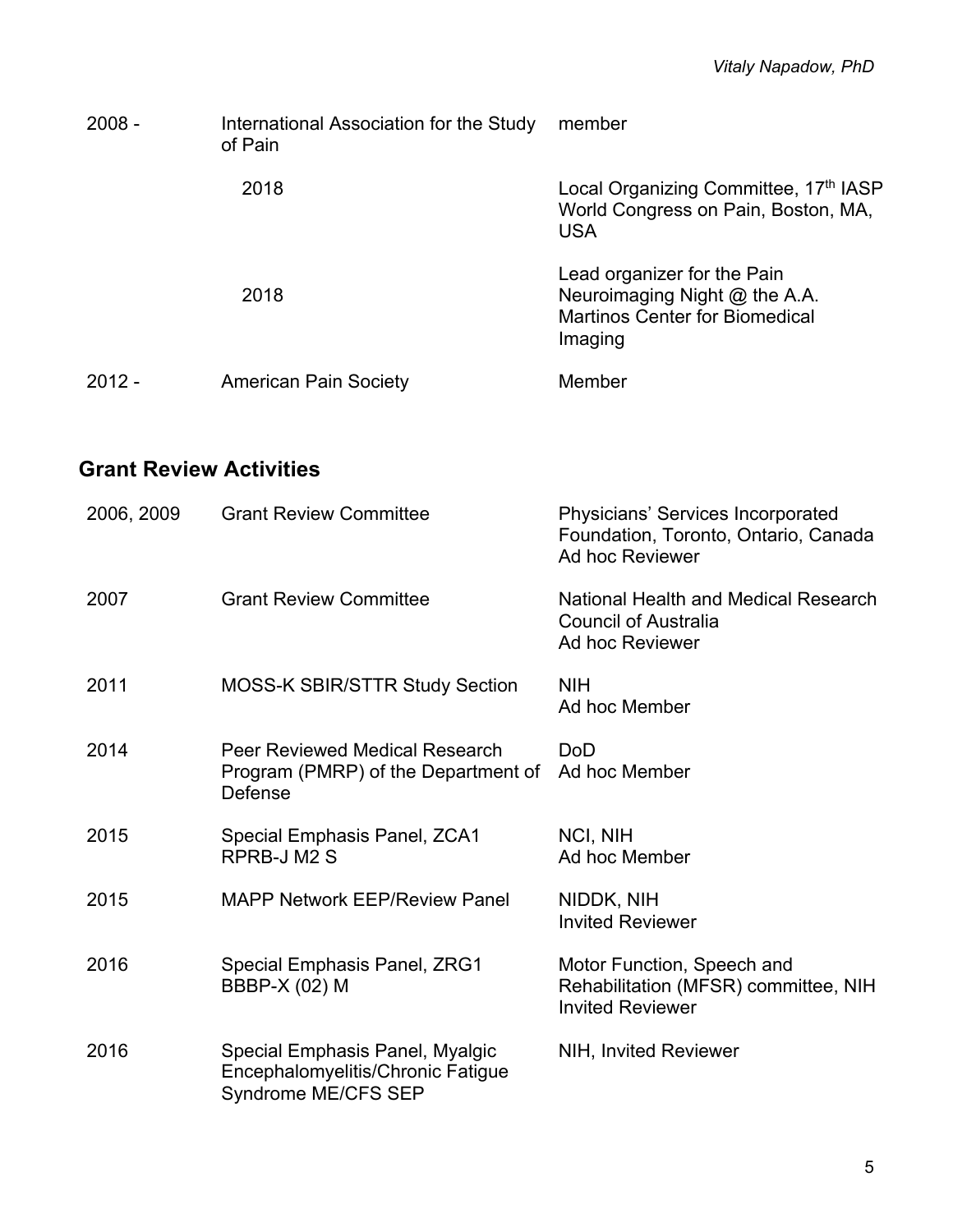| | | |
|---|---|---|
| 2008 - | International Association for the Study of Pain | member |
| | 2018 | Local Organizing Committee, 17th IASP World Congress on Pain, Boston, MA, USA |
| | 2018 | Lead organizer for the Pain Neuroimaging Night @ the A.A. Martinos Center for Biomedical Imaging |
| 2012 - | American Pain Society | Member |

## Grant Review Activities

| | | |
|---|---|---|
| 2006, 2009 | Grant Review Committee | Physicians' Services Incorporated Foundation, Toronto, Ontario, Canada<br>Ad hoc Reviewer |
| 2007 | Grant Review Committee | National Health and Medical Research Council of Australia<br>Ad hoc Reviewer |
| 2011 | MOSS-K SBIR/STTR Study Section | NIH<br>Ad hoc Member |
| 2014 | Peer Reviewed Medical Research Program (PMRP) of the Department of Defense | DoD<br>Ad hoc Member |
| 2015 | Special Emphasis Panel, ZCA1 RPRB-J M2 S | NCI, NIH<br>Ad hoc Member |
| 2015 | MAPP Network EEP/Review Panel | NIDDK, NIH<br>Invited Reviewer |
| 2016 | Special Emphasis Panel, ZRG1 BBBP-X (02) M | Motor Function, Speech and Rehabilitation (MFSR) committee, NIH<br>Invited Reviewer |
| 2016 | Special Emphasis Panel, Myalgic Encephalomyelitis/Chronic Fatigue Syndrome ME/CFS SEP | NIH, Invited Reviewer |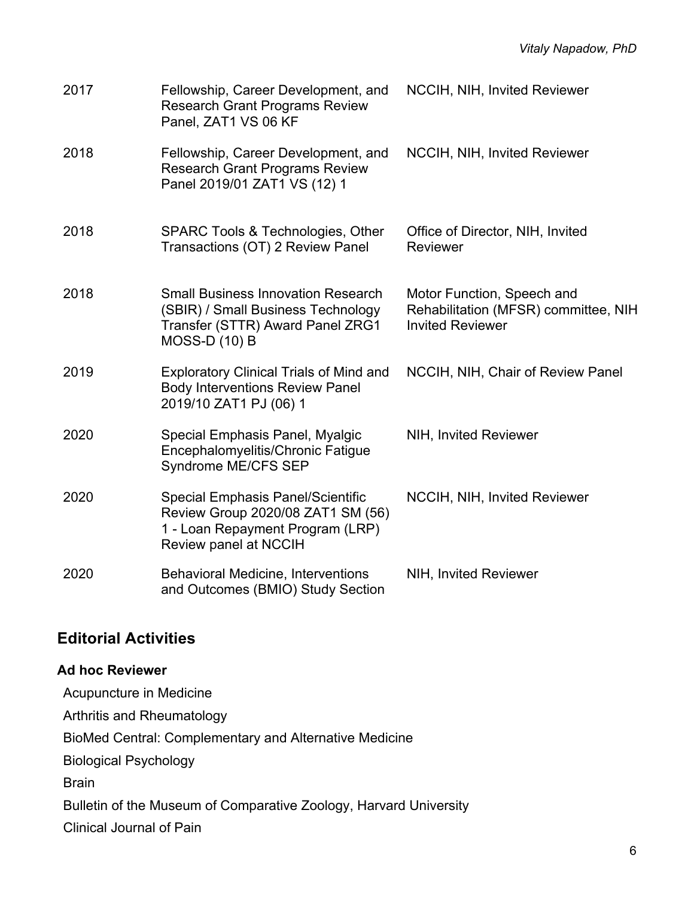| | | |
|---|---|---|
| 2017 | Fellowship, Career Development, and Research Grant Programs Review Panel, ZAT1 VS 06 KF | NCCIH, NIH, Invited Reviewer |
| 2018 | Fellowship, Career Development, and Research Grant Programs Review Panel 2019/01 ZAT1 VS (12) 1 | NCCIH, NIH, Invited Reviewer |
| 2018 | SPARC Tools & Technologies, Other Transactions (OT) 2 Review Panel | Office of Director, NIH, Invited Reviewer |
| 2018 | Small Business Innovation Research (SBIR) / Small Business Technology Transfer (STTR) Award Panel ZRG1 MOSS-D (10) B | Motor Function, Speech and Rehabilitation (MFSR) committee, NIH Invited Reviewer |
| 2019 | Exploratory Clinical Trials of Mind and Body Interventions Review Panel 2019/10 ZAT1 PJ (06) 1 | NCCIH, NIH, Chair of Review Panel |
| 2020 | Special Emphasis Panel, Myalgic Encephalomyelitis/Chronic Fatigue Syndrome ME/CFS SEP | NIH, Invited Reviewer |
| 2020 | Special Emphasis Panel/Scientific Review Group 2020/08 ZAT1 SM (56) 1 - Loan Repayment Program (LRP) Review panel at NCCIH | NCCIH, NIH, Invited Reviewer |
| 2020 | Behavioral Medicine, Interventions and Outcomes (BMIO) Study Section | NIH, Invited Reviewer |

## Editorial Activities

### Ad hoc Reviewer

Acupuncture in Medicine

Arthritis and Rheumatology

BioMed Central: Complementary and Alternative Medicine

Biological Psychology

Brain

Bulletin of the Museum of Comparative Zoology, Harvard University

Clinical Journal of Pain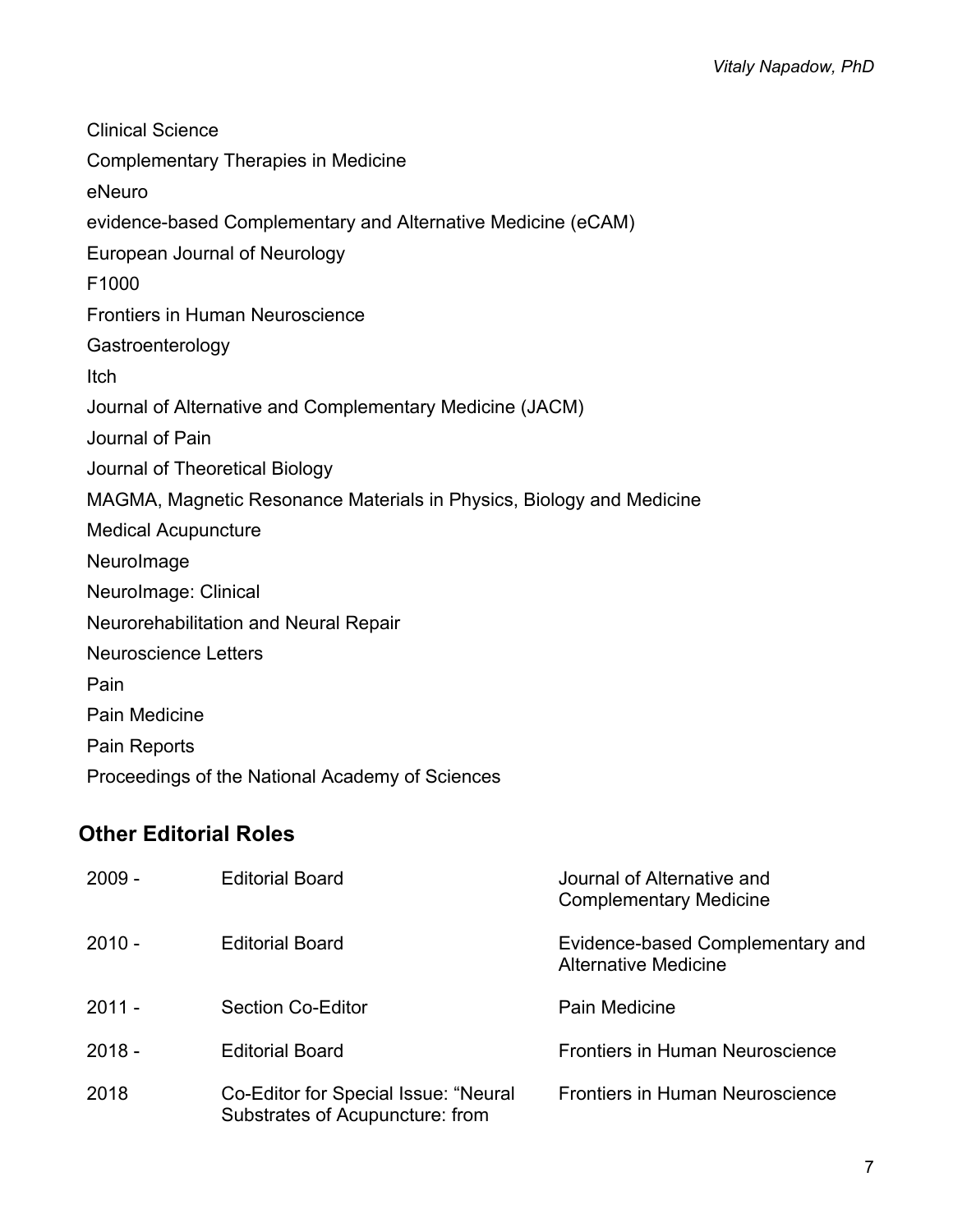Clinical Science

Complementary Therapies in Medicine

eNeuro

evidence-based Complementary and Alternative Medicine (eCAM)

European Journal of Neurology

F1000

Frontiers in Human Neuroscience

Gastroenterology

Itch

Journal of Alternative and Complementary Medicine (JACM)

Journal of Pain

Journal of Theoretical Biology

MAGMA, Magnetic Resonance Materials in Physics, Biology and Medicine

Medical Acupuncture

NeuroImage

NeuroImage: Clinical

Neurorehabilitation and Neural Repair

Neuroscience Letters

Pain

Pain Medicine

Pain Reports

Proceedings of the National Academy of Sciences

## Other Editorial Roles

| | | |
|---|---|---|
| 2009 - | Editorial Board | Journal of Alternative and Complementary Medicine |
| 2010 - | Editorial Board | Evidence-based Complementary and Alternative Medicine |
| 2011 - | Section Co-Editor | Pain Medicine |
| 2018 - | Editorial Board | Frontiers in Human Neuroscience |
| 2018 | Co-Editor for Special Issue: "Neural Substrates of Acupuncture: from | Frontiers in Human Neuroscience |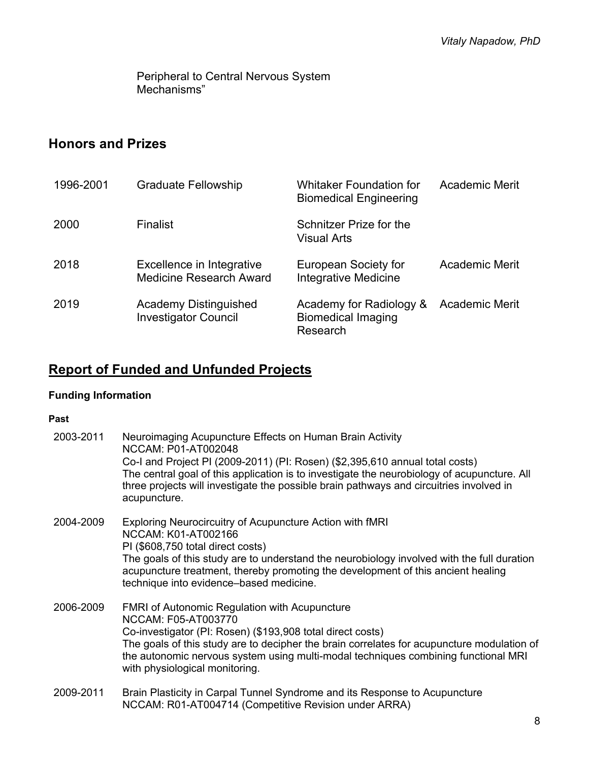Peripheral to Central Nervous System Mechanisms"

## Honors and Prizes

| | | | |
|---|---|---|---|
| 1996-2001 | Graduate Fellowship | Whitaker Foundation for Biomedical Engineering | Academic Merit |
| 2000 | Finalist | Schnitzer Prize for the Visual Arts | |
| 2018 | Excellence in Integrative Medicine Research Award | European Society for Integrative Medicine | Academic Merit |
| 2019 | Academy Distinguished Investigator Council | Academy for Radiology & Biomedical Imaging Research | Academic Merit |

## Report of Funded and Unfunded Projects

### Funding Information

**Past**

2003-2011 Neuroimaging Acupuncture Effects on Human Brain Activity
NCCAM: P01-AT002048
Co-I and Project PI (2009-2011) (PI: Rosen) ($2,395,610 annual total costs)
The central goal of this application is to investigate the neurobiology of acupuncture. All three projects will investigate the possible brain pathways and circuitries involved in acupuncture.

2004-2009 Exploring Neurocircuitry of Acupuncture Action with fMRI
NCCAM: K01-AT002166
PI ($608,750 total direct costs)
The goals of this study are to understand the neurobiology involved with the full duration acupuncture treatment, thereby promoting the development of this ancient healing technique into evidence–based medicine.

2006-2009 FMRI of Autonomic Regulation with Acupuncture
NCCAM: F05-AT003770
Co-investigator (PI: Rosen) ($193,908 total direct costs)
The goals of this study are to decipher the brain correlates for acupuncture modulation of the autonomic nervous system using multi-modal techniques combining functional MRI with physiological monitoring.

2009-2011 Brain Plasticity in Carpal Tunnel Syndrome and its Response to Acupuncture
NCCAM: R01-AT004714 (Competitive Revision under ARRA)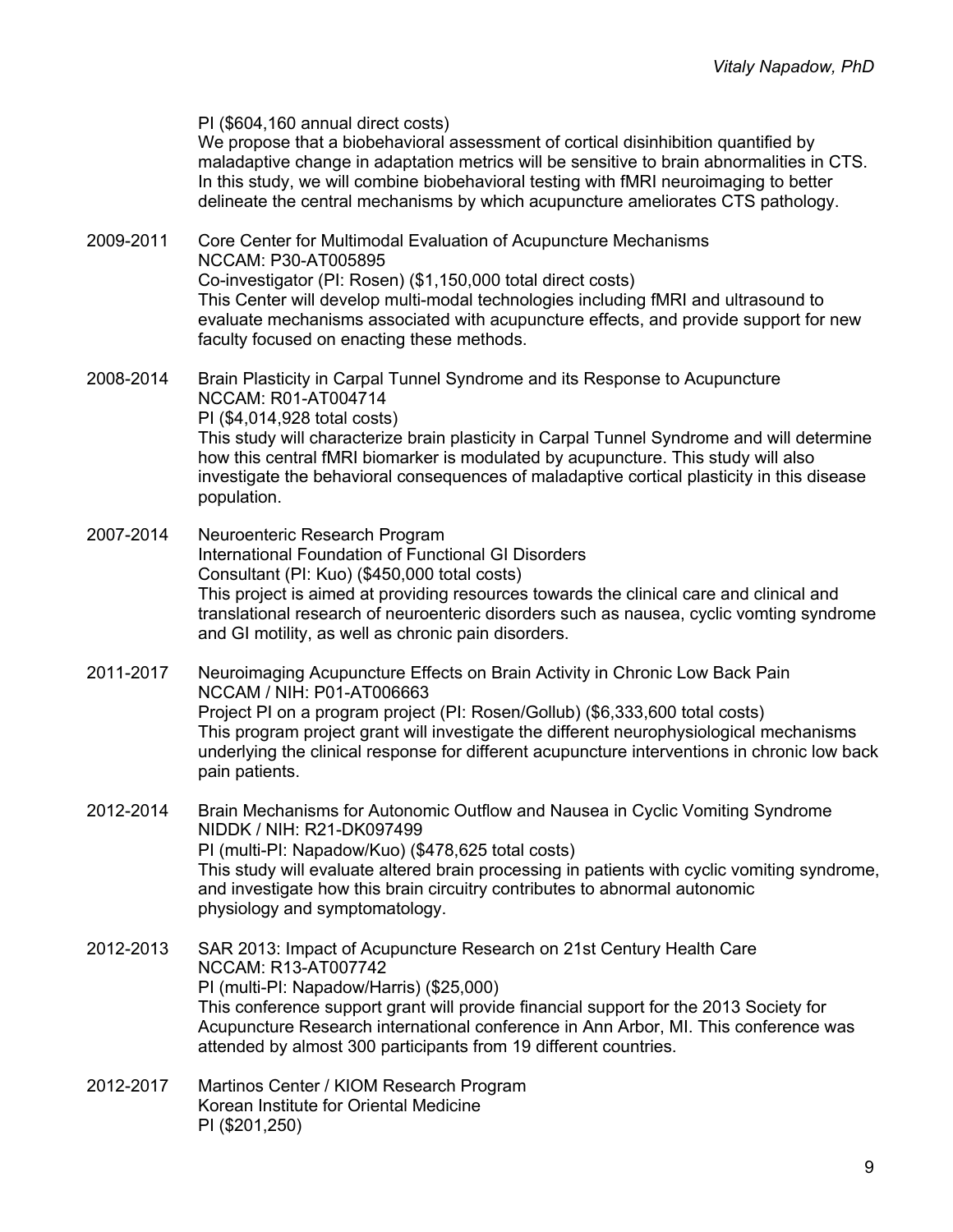PI ($604,160 annual direct costs)
We propose that a biobehavioral assessment of cortical disinhibition quantified by maladaptive change in adaptation metrics will be sensitive to brain abnormalities in CTS. In this study, we will combine biobehavioral testing with fMRI neuroimaging to better delineate the central mechanisms by which acupuncture ameliorates CTS pathology.

2009-2011 Core Center for Multimodal Evaluation of Acupuncture Mechanisms
NCCAM: P30-AT005895
Co-investigator (PI: Rosen) ($1,150,000 total direct costs)
This Center will develop multi-modal technologies including fMRI and ultrasound to evaluate mechanisms associated with acupuncture effects, and provide support for new faculty focused on enacting these methods.

2008-2014 Brain Plasticity in Carpal Tunnel Syndrome and its Response to Acupuncture
NCCAM: R01-AT004714
PI ($4,014,928 total costs)
This study will characterize brain plasticity in Carpal Tunnel Syndrome and will determine how this central fMRI biomarker is modulated by acupuncture. This study will also investigate the behavioral consequences of maladaptive cortical plasticity in this disease population.

2007-2014 Neuroenteric Research Program
International Foundation of Functional GI Disorders
Consultant (PI: Kuo) ($450,000 total costs)
This project is aimed at providing resources towards the clinical care and clinical and translational research of neuroenteric disorders such as nausea, cyclic vomting syndrome and GI motility, as well as chronic pain disorders.

2011-2017 Neuroimaging Acupuncture Effects on Brain Activity in Chronic Low Back Pain
NCCAM / NIH: P01-AT006663
Project PI on a program project (PI: Rosen/Gollub) ($6,333,600 total costs)
This program project grant will investigate the different neurophysiological mechanisms underlying the clinical response for different acupuncture interventions in chronic low back pain patients.

2012-2014 Brain Mechanisms for Autonomic Outflow and Nausea in Cyclic Vomiting Syndrome
NIDDK / NIH: R21-DK097499
PI (multi-PI: Napadow/Kuo) ($478,625 total costs)
This study will evaluate altered brain processing in patients with cyclic vomiting syndrome, and investigate how this brain circuitry contributes to abnormal autonomic physiology and symptomatology.

2012-2013 SAR 2013: Impact of Acupuncture Research on 21st Century Health Care
NCCAM: R13-AT007742
PI (multi-PI: Napadow/Harris) ($25,000)
This conference support grant will provide financial support for the 2013 Society for Acupuncture Research international conference in Ann Arbor, MI. This conference was attended by almost 300 participants from 19 different countries.

2012-2017 Martinos Center / KIOM Research Program
Korean Institute for Oriental Medicine
PI ($201,250)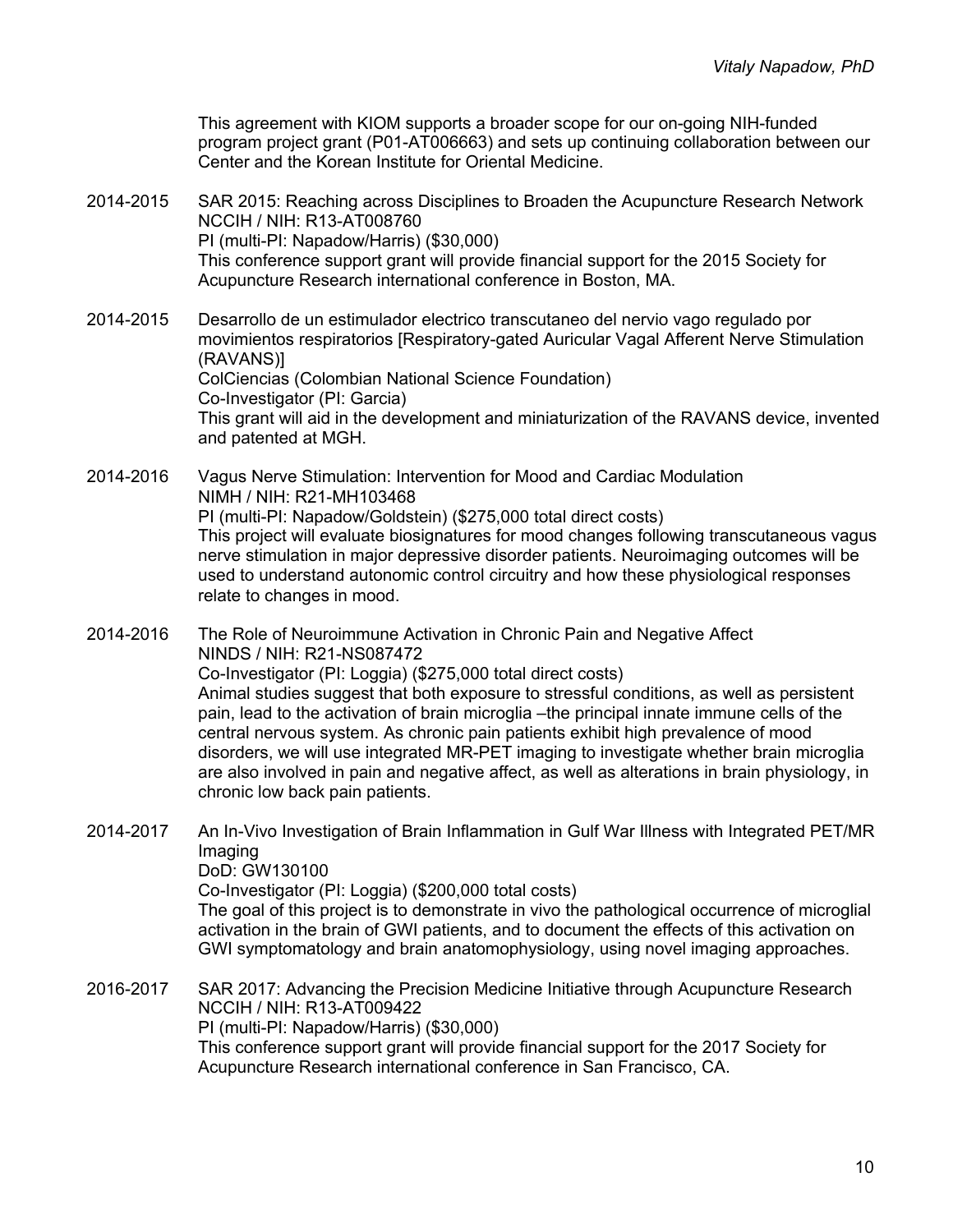This agreement with KIOM supports a broader scope for our on-going NIH-funded program project grant (P01-AT006663) and sets up continuing collaboration between our Center and the Korean Institute for Oriental Medicine.

2014-2015 SAR 2015: Reaching across Disciplines to Broaden the Acupuncture Research Network
NCCIH / NIH: R13-AT008760
PI (multi-PI: Napadow/Harris) ($30,000)
This conference support grant will provide financial support for the 2015 Society for Acupuncture Research international conference in Boston, MA.

2014-2015 Desarrollo de un estimulador electrico transcutaneo del nervio vago regulado por movimientos respiratorios [Respiratory-gated Auricular Vagal Afferent Nerve Stimulation (RAVANS)]
ColCiencias (Colombian National Science Foundation)
Co-Investigator (PI: Garcia)
This grant will aid in the development and miniaturization of the RAVANS device, invented and patented at MGH.

2014-2016 Vagus Nerve Stimulation: Intervention for Mood and Cardiac Modulation
NIMH / NIH: R21-MH103468
PI (multi-PI: Napadow/Goldstein) ($275,000 total direct costs)
This project will evaluate biosignatures for mood changes following transcutaneous vagus nerve stimulation in major depressive disorder patients. Neuroimaging outcomes will be used to understand autonomic control circuitry and how these physiological responses relate to changes in mood.

2014-2016 The Role of Neuroimmune Activation in Chronic Pain and Negative Affect
NINDS / NIH: R21-NS087472
Co-Investigator (PI: Loggia) ($275,000 total direct costs)
Animal studies suggest that both exposure to stressful conditions, as well as persistent pain, lead to the activation of brain microglia –the principal innate immune cells of the central nervous system. As chronic pain patients exhibit high prevalence of mood disorders, we will use integrated MR-PET imaging to investigate whether brain microglia are also involved in pain and negative affect, as well as alterations in brain physiology, in chronic low back pain patients.

2014-2017 An In-Vivo Investigation of Brain Inflammation in Gulf War Illness with Integrated PET/MR Imaging
DoD: GW130100
Co-Investigator (PI: Loggia) ($200,000 total costs)
The goal of this project is to demonstrate in vivo the pathological occurrence of microglial activation in the brain of GWI patients, and to document the effects of this activation on GWI symptomatology and brain anatomophysiology, using novel imaging approaches.

2016-2017 SAR 2017: Advancing the Precision Medicine Initiative through Acupuncture Research
NCCIH / NIH: R13-AT009422
PI (multi-PI: Napadow/Harris) ($30,000)
This conference support grant will provide financial support for the 2017 Society for Acupuncture Research international conference in San Francisco, CA.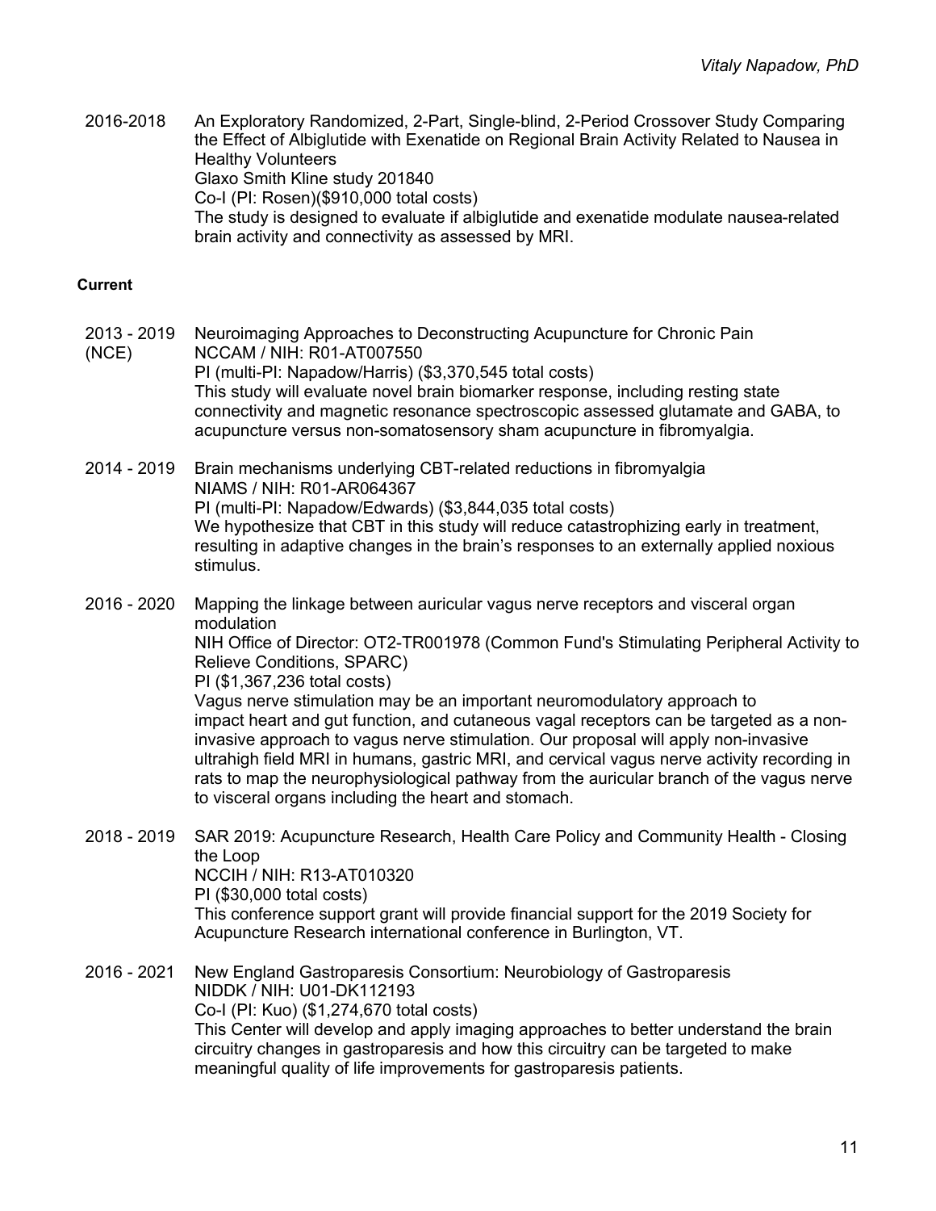2016-2018 An Exploratory Randomized, 2-Part, Single-blind, 2-Period Crossover Study Comparing the Effect of Albiglutide with Exenatide on Regional Brain Activity Related to Nausea in Healthy Volunteers
Glaxo Smith Kline study 201840
Co-I (PI: Rosen)($910,000 total costs)
The study is designed to evaluate if albiglutide and exenatide modulate nausea-related brain activity and connectivity as assessed by MRI.

**Current**

2013 - 2019 (NCE) Neuroimaging Approaches to Deconstructing Acupuncture for Chronic Pain
NCCAM / NIH: R01-AT007550
PI (multi-PI: Napadow/Harris) ($3,370,545 total costs)
This study will evaluate novel brain biomarker response, including resting state connectivity and magnetic resonance spectroscopic assessed glutamate and GABA, to acupuncture versus non-somatosensory sham acupuncture in fibromyalgia.

2014 - 2019 Brain mechanisms underlying CBT-related reductions in fibromyalgia
NIAMS / NIH: R01-AR064367
PI (multi-PI: Napadow/Edwards) ($3,844,035 total costs)
We hypothesize that CBT in this study will reduce catastrophizing early in treatment, resulting in adaptive changes in the brain's responses to an externally applied noxious stimulus.

2016 - 2020 Mapping the linkage between auricular vagus nerve receptors and visceral organ modulation
NIH Office of Director: OT2-TR001978 (Common Fund's Stimulating Peripheral Activity to Relieve Conditions, SPARC)
PI ($1,367,236 total costs)
Vagus nerve stimulation may be an important neuromodulatory approach to impact heart and gut function, and cutaneous vagal receptors can be targeted as a non-invasive approach to vagus nerve stimulation. Our proposal will apply non-invasive ultrahigh field MRI in humans, gastric MRI, and cervical vagus nerve activity recording in rats to map the neurophysiological pathway from the auricular branch of the vagus nerve to visceral organs including the heart and stomach.

2018 - 2019 SAR 2019: Acupuncture Research, Health Care Policy and Community Health - Closing the Loop
NCCIH / NIH: R13-AT010320
PI ($30,000 total costs)
This conference support grant will provide financial support for the 2019 Society for Acupuncture Research international conference in Burlington, VT.

2016 - 2021 New England Gastroparesis Consortium: Neurobiology of Gastroparesis
NIDDK / NIH: U01-DK112193
Co-I (PI: Kuo) ($1,274,670 total costs)
This Center will develop and apply imaging approaches to better understand the brain circuitry changes in gastroparesis and how this circuitry can be targeted to make meaningful quality of life improvements for gastroparesis patients.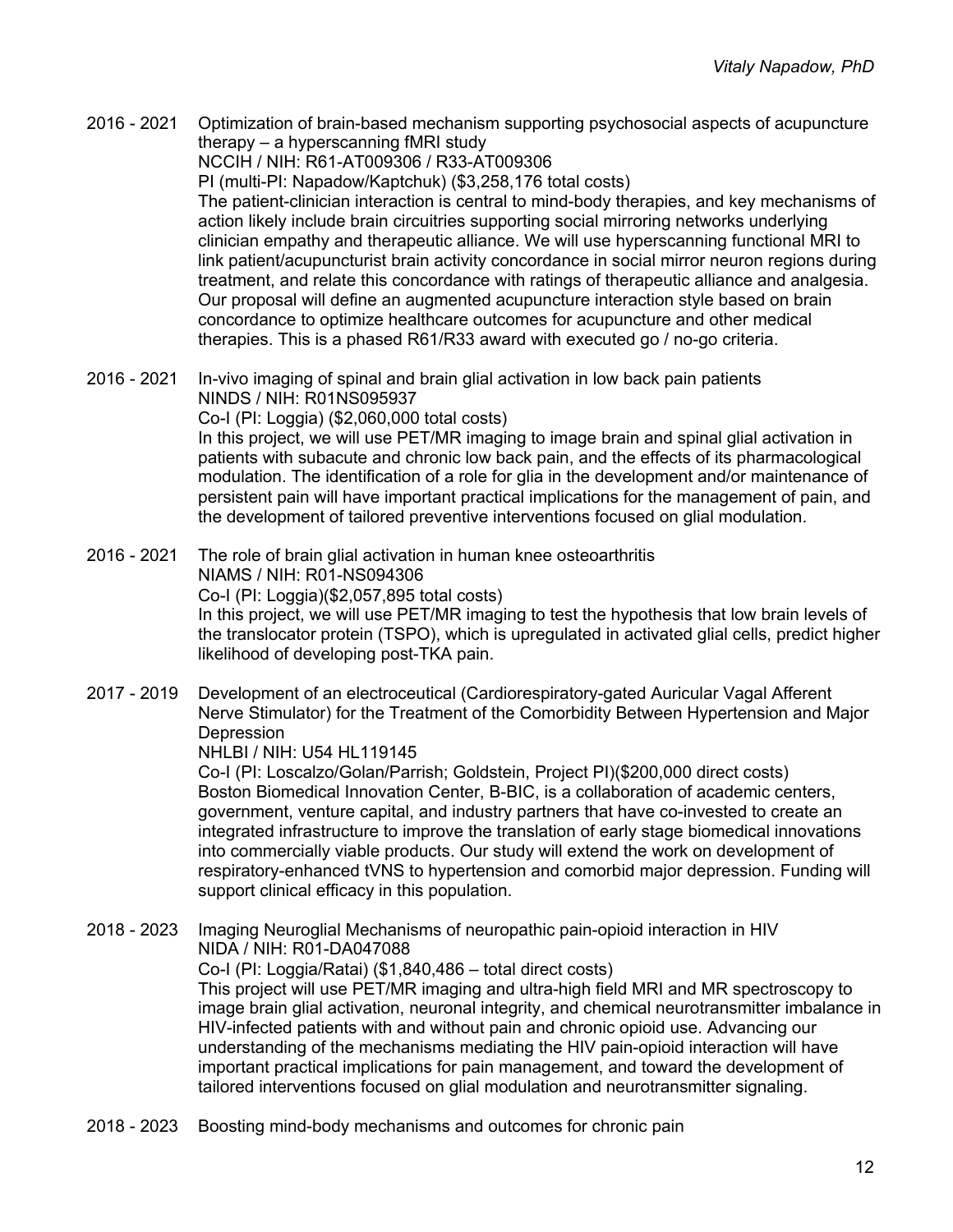2016 - 2021 Optimization of brain-based mechanism supporting psychosocial aspects of acupuncture therapy – a hyperscanning fMRI study
NCCIH / NIH: R61-AT009306 / R33-AT009306
PI (multi-PI: Napadow/Kaptchuk) ($3,258,176 total costs)
The patient-clinician interaction is central to mind-body therapies, and key mechanisms of action likely include brain circuitries supporting social mirroring networks underlying clinician empathy and therapeutic alliance. We will use hyperscanning functional MRI to link patient/acupuncturist brain activity concordance in social mirror neuron regions during treatment, and relate this concordance with ratings of therapeutic alliance and analgesia. Our proposal will define an augmented acupuncture interaction style based on brain concordance to optimize healthcare outcomes for acupuncture and other medical therapies. This is a phased R61/R33 award with executed go / no-go criteria.

2016 - 2021 In-vivo imaging of spinal and brain glial activation in low back pain patients
NINDS / NIH: R01NS095937
Co-I (PI: Loggia) ($2,060,000 total costs)
In this project, we will use PET/MR imaging to image brain and spinal glial activation in patients with subacute and chronic low back pain, and the effects of its pharmacological modulation. The identification of a role for glia in the development and/or maintenance of persistent pain will have important practical implications for the management of pain, and the development of tailored preventive interventions focused on glial modulation.

2016 - 2021 The role of brain glial activation in human knee osteoarthritis
NIAMS / NIH: R01-NS094306
Co-I (PI: Loggia)($2,057,895 total costs)
In this project, we will use PET/MR imaging to test the hypothesis that low brain levels of the translocator protein (TSPO), which is upregulated in activated glial cells, predict higher likelihood of developing post-TKA pain.

2017 - 2019 Development of an electroceutical (Cardiorespiratory-gated Auricular Vagal Afferent Nerve Stimulator) for the Treatment of the Comorbidity Between Hypertension and Major Depression
NHLBI / NIH: U54 HL119145
Co-I (PI: Loscalzo/Golan/Parrish; Goldstein, Project PI)($200,000 direct costs)
Boston Biomedical Innovation Center, B-BIC, is a collaboration of academic centers, government, venture capital, and industry partners that have co-invested to create an integrated infrastructure to improve the translation of early stage biomedical innovations into commercially viable products. Our study will extend the work on development of respiratory-enhanced tVNS to hypertension and comorbid major depression. Funding will support clinical efficacy in this population.

2018 - 2023 Imaging Neuroglial Mechanisms of neuropathic pain-opioid interaction in HIV
NIDA / NIH: R01-DA047088
Co-I (PI: Loggia/Ratai) ($1,840,486 – total direct costs)
This project will use PET/MR imaging and ultra-high field MRI and MR spectroscopy to image brain glial activation, neuronal integrity, and chemical neurotransmitter imbalance in HIV-infected patients with and without pain and chronic opioid use. Advancing our understanding of the mechanisms mediating the HIV pain-opioid interaction will have important practical implications for pain management, and toward the development of tailored interventions focused on glial modulation and neurotransmitter signaling.

2018 - 2023 Boosting mind-body mechanisms and outcomes for chronic pain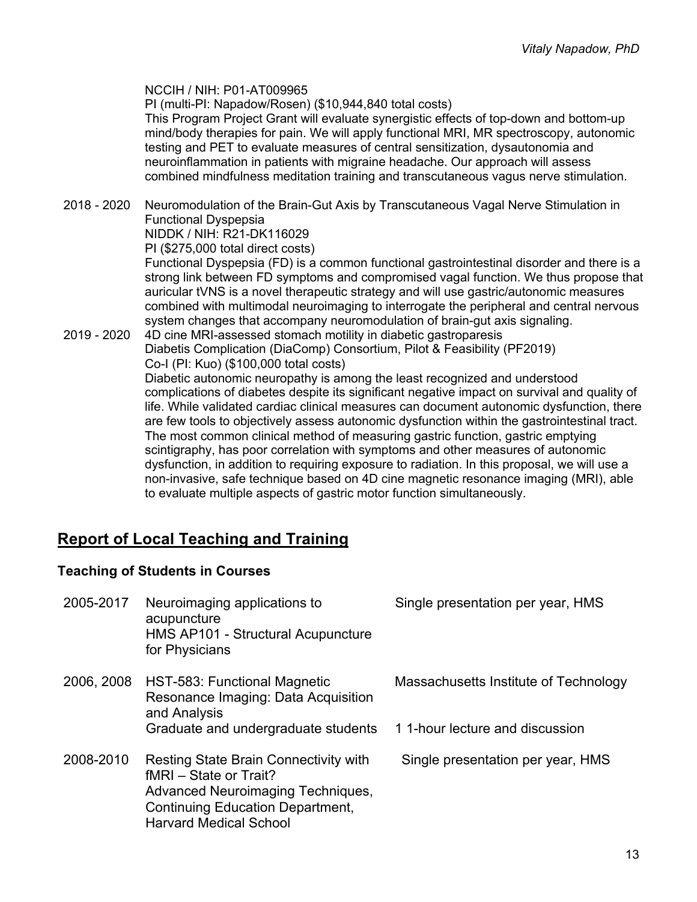NCCIH / NIH: P01-AT009965
PI (multi-PI: Napadow/Rosen) ($10,944,840 total costs)
This Program Project Grant will evaluate synergistic effects of top-down and bottom-up mind/body therapies for pain. We will apply functional MRI, MR spectroscopy, autonomic testing and PET to evaluate measures of central sensitization, dysautonomia and neuroinflammation in patients with migraine headache. Our approach will assess combined mindfulness meditation training and transcutaneous vagus nerve stimulation.

2018 - 2020 Neuromodulation of the Brain-Gut Axis by Transcutaneous Vagal Nerve Stimulation in Functional Dyspepsia
NIDDK / NIH: R21-DK116029
PI ($275,000 total direct costs)
Functional Dyspepsia (FD) is a common functional gastrointestinal disorder and there is a strong link between FD symptoms and compromised vagal function. We thus propose that auricular tVNS is a novel therapeutic strategy and will use gastric/autonomic measures combined with multimodal neuroimaging to interrogate the peripheral and central nervous system changes that accompany neuromodulation of brain-gut axis signaling.

2019 - 2020 4D cine MRI-assessed stomach motility in diabetic gastroparesis
Diabetis Complication (DiaComp) Consortium, Pilot & Feasibility (PF2019)
Co-I (PI: Kuo) ($100,000 total costs)
Diabetic autonomic neuropathy is among the least recognized and understood complications of diabetes despite its significant negative impact on survival and quality of life. While validated cardiac clinical measures can document autonomic dysfunction, there are few tools to objectively assess autonomic dysfunction within the gastrointestinal tract. The most common clinical method of measuring gastric function, gastric emptying scintigraphy, has poor correlation with symptoms and other measures of autonomic dysfunction, in addition to requiring exposure to radiation. In this proposal, we will use a non-invasive, safe technique based on 4D cine magnetic resonance imaging (MRI), able to evaluate multiple aspects of gastric motor function simultaneously.

## Report of Local Teaching and Training

### Teaching of Students in Courses

| | | |
|---|---|---|
| 2005-2017 | Neuroimaging applications to acupuncture<br>HMS AP101 - Structural Acupuncture for Physicians | Single presentation per year, HMS |
| 2006, 2008 | HST-583: Functional Magnetic Resonance Imaging: Data Acquisition and Analysis<br>Graduate and undergraduate students | Massachusetts Institute of Technology<br>1 1-hour lecture and discussion |
| 2008-2010 | Resting State Brain Connectivity with fMRI – State or Trait?<br>Advanced Neuroimaging Techniques, Continuing Education Department, Harvard Medical School | Single presentation per year, HMS |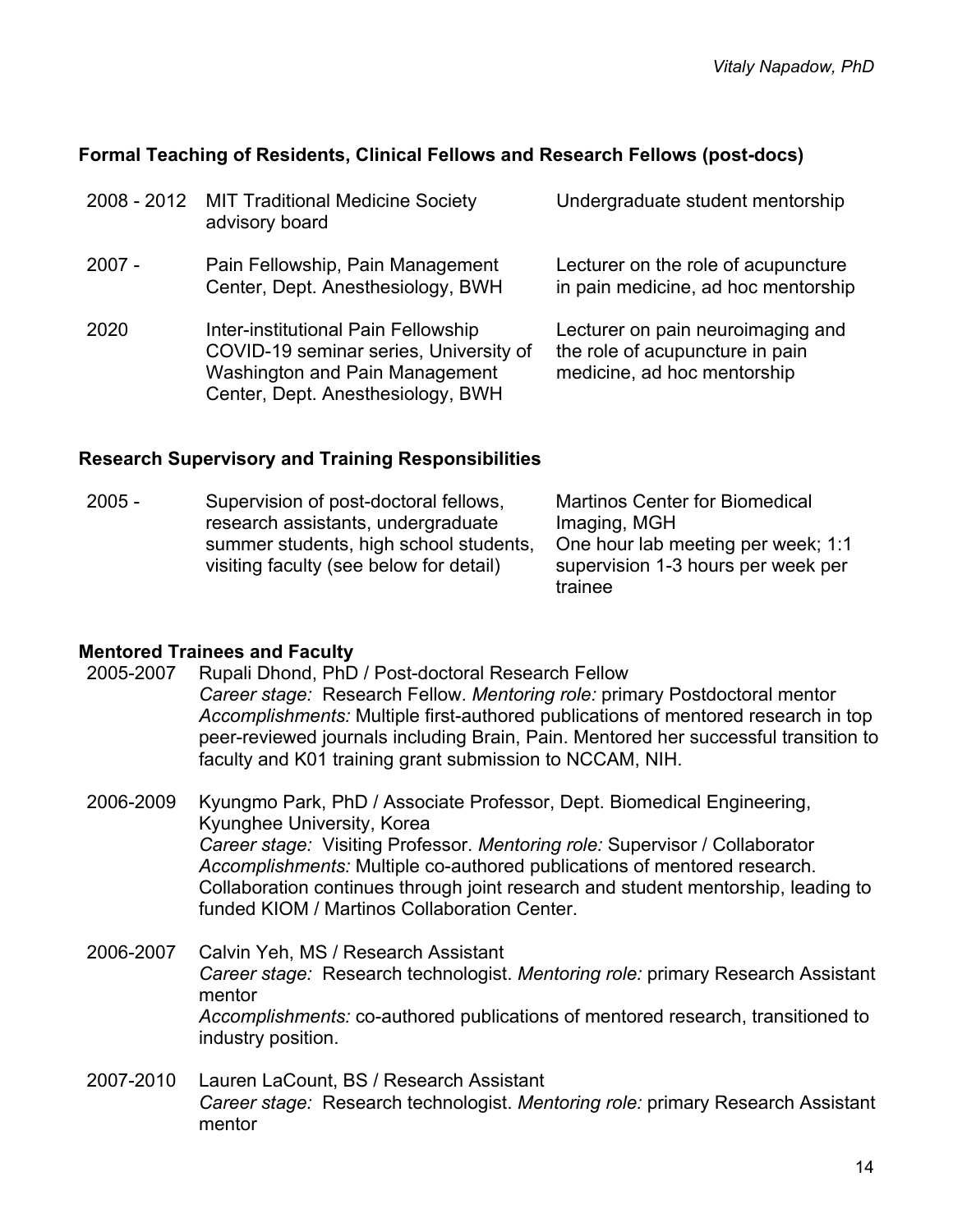### Formal Teaching of Residents, Clinical Fellows and Research Fellows (post-docs)

| | | |
|---|---|---|
| 2008 - 2012 | MIT Traditional Medicine Society advisory board | Undergraduate student mentorship |
| 2007 - | Pain Fellowship, Pain Management Center, Dept. Anesthesiology, BWH | Lecturer on the role of acupuncture in pain medicine, ad hoc mentorship |
| 2020 | Inter-institutional Pain Fellowship COVID-19 seminar series, University of Washington and Pain Management Center, Dept. Anesthesiology, BWH | Lecturer on pain neuroimaging and the role of acupuncture in pain medicine, ad hoc mentorship |

### Research Supervisory and Training Responsibilities

| | | |
|---|---|---|
| 2005 - | Supervision of post-doctoral fellows, research assistants, undergraduate summer students, high school students, visiting faculty (see below for detail) | Martinos Center for Biomedical Imaging, MGH<br>One hour lab meeting per week; 1:1 supervision 1-3 hours per week per trainee |

### Mentored Trainees and Faculty

2005-2007 Rupali Dhond, PhD / Post-doctoral Research Fellow
*Career stage:* Research Fellow. *Mentoring role:* primary Postdoctoral mentor
*Accomplishments:* Multiple first-authored publications of mentored research in top peer-reviewed journals including Brain, Pain. Mentored her successful transition to faculty and K01 training grant submission to NCCAM, NIH.

2006-2009 Kyungmo Park, PhD / Associate Professor, Dept. Biomedical Engineering, Kyunghee University, Korea
*Career stage:* Visiting Professor. *Mentoring role:* Supervisor / Collaborator
*Accomplishments:* Multiple co-authored publications of mentored research. Collaboration continues through joint research and student mentorship, leading to funded KIOM / Martinos Collaboration Center.

2006-2007 Calvin Yeh, MS / Research Assistant
*Career stage:* Research technologist. *Mentoring role:* primary Research Assistant mentor
*Accomplishments:* co-authored publications of mentored research, transitioned to industry position.

2007-2010 Lauren LaCount, BS / Research Assistant
*Career stage:* Research technologist. *Mentoring role:* primary Research Assistant mentor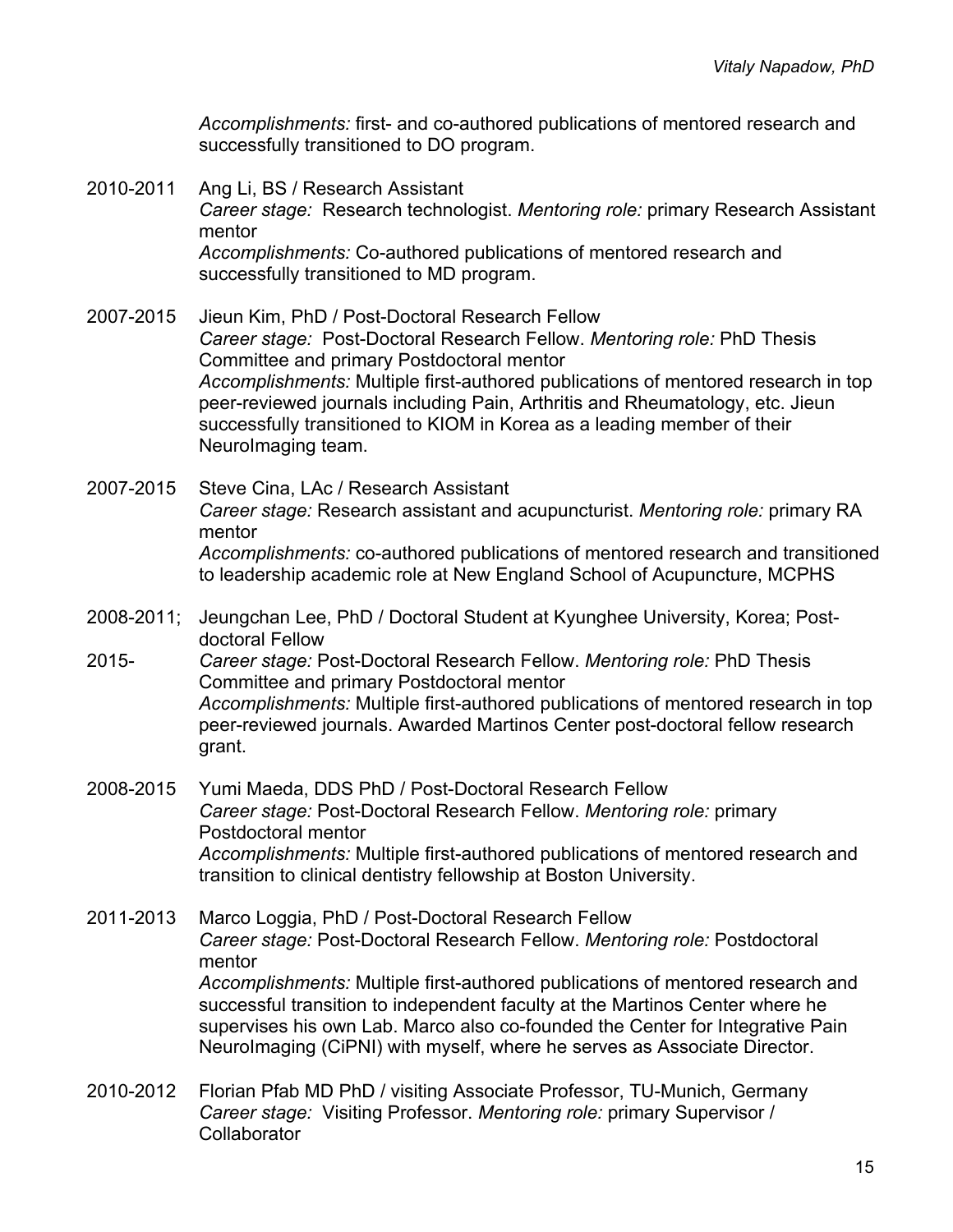*Accomplishments:* first- and co-authored publications of mentored research and successfully transitioned to DO program.

2010-2011 Ang Li, BS / Research Assistant
*Career stage:* Research technologist. *Mentoring role:* primary Research Assistant mentor
*Accomplishments:* Co-authored publications of mentored research and successfully transitioned to MD program.

2007-2015 Jieun Kim, PhD / Post-Doctoral Research Fellow
*Career stage:* Post-Doctoral Research Fellow. *Mentoring role:* PhD Thesis Committee and primary Postdoctoral mentor
*Accomplishments:* Multiple first-authored publications of mentored research in top peer-reviewed journals including Pain, Arthritis and Rheumatology, etc. Jieun successfully transitioned to KIOM in Korea as a leading member of their NeuroImaging team.

2007-2015 Steve Cina, LAc / Research Assistant
*Career stage:* Research assistant and acupuncturist. *Mentoring role:* primary RA mentor
*Accomplishments:* co-authored publications of mentored research and transitioned to leadership academic role at New England School of Acupuncture, MCPHS

2008-2011; 2015- Jeungchan Lee, PhD / Doctoral Student at Kyunghee University, Korea; Post-doctoral Fellow
*Career stage:* Post-Doctoral Research Fellow. *Mentoring role:* PhD Thesis Committee and primary Postdoctoral mentor
*Accomplishments:* Multiple first-authored publications of mentored research in top peer-reviewed journals. Awarded Martinos Center post-doctoral fellow research grant.

2008-2015 Yumi Maeda, DDS PhD / Post-Doctoral Research Fellow
*Career stage:* Post-Doctoral Research Fellow. *Mentoring role:* primary Postdoctoral mentor
*Accomplishments:* Multiple first-authored publications of mentored research and transition to clinical dentistry fellowship at Boston University.

2011-2013 Marco Loggia, PhD / Post-Doctoral Research Fellow
*Career stage:* Post-Doctoral Research Fellow. *Mentoring role:* Postdoctoral mentor
*Accomplishments:* Multiple first-authored publications of mentored research and successful transition to independent faculty at the Martinos Center where he supervises his own Lab. Marco also co-founded the Center for Integrative Pain NeuroImaging (CiPNI) with myself, where he serves as Associate Director.

2010-2012 Florian Pfab MD PhD / visiting Associate Professor, TU-Munich, Germany
*Career stage:* Visiting Professor. *Mentoring role:* primary Supervisor / Collaborator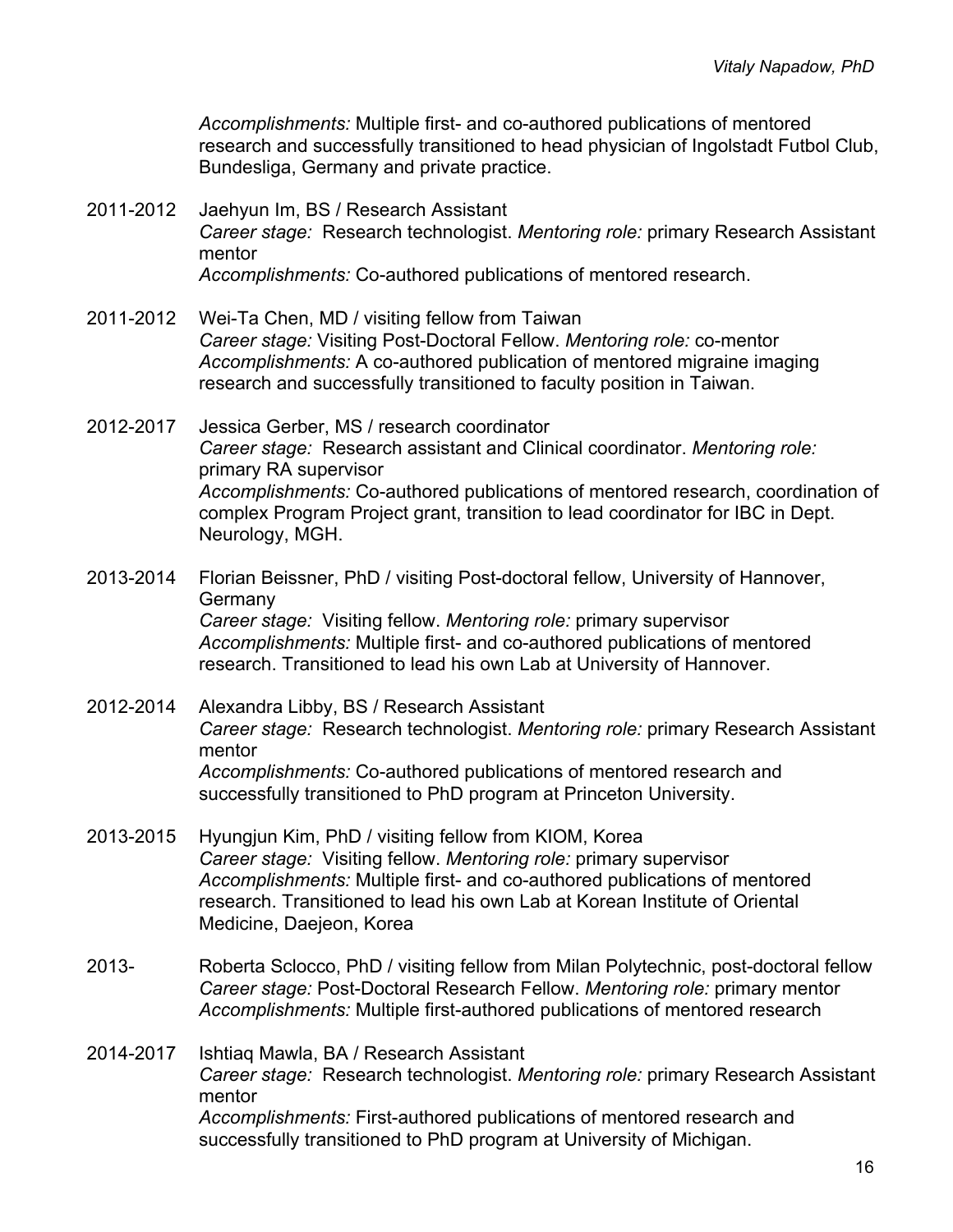*Accomplishments:* Multiple first- and co-authored publications of mentored research and successfully transitioned to head physician of Ingolstadt Futbol Club, Bundesliga, Germany and private practice.

2011-2012 Jaehyun Im, BS / Research Assistant
*Career stage:* Research technologist. *Mentoring role:* primary Research Assistant mentor
*Accomplishments:* Co-authored publications of mentored research.

2011-2012 Wei-Ta Chen, MD / visiting fellow from Taiwan
*Career stage:* Visiting Post-Doctoral Fellow. *Mentoring role:* co-mentor
*Accomplishments:* A co-authored publication of mentored migraine imaging research and successfully transitioned to faculty position in Taiwan.

2012-2017 Jessica Gerber, MS / research coordinator
*Career stage:* Research assistant and Clinical coordinator. *Mentoring role:* primary RA supervisor
*Accomplishments:* Co-authored publications of mentored research, coordination of complex Program Project grant, transition to lead coordinator for IBC in Dept. Neurology, MGH.

2013-2014 Florian Beissner, PhD / visiting Post-doctoral fellow, University of Hannover, Germany
*Career stage:* Visiting fellow. *Mentoring role:* primary supervisor
*Accomplishments:* Multiple first- and co-authored publications of mentored research. Transitioned to lead his own Lab at University of Hannover.

2012-2014 Alexandra Libby, BS / Research Assistant
*Career stage:* Research technologist. *Mentoring role:* primary Research Assistant mentor
*Accomplishments:* Co-authored publications of mentored research and successfully transitioned to PhD program at Princeton University.

2013-2015 Hyungjun Kim, PhD / visiting fellow from KIOM, Korea
*Career stage:* Visiting fellow. *Mentoring role:* primary supervisor
*Accomplishments:* Multiple first- and co-authored publications of mentored research. Transitioned to lead his own Lab at Korean Institute of Oriental Medicine, Daejeon, Korea

2013- Roberta Sclocco, PhD / visiting fellow from Milan Polytechnic, post-doctoral fellow
*Career stage:* Post-Doctoral Research Fellow. *Mentoring role:* primary mentor
*Accomplishments:* Multiple first-authored publications of mentored research

2014-2017 Ishtiaq Mawla, BA / Research Assistant
*Career stage:* Research technologist. *Mentoring role:* primary Research Assistant mentor
*Accomplishments:* First-authored publications of mentored research and successfully transitioned to PhD program at University of Michigan.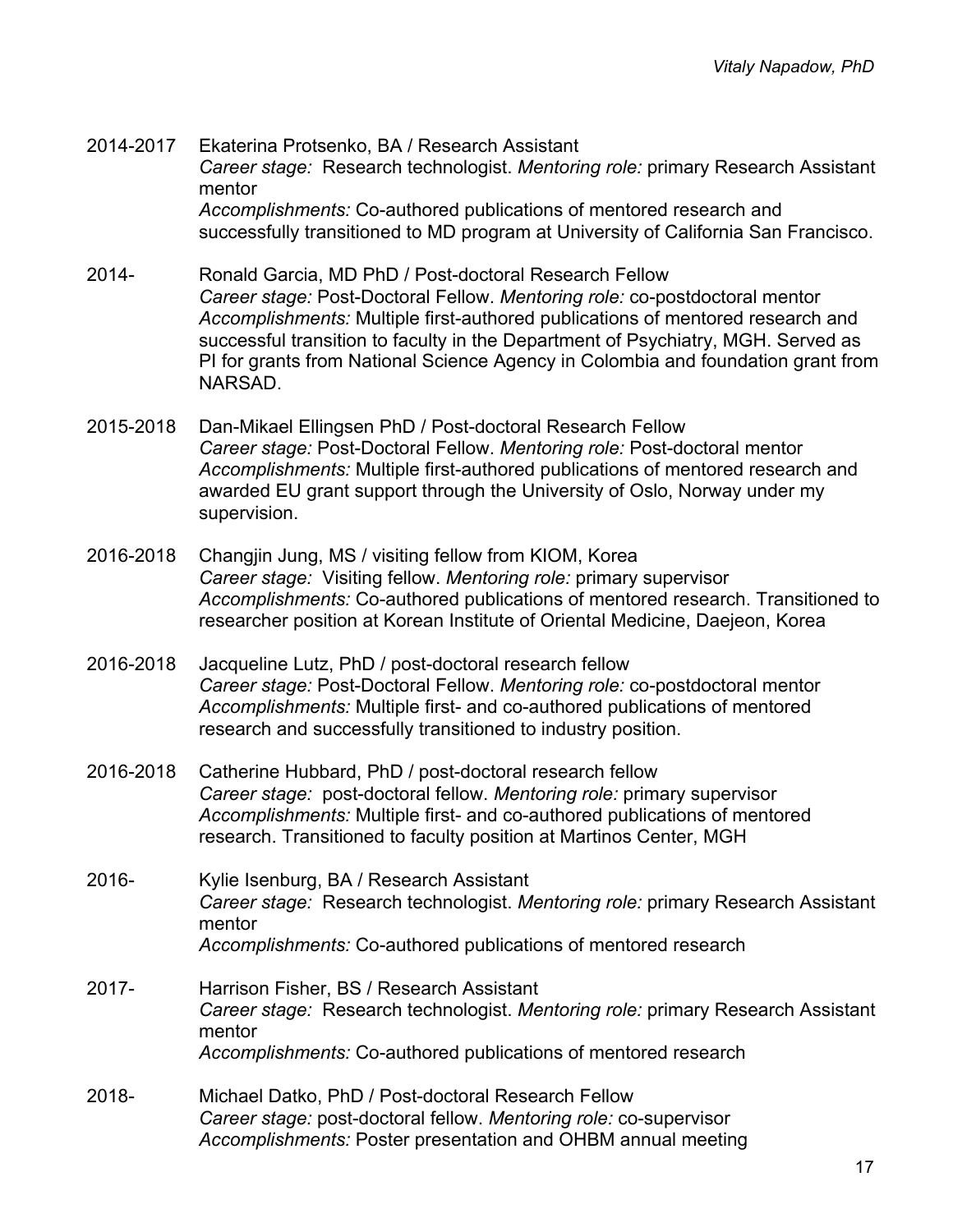2014-2017 Ekaterina Protsenko, BA / Research Assistant
*Career stage:* Research technologist. *Mentoring role:* primary Research Assistant mentor
*Accomplishments:* Co-authored publications of mentored research and successfully transitioned to MD program at University of California San Francisco.

2014- Ronald Garcia, MD PhD / Post-doctoral Research Fellow
*Career stage:* Post-Doctoral Fellow. *Mentoring role:* co-postdoctoral mentor
*Accomplishments:* Multiple first-authored publications of mentored research and successful transition to faculty in the Department of Psychiatry, MGH. Served as PI for grants from National Science Agency in Colombia and foundation grant from NARSAD.

2015-2018 Dan-Mikael Ellingsen PhD / Post-doctoral Research Fellow
*Career stage:* Post-Doctoral Fellow. *Mentoring role:* Post-doctoral mentor
*Accomplishments:* Multiple first-authored publications of mentored research and awarded EU grant support through the University of Oslo, Norway under my supervision.

2016-2018 Changjin Jung, MS / visiting fellow from KIOM, Korea
*Career stage:* Visiting fellow. *Mentoring role:* primary supervisor
*Accomplishments:* Co-authored publications of mentored research. Transitioned to researcher position at Korean Institute of Oriental Medicine, Daejeon, Korea

2016-2018 Jacqueline Lutz, PhD / post-doctoral research fellow
*Career stage:* Post-Doctoral Fellow. *Mentoring role:* co-postdoctoral mentor
*Accomplishments:* Multiple first- and co-authored publications of mentored research and successfully transitioned to industry position.

2016-2018 Catherine Hubbard, PhD / post-doctoral research fellow
*Career stage:* post-doctoral fellow. *Mentoring role:* primary supervisor
*Accomplishments:* Multiple first- and co-authored publications of mentored research. Transitioned to faculty position at Martinos Center, MGH

2016- Kylie Isenburg, BA / Research Assistant
*Career stage:* Research technologist. *Mentoring role:* primary Research Assistant mentor
*Accomplishments:* Co-authored publications of mentored research

2017- Harrison Fisher, BS / Research Assistant
*Career stage:* Research technologist. *Mentoring role:* primary Research Assistant mentor
*Accomplishments:* Co-authored publications of mentored research

2018- Michael Datko, PhD / Post-doctoral Research Fellow
*Career stage:* post-doctoral fellow. *Mentoring role:* co-supervisor
*Accomplishments:* Poster presentation and OHBM annual meeting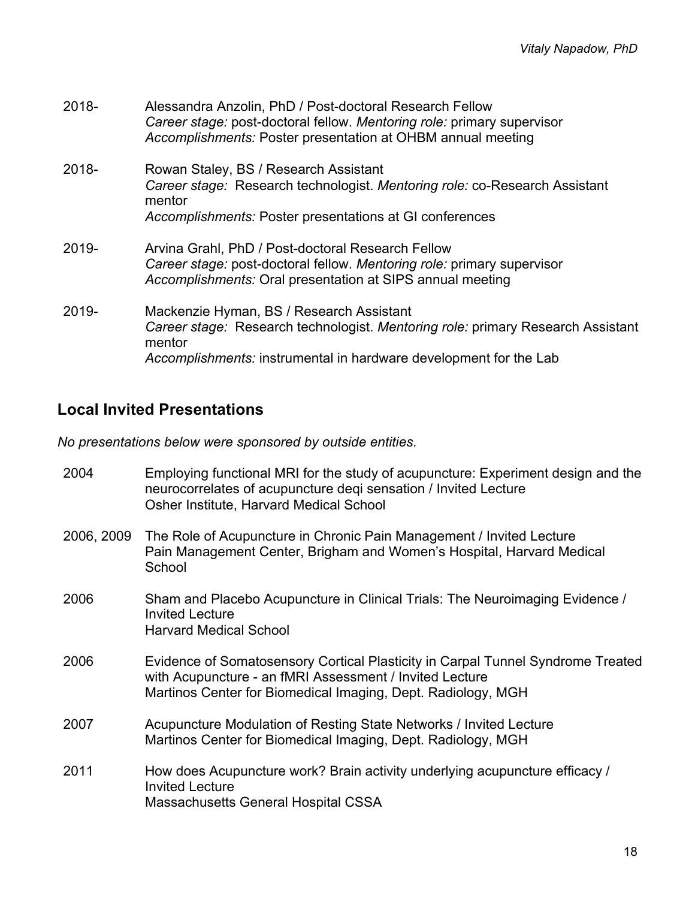2018- Alessandra Anzolin, PhD / Post-doctoral Research Fellow
*Career stage:* post-doctoral fellow. *Mentoring role:* primary supervisor
*Accomplishments:* Poster presentation at OHBM annual meeting

2018- Rowan Staley, BS / Research Assistant
*Career stage:* Research technologist. *Mentoring role:* co-Research Assistant mentor
*Accomplishments:* Poster presentations at GI conferences

2019- Arvina Grahl, PhD / Post-doctoral Research Fellow
*Career stage:* post-doctoral fellow. *Mentoring role:* primary supervisor
*Accomplishments:* Oral presentation at SIPS annual meeting

2019- Mackenzie Hyman, BS / Research Assistant
*Career stage:* Research technologist. *Mentoring role:* primary Research Assistant mentor
*Accomplishments:* instrumental in hardware development for the Lab

## Local Invited Presentations

*No presentations below were sponsored by outside entities.*

2004 Employing functional MRI for the study of acupuncture: Experiment design and the neurocorrelates of acupuncture deqi sensation / Invited Lecture
Osher Institute, Harvard Medical School

2006, 2009 The Role of Acupuncture in Chronic Pain Management / Invited Lecture
Pain Management Center, Brigham and Women's Hospital, Harvard Medical School

2006 Sham and Placebo Acupuncture in Clinical Trials: The Neuroimaging Evidence / Invited Lecture
Harvard Medical School

2006 Evidence of Somatosensory Cortical Plasticity in Carpal Tunnel Syndrome Treated with Acupuncture - an fMRI Assessment / Invited Lecture
Martinos Center for Biomedical Imaging, Dept. Radiology, MGH

2007 Acupuncture Modulation of Resting State Networks / Invited Lecture
Martinos Center for Biomedical Imaging, Dept. Radiology, MGH

2011 How does Acupuncture work? Brain activity underlying acupuncture efficacy / Invited Lecture
Massachusetts General Hospital CSSA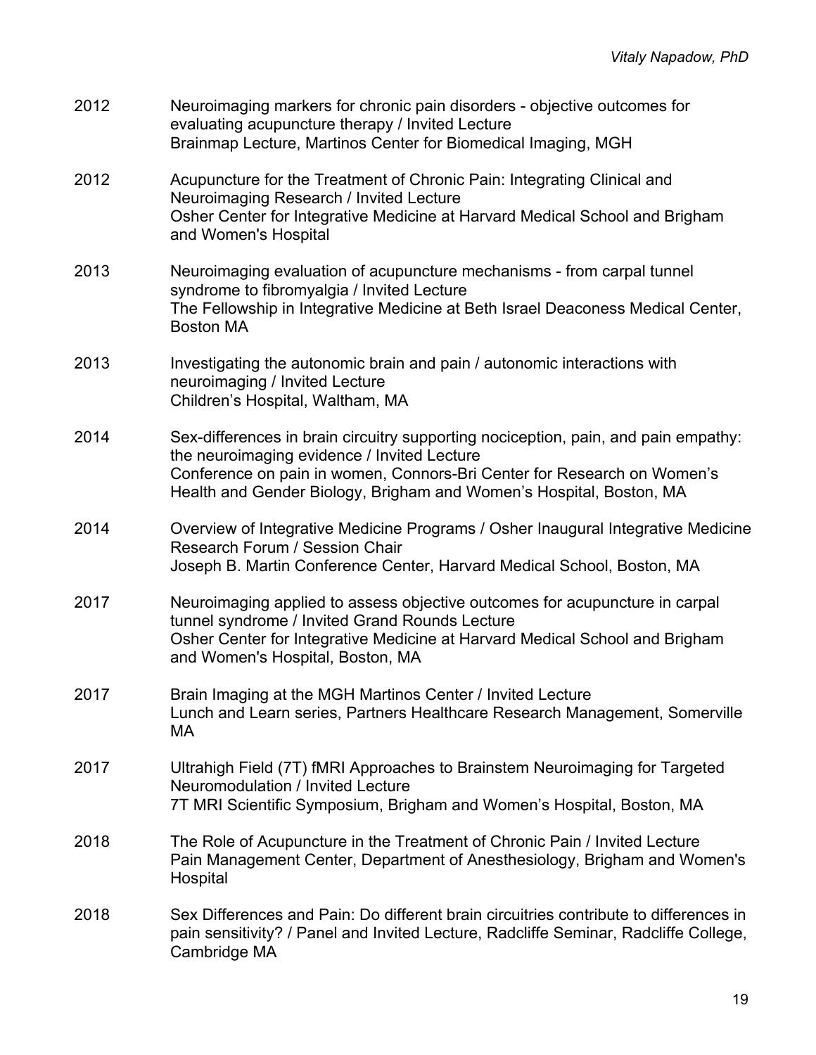| | |
|---|---|
| 2012 | Neuroimaging markers for chronic pain disorders - objective outcomes for evaluating acupuncture therapy / Invited Lecture<br>Brainmap Lecture, Martinos Center for Biomedical Imaging, MGH |
| 2012 | Acupuncture for the Treatment of Chronic Pain: Integrating Clinical and Neuroimaging Research / Invited Lecture<br>Osher Center for Integrative Medicine at Harvard Medical School and Brigham and Women's Hospital |
| 2013 | Neuroimaging evaluation of acupuncture mechanisms - from carpal tunnel syndrome to fibromyalgia / Invited Lecture<br>The Fellowship in Integrative Medicine at Beth Israel Deaconess Medical Center, Boston MA |
| 2013 | Investigating the autonomic brain and pain / autonomic interactions with neuroimaging / Invited Lecture<br>Children's Hospital, Waltham, MA |
| 2014 | Sex-differences in brain circuitry supporting nociception, pain, and pain empathy: the neuroimaging evidence / Invited Lecture<br>Conference on pain in women, Connors-Bri Center for Research on Women's Health and Gender Biology, Brigham and Women's Hospital, Boston, MA |
| 2014 | Overview of Integrative Medicine Programs / Osher Inaugural Integrative Medicine Research Forum / Session Chair<br>Joseph B. Martin Conference Center, Harvard Medical School, Boston, MA |
| 2017 | Neuroimaging applied to assess objective outcomes for acupuncture in carpal tunnel syndrome / Invited Grand Rounds Lecture<br>Osher Center for Integrative Medicine at Harvard Medical School and Brigham and Women's Hospital, Boston, MA |
| 2017 | Brain Imaging at the MGH Martinos Center / Invited Lecture<br>Lunch and Learn series, Partners Healthcare Research Management, Somerville MA |
| 2017 | Ultrahigh Field (7T) fMRI Approaches to Brainstem Neuroimaging for Targeted Neuromodulation / Invited Lecture<br>7T MRI Scientific Symposium, Brigham and Women's Hospital, Boston, MA |
| 2018 | The Role of Acupuncture in the Treatment of Chronic Pain / Invited Lecture<br>Pain Management Center, Department of Anesthesiology, Brigham and Women's Hospital |
| 2018 | Sex Differences and Pain: Do different brain circuitries contribute to differences in pain sensitivity? / Panel and Invited Lecture, Radcliffe Seminar, Radcliffe College, Cambridge MA |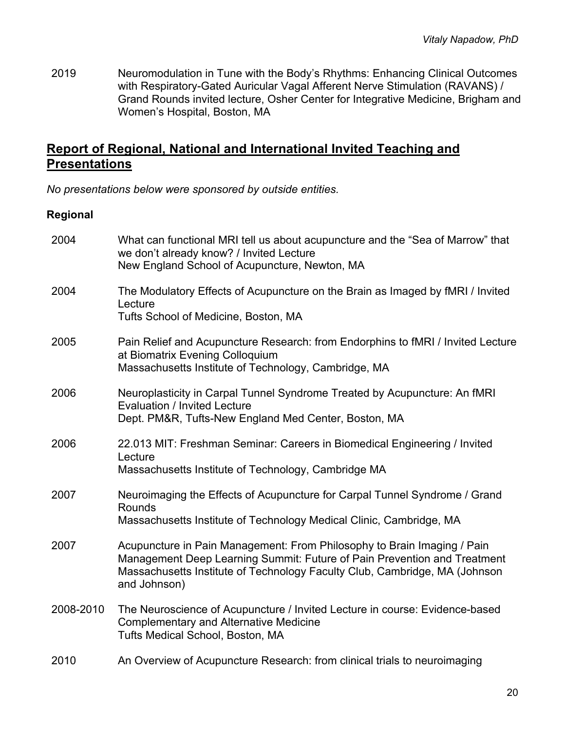2019 Neuromodulation in Tune with the Body's Rhythms: Enhancing Clinical Outcomes with Respiratory-Gated Auricular Vagal Afferent Nerve Stimulation (RAVANS) / Grand Rounds invited lecture, Osher Center for Integrative Medicine, Brigham and Women's Hospital, Boston, MA

## Report of Regional, National and International Invited Teaching and Presentations

*No presentations below were sponsored by outside entities.*

### Regional

| | |
|---|---|
| 2004 | What can functional MRI tell us about acupuncture and the "Sea of Marrow" that we don't already know? / Invited Lecture<br>New England School of Acupuncture, Newton, MA |
| 2004 | The Modulatory Effects of Acupuncture on the Brain as Imaged by fMRI / Invited Lecture<br>Tufts School of Medicine, Boston, MA |
| 2005 | Pain Relief and Acupuncture Research: from Endorphins to fMRI / Invited Lecture at Biomatrix Evening Colloquium<br>Massachusetts Institute of Technology, Cambridge, MA |
| 2006 | Neuroplasticity in Carpal Tunnel Syndrome Treated by Acupuncture: An fMRI Evaluation / Invited Lecture<br>Dept. PM&R, Tufts-New England Med Center, Boston, MA |
| 2006 | 22.013 MIT: Freshman Seminar: Careers in Biomedical Engineering / Invited Lecture<br>Massachusetts Institute of Technology, Cambridge MA |
| 2007 | Neuroimaging the Effects of Acupuncture for Carpal Tunnel Syndrome / Grand Rounds<br>Massachusetts Institute of Technology Medical Clinic, Cambridge, MA |
| 2007 | Acupuncture in Pain Management: From Philosophy to Brain Imaging / Pain Management Deep Learning Summit: Future of Pain Prevention and Treatment<br>Massachusetts Institute of Technology Faculty Club, Cambridge, MA (Johnson and Johnson) |
| 2008-2010 | The Neuroscience of Acupuncture / Invited Lecture in course: Evidence-based Complementary and Alternative Medicine<br>Tufts Medical School, Boston, MA |
| 2010 | An Overview of Acupuncture Research: from clinical trials to neuroimaging |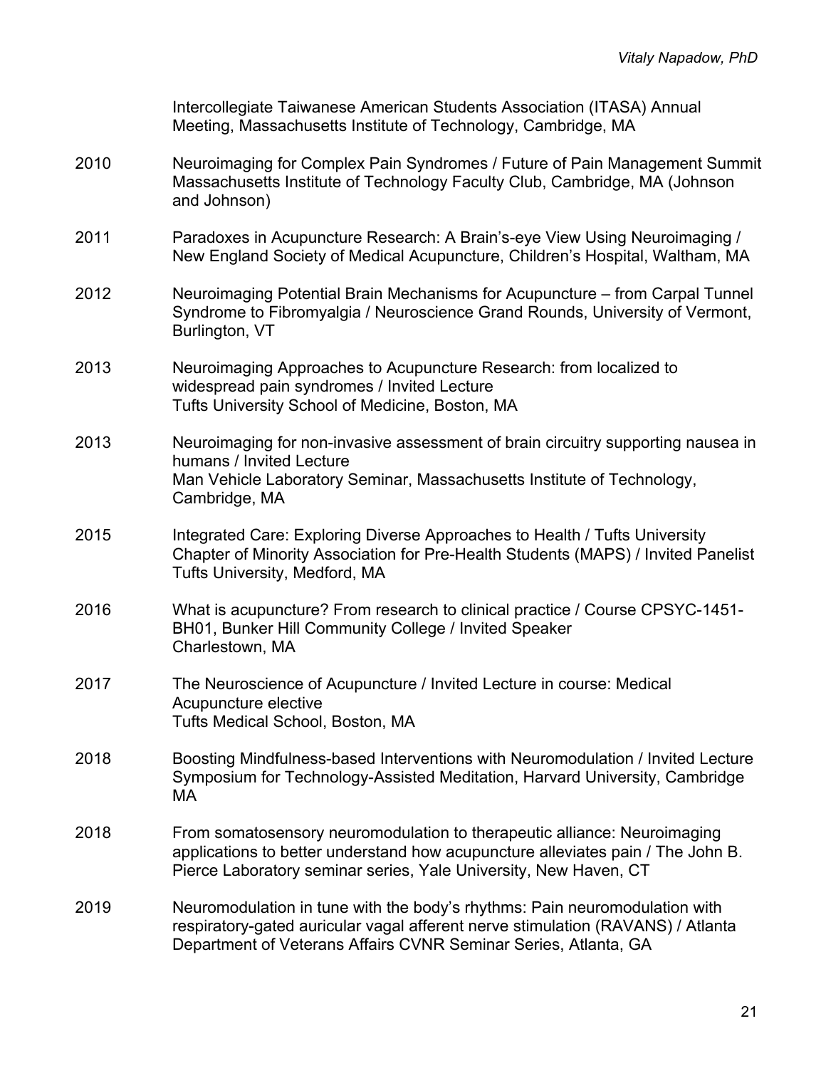Intercollegiate Taiwanese American Students Association (ITASA) Annual Meeting, Massachusetts Institute of Technology, Cambridge, MA

2010 Neuroimaging for Complex Pain Syndromes / Future of Pain Management Summit Massachusetts Institute of Technology Faculty Club, Cambridge, MA (Johnson and Johnson)

2011 Paradoxes in Acupuncture Research: A Brain's-eye View Using Neuroimaging / New England Society of Medical Acupuncture, Children's Hospital, Waltham, MA

2012 Neuroimaging Potential Brain Mechanisms for Acupuncture – from Carpal Tunnel Syndrome to Fibromyalgia / Neuroscience Grand Rounds, University of Vermont, Burlington, VT

2013 Neuroimaging Approaches to Acupuncture Research: from localized to widespread pain syndromes / Invited Lecture
Tufts University School of Medicine, Boston, MA

2013 Neuroimaging for non-invasive assessment of brain circuitry supporting nausea in humans / Invited Lecture
Man Vehicle Laboratory Seminar, Massachusetts Institute of Technology, Cambridge, MA

2015 Integrated Care: Exploring Diverse Approaches to Health / Tufts University Chapter of Minority Association for Pre-Health Students (MAPS) / Invited Panelist
Tufts University, Medford, MA

2016 What is acupuncture? From research to clinical practice / Course CPSYC-1451-BH01, Bunker Hill Community College / Invited Speaker
Charlestown, MA

2017 The Neuroscience of Acupuncture / Invited Lecture in course: Medical Acupuncture elective
Tufts Medical School, Boston, MA

2018 Boosting Mindfulness-based Interventions with Neuromodulation / Invited Lecture
Symposium for Technology-Assisted Meditation, Harvard University, Cambridge MA

2018 From somatosensory neuromodulation to therapeutic alliance: Neuroimaging applications to better understand how acupuncture alleviates pain / The John B. Pierce Laboratory seminar series, Yale University, New Haven, CT

2019 Neuromodulation in tune with the body's rhythms: Pain neuromodulation with respiratory-gated auricular vagal afferent nerve stimulation (RAVANS) / Atlanta Department of Veterans Affairs CVNR Seminar Series, Atlanta, GA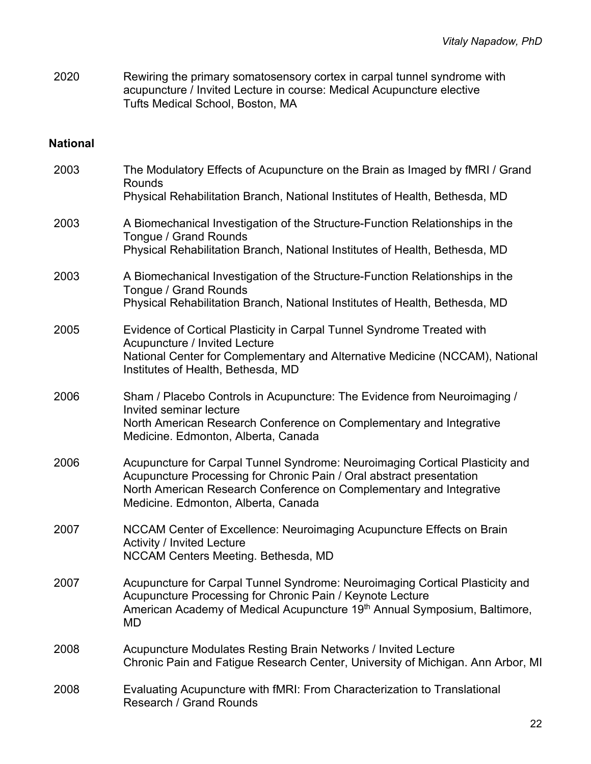2020 Rewiring the primary somatosensory cortex in carpal tunnel syndrome with acupuncture / Invited Lecture in course: Medical Acupuncture elective
Tufts Medical School, Boston, MA

**National**

2003 The Modulatory Effects of Acupuncture on the Brain as Imaged by fMRI / Grand Rounds
Physical Rehabilitation Branch, National Institutes of Health, Bethesda, MD

2003 A Biomechanical Investigation of the Structure-Function Relationships in the Tongue / Grand Rounds
Physical Rehabilitation Branch, National Institutes of Health, Bethesda, MD

2003 A Biomechanical Investigation of the Structure-Function Relationships in the Tongue / Grand Rounds
Physical Rehabilitation Branch, National Institutes of Health, Bethesda, MD

2005 Evidence of Cortical Plasticity in Carpal Tunnel Syndrome Treated with Acupuncture / Invited Lecture
National Center for Complementary and Alternative Medicine (NCCAM), National Institutes of Health, Bethesda, MD

2006 Sham / Placebo Controls in Acupuncture: The Evidence from Neuroimaging / Invited seminar lecture
North American Research Conference on Complementary and Integrative Medicine. Edmonton, Alberta, Canada

2006 Acupuncture for Carpal Tunnel Syndrome: Neuroimaging Cortical Plasticity and Acupuncture Processing for Chronic Pain / Oral abstract presentation
North American Research Conference on Complementary and Integrative Medicine. Edmonton, Alberta, Canada

2007 NCCAM Center of Excellence: Neuroimaging Acupuncture Effects on Brain Activity / Invited Lecture
NCCAM Centers Meeting. Bethesda, MD

2007 Acupuncture for Carpal Tunnel Syndrome: Neuroimaging Cortical Plasticity and Acupuncture Processing for Chronic Pain / Keynote Lecture
American Academy of Medical Acupuncture 19th Annual Symposium, Baltimore, MD

2008 Acupuncture Modulates Resting Brain Networks / Invited Lecture
Chronic Pain and Fatigue Research Center, University of Michigan. Ann Arbor, MI

2008 Evaluating Acupuncture with fMRI: From Characterization to Translational Research / Grand Rounds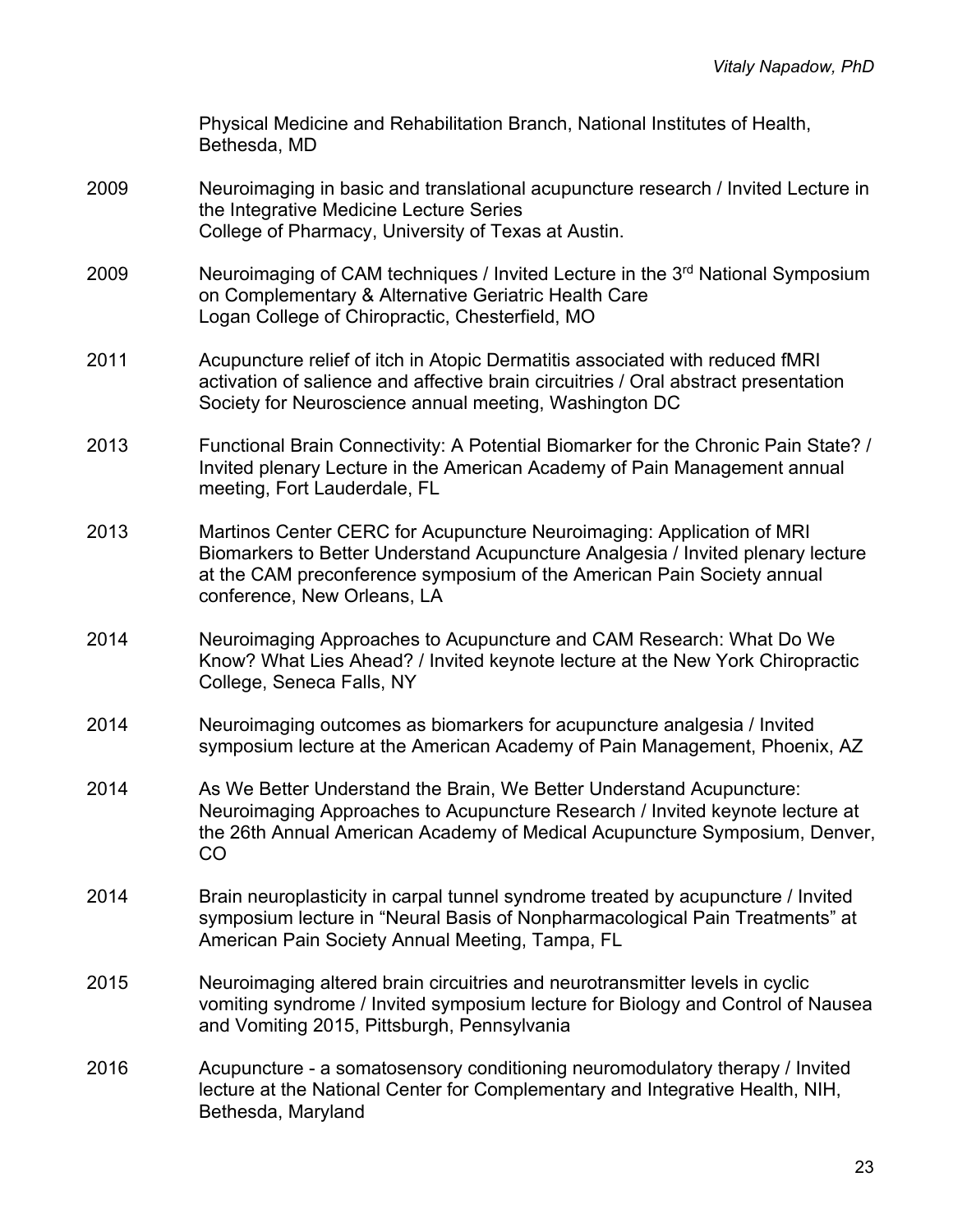Physical Medicine and Rehabilitation Branch, National Institutes of Health, Bethesda, MD

2009 Neuroimaging in basic and translational acupuncture research / Invited Lecture in the Integrative Medicine Lecture Series
College of Pharmacy, University of Texas at Austin.

2009 Neuroimaging of CAM techniques / Invited Lecture in the 3rd National Symposium on Complementary & Alternative Geriatric Health Care
Logan College of Chiropractic, Chesterfield, MO

2011 Acupuncture relief of itch in Atopic Dermatitis associated with reduced fMRI activation of salience and affective brain circuitries / Oral abstract presentation
Society for Neuroscience annual meeting, Washington DC

2013 Functional Brain Connectivity: A Potential Biomarker for the Chronic Pain State? / Invited plenary Lecture in the American Academy of Pain Management annual meeting, Fort Lauderdale, FL

2013 Martinos Center CERC for Acupuncture Neuroimaging: Application of MRI Biomarkers to Better Understand Acupuncture Analgesia / Invited plenary lecture at the CAM preconference symposium of the American Pain Society annual conference, New Orleans, LA

2014 Neuroimaging Approaches to Acupuncture and CAM Research: What Do We Know? What Lies Ahead? / Invited keynote lecture at the New York Chiropractic College, Seneca Falls, NY

2014 Neuroimaging outcomes as biomarkers for acupuncture analgesia / Invited symposium lecture at the American Academy of Pain Management, Phoenix, AZ

2014 As We Better Understand the Brain, We Better Understand Acupuncture: Neuroimaging Approaches to Acupuncture Research / Invited keynote lecture at the 26th Annual American Academy of Medical Acupuncture Symposium, Denver, CO

2014 Brain neuroplasticity in carpal tunnel syndrome treated by acupuncture / Invited symposium lecture in "Neural Basis of Nonpharmacological Pain Treatments" at American Pain Society Annual Meeting, Tampa, FL

2015 Neuroimaging altered brain circuitries and neurotransmitter levels in cyclic vomiting syndrome / Invited symposium lecture for Biology and Control of Nausea and Vomiting 2015, Pittsburgh, Pennsylvania

2016 Acupuncture - a somatosensory conditioning neuromodulatory therapy / Invited lecture at the National Center for Complementary and Integrative Health, NIH, Bethesda, Maryland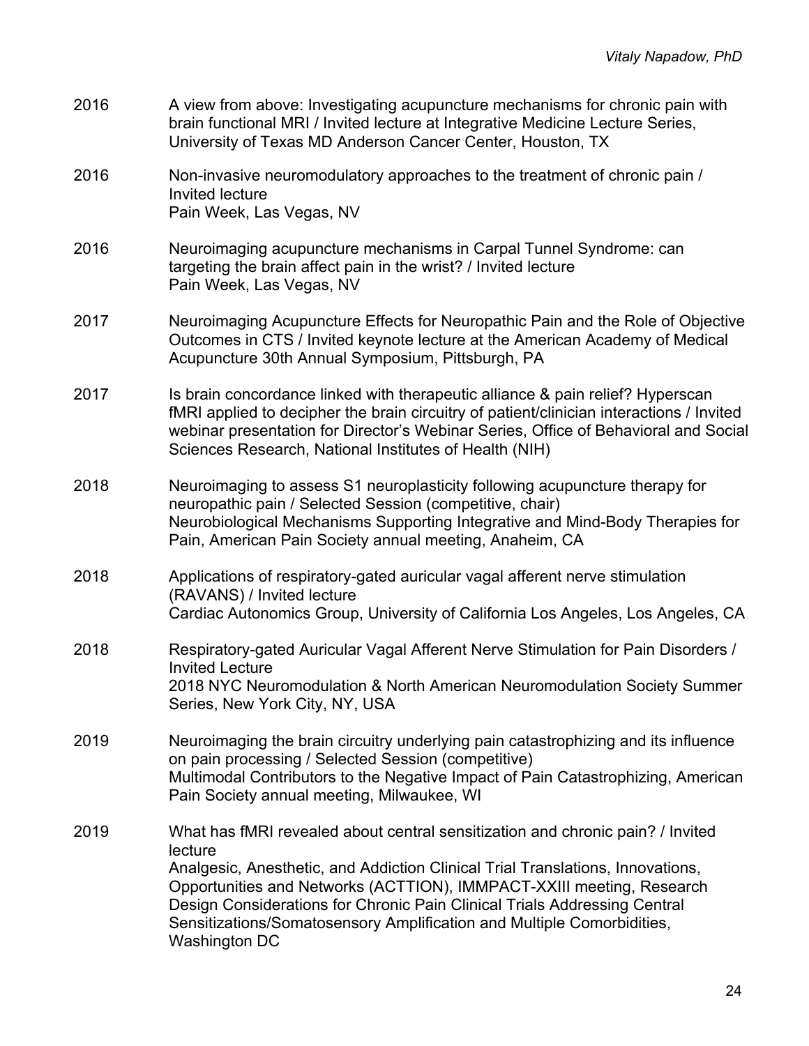2016 A view from above: Investigating acupuncture mechanisms for chronic pain with brain functional MRI / Invited lecture at Integrative Medicine Lecture Series, University of Texas MD Anderson Cancer Center, Houston, TX

2016 Non-invasive neuromodulatory approaches to the treatment of chronic pain / Invited lecture
Pain Week, Las Vegas, NV

2016 Neuroimaging acupuncture mechanisms in Carpal Tunnel Syndrome: can targeting the brain affect pain in the wrist? / Invited lecture
Pain Week, Las Vegas, NV

2017 Neuroimaging Acupuncture Effects for Neuropathic Pain and the Role of Objective Outcomes in CTS / Invited keynote lecture at the American Academy of Medical Acupuncture 30th Annual Symposium, Pittsburgh, PA

2017 Is brain concordance linked with therapeutic alliance & pain relief? Hyperscan fMRI applied to decipher the brain circuitry of patient/clinician interactions / Invited webinar presentation for Director's Webinar Series, Office of Behavioral and Social Sciences Research, National Institutes of Health (NIH)

2018 Neuroimaging to assess S1 neuroplasticity following acupuncture therapy for neuropathic pain / Selected Session (competitive, chair)
Neurobiological Mechanisms Supporting Integrative and Mind-Body Therapies for Pain, American Pain Society annual meeting, Anaheim, CA

2018 Applications of respiratory-gated auricular vagal afferent nerve stimulation (RAVANS) / Invited lecture
Cardiac Autonomics Group, University of California Los Angeles, Los Angeles, CA

2018 Respiratory-gated Auricular Vagal Afferent Nerve Stimulation for Pain Disorders / Invited Lecture
2018 NYC Neuromodulation & North American Neuromodulation Society Summer Series, New York City, NY, USA

2019 Neuroimaging the brain circuitry underlying pain catastrophizing and its influence on pain processing / Selected Session (competitive)
Multimodal Contributors to the Negative Impact of Pain Catastrophizing, American Pain Society annual meeting, Milwaukee, WI

2019 What has fMRI revealed about central sensitization and chronic pain? / Invited lecture
Analgesic, Anesthetic, and Addiction Clinical Trial Translations, Innovations, Opportunities and Networks (ACTTION), IMMPACT-XXIII meeting, Research Design Considerations for Chronic Pain Clinical Trials Addressing Central Sensitizations/Somatosensory Amplification and Multiple Comorbidities, Washington DC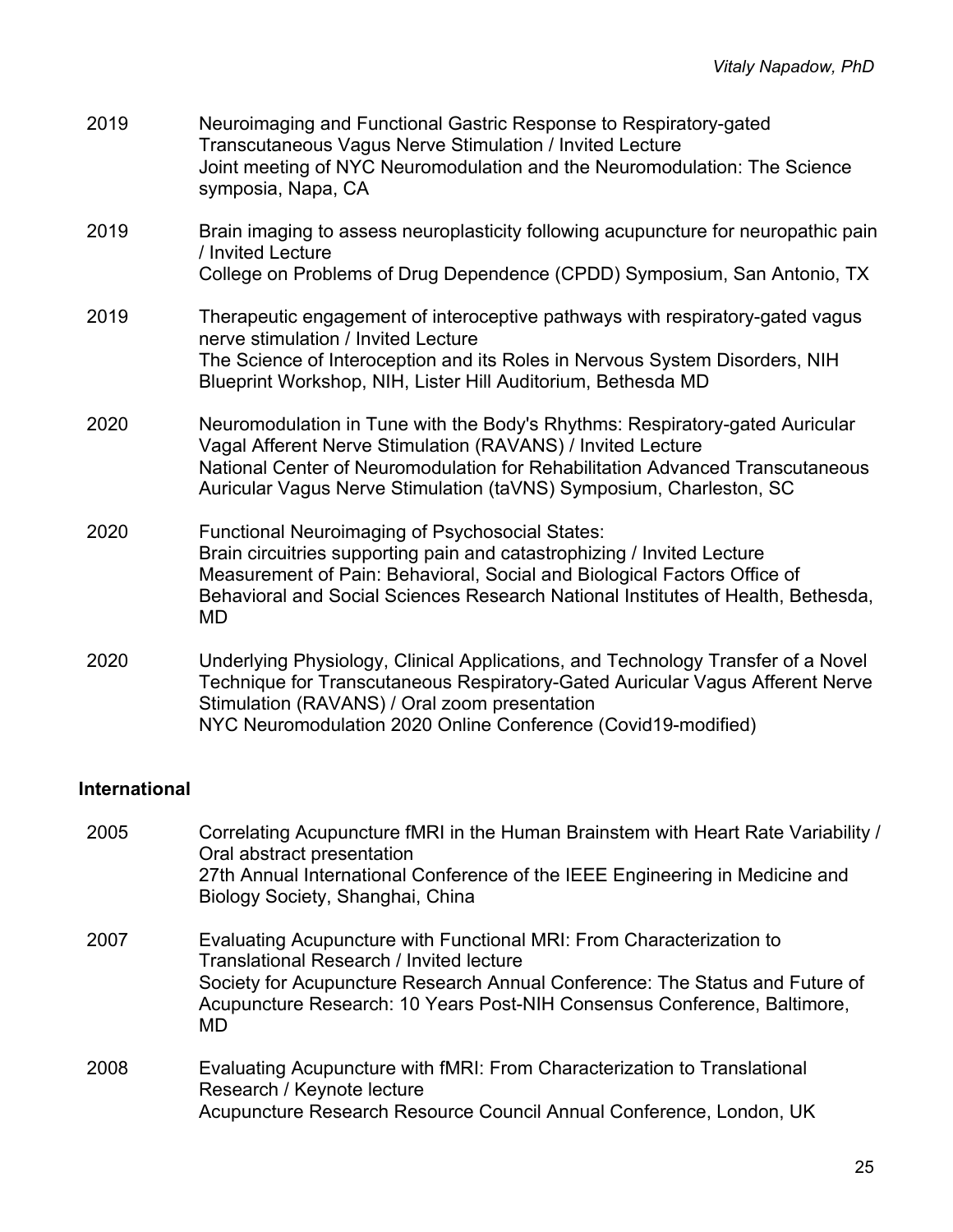2019 Neuroimaging and Functional Gastric Response to Respiratory-gated Transcutaneous Vagus Nerve Stimulation / Invited Lecture
Joint meeting of NYC Neuromodulation and the Neuromodulation: The Science symposia, Napa, CA

2019 Brain imaging to assess neuroplasticity following acupuncture for neuropathic pain / Invited Lecture
College on Problems of Drug Dependence (CPDD) Symposium, San Antonio, TX

2019 Therapeutic engagement of interoceptive pathways with respiratory-gated vagus nerve stimulation / Invited Lecture
The Science of Interoception and its Roles in Nervous System Disorders, NIH Blueprint Workshop, NIH, Lister Hill Auditorium, Bethesda MD

2020 Neuromodulation in Tune with the Body's Rhythms: Respiratory-gated Auricular Vagal Afferent Nerve Stimulation (RAVANS) / Invited Lecture
National Center of Neuromodulation for Rehabilitation Advanced Transcutaneous Auricular Vagus Nerve Stimulation (taVNS) Symposium, Charleston, SC

2020 Functional Neuroimaging of Psychosocial States:
Brain circuitries supporting pain and catastrophizing / Invited Lecture
Measurement of Pain: Behavioral, Social and Biological Factors Office of Behavioral and Social Sciences Research National Institutes of Health, Bethesda, MD

2020 Underlying Physiology, Clinical Applications, and Technology Transfer of a Novel Technique for Transcutaneous Respiratory-Gated Auricular Vagus Afferent Nerve Stimulation (RAVANS) / Oral zoom presentation
NYC Neuromodulation 2020 Online Conference (Covid19-modified)

**International**

2005 Correlating Acupuncture fMRI in the Human Brainstem with Heart Rate Variability / Oral abstract presentation
27th Annual International Conference of the IEEE Engineering in Medicine and Biology Society, Shanghai, China

2007 Evaluating Acupuncture with Functional MRI: From Characterization to Translational Research / Invited lecture
Society for Acupuncture Research Annual Conference: The Status and Future of Acupuncture Research: 10 Years Post-NIH Consensus Conference, Baltimore, MD

2008 Evaluating Acupuncture with fMRI: From Characterization to Translational Research / Keynote lecture
Acupuncture Research Resource Council Annual Conference, London, UK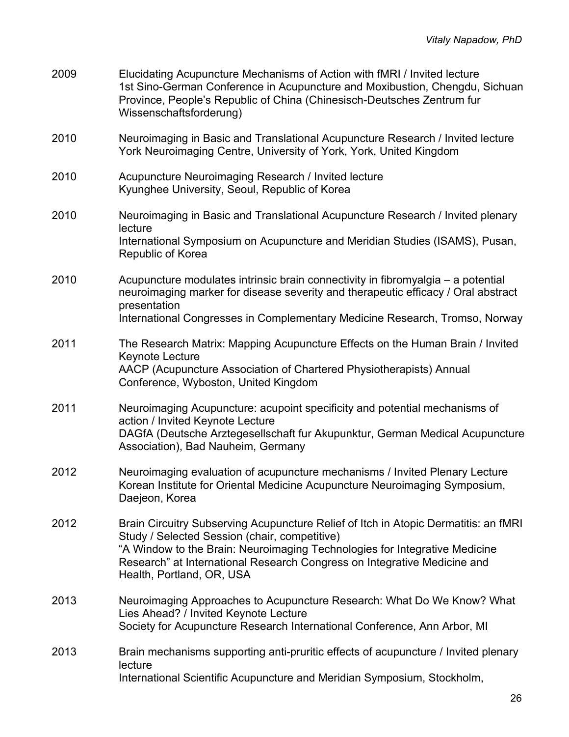2009 Elucidating Acupuncture Mechanisms of Action with fMRI / Invited lecture
1st Sino-German Conference in Acupuncture and Moxibustion, Chengdu, Sichuan Province, People's Republic of China (Chinesisch-Deutsches Zentrum fur Wissenschaftsforderung)

2010 Neuroimaging in Basic and Translational Acupuncture Research / Invited lecture
York Neuroimaging Centre, University of York, York, United Kingdom

2010 Acupuncture Neuroimaging Research / Invited lecture
Kyunghee University, Seoul, Republic of Korea

2010 Neuroimaging in Basic and Translational Acupuncture Research / Invited plenary lecture
International Symposium on Acupuncture and Meridian Studies (ISAMS), Pusan, Republic of Korea

2010 Acupuncture modulates intrinsic brain connectivity in fibromyalgia – a potential neuroimaging marker for disease severity and therapeutic efficacy / Oral abstract presentation
International Congresses in Complementary Medicine Research, Tromso, Norway

2011 The Research Matrix: Mapping Acupuncture Effects on the Human Brain / Invited Keynote Lecture
AACP (Acupuncture Association of Chartered Physiotherapists) Annual Conference, Wyboston, United Kingdom

2011 Neuroimaging Acupuncture: acupoint specificity and potential mechanisms of action / Invited Keynote Lecture
DAGfA (Deutsche Arztegesellschaft fur Akupunktur, German Medical Acupuncture Association), Bad Nauheim, Germany

2012 Neuroimaging evaluation of acupuncture mechanisms / Invited Plenary Lecture
Korean Institute for Oriental Medicine Acupuncture Neuroimaging Symposium, Daejeon, Korea

2012 Brain Circuitry Subserving Acupuncture Relief of Itch in Atopic Dermatitis: an fMRI Study / Selected Session (chair, competitive)
"A Window to the Brain: Neuroimaging Technologies for Integrative Medicine Research" at International Research Congress on Integrative Medicine and Health, Portland, OR, USA

2013 Neuroimaging Approaches to Acupuncture Research: What Do We Know? What Lies Ahead? / Invited Keynote Lecture
Society for Acupuncture Research International Conference, Ann Arbor, MI

2013 Brain mechanisms supporting anti-pruritic effects of acupuncture / Invited plenary lecture
International Scientific Acupuncture and Meridian Symposium, Stockholm,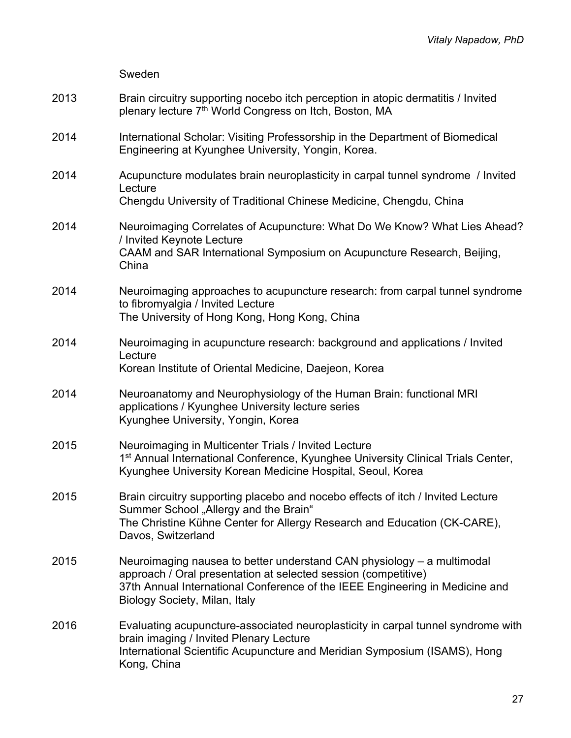Sweden

2013 Brain circuitry supporting nocebo itch perception in atopic dermatitis / Invited plenary lecture 7th World Congress on Itch, Boston, MA

2014 International Scholar: Visiting Professorship in the Department of Biomedical Engineering at Kyunghee University, Yongin, Korea.

2014 Acupuncture modulates brain neuroplasticity in carpal tunnel syndrome / Invited Lecture
Chengdu University of Traditional Chinese Medicine, Chengdu, China

2014 Neuroimaging Correlates of Acupuncture: What Do We Know? What Lies Ahead? / Invited Keynote Lecture
CAAM and SAR International Symposium on Acupuncture Research, Beijing, China

2014 Neuroimaging approaches to acupuncture research: from carpal tunnel syndrome to fibromyalgia / Invited Lecture
The University of Hong Kong, Hong Kong, China

2014 Neuroimaging in acupuncture research: background and applications / Invited Lecture
Korean Institute of Oriental Medicine, Daejeon, Korea

2014 Neuroanatomy and Neurophysiology of the Human Brain: functional MRI applications / Kyunghee University lecture series
Kyunghee University, Yongin, Korea

2015 Neuroimaging in Multicenter Trials / Invited Lecture
1st Annual International Conference, Kyunghee University Clinical Trials Center, Kyunghee University Korean Medicine Hospital, Seoul, Korea

2015 Brain circuitry supporting placebo and nocebo effects of itch / Invited Lecture
Summer School „Allergy and the Brain"
The Christine Kühne Center for Allergy Research and Education (CK-CARE), Davos, Switzerland

2015 Neuroimaging nausea to better understand CAN physiology – a multimodal approach / Oral presentation at selected session (competitive)
37th Annual International Conference of the IEEE Engineering in Medicine and Biology Society, Milan, Italy

2016 Evaluating acupuncture-associated neuroplasticity in carpal tunnel syndrome with brain imaging / Invited Plenary Lecture
International Scientific Acupuncture and Meridian Symposium (ISAMS), Hong Kong, China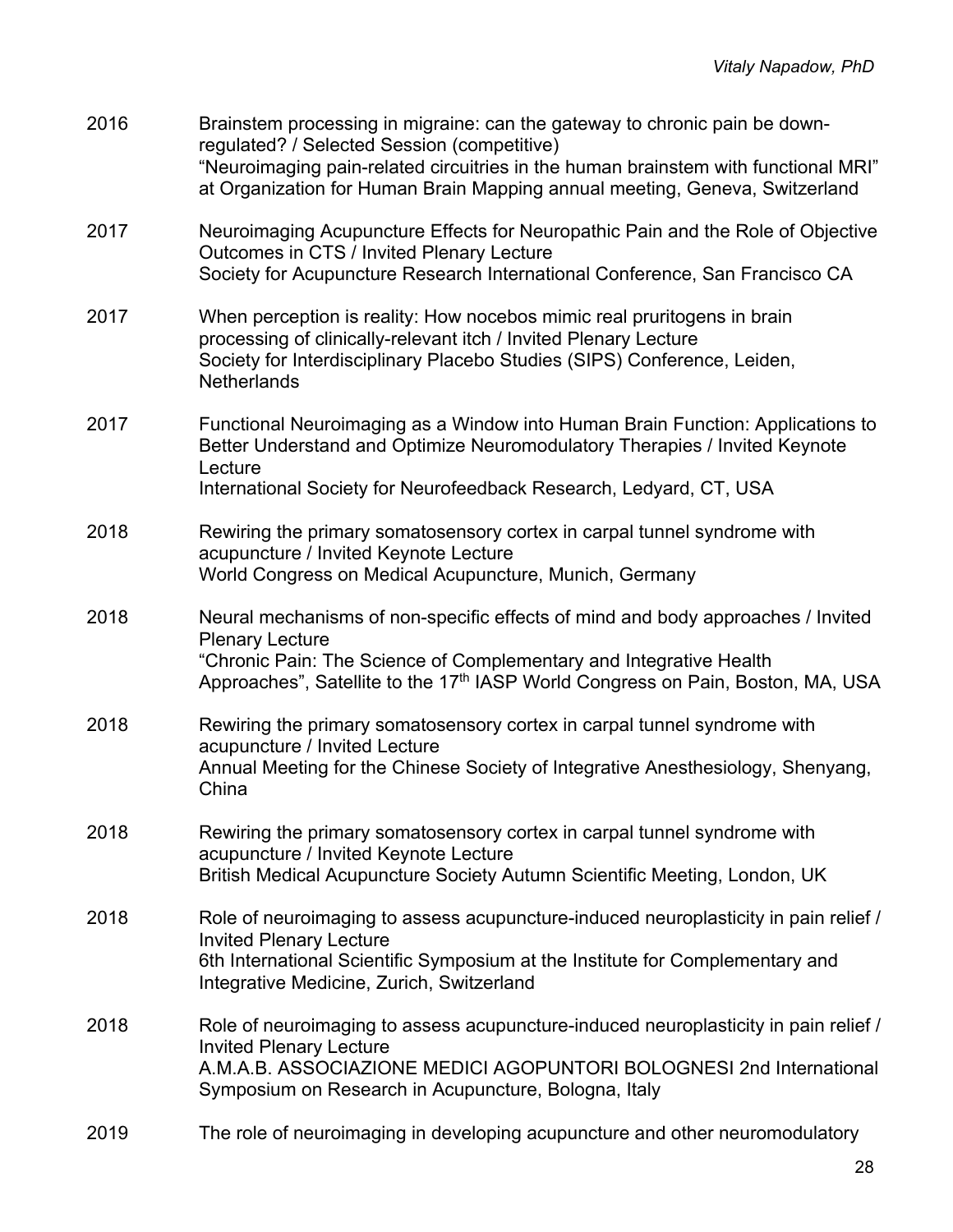2016 Brainstem processing in migraine: can the gateway to chronic pain be down-regulated? / Selected Session (competitive)
"Neuroimaging pain-related circuitries in the human brainstem with functional MRI" at Organization for Human Brain Mapping annual meeting, Geneva, Switzerland

2017 Neuroimaging Acupuncture Effects for Neuropathic Pain and the Role of Objective Outcomes in CTS / Invited Plenary Lecture
Society for Acupuncture Research International Conference, San Francisco CA

2017 When perception is reality: How nocebos mimic real pruritogens in brain processing of clinically-relevant itch / Invited Plenary Lecture
Society for Interdisciplinary Placebo Studies (SIPS) Conference, Leiden, Netherlands

2017 Functional Neuroimaging as a Window into Human Brain Function: Applications to Better Understand and Optimize Neuromodulatory Therapies / Invited Keynote Lecture
International Society for Neurofeedback Research, Ledyard, CT, USA

2018 Rewiring the primary somatosensory cortex in carpal tunnel syndrome with acupuncture / Invited Keynote Lecture
World Congress on Medical Acupuncture, Munich, Germany

2018 Neural mechanisms of non-specific effects of mind and body approaches / Invited Plenary Lecture
"Chronic Pain: The Science of Complementary and Integrative Health Approaches", Satellite to the 17th IASP World Congress on Pain, Boston, MA, USA

2018 Rewiring the primary somatosensory cortex in carpal tunnel syndrome with acupuncture / Invited Lecture
Annual Meeting for the Chinese Society of Integrative Anesthesiology, Shenyang, China

2018 Rewiring the primary somatosensory cortex in carpal tunnel syndrome with acupuncture / Invited Keynote Lecture
British Medical Acupuncture Society Autumn Scientific Meeting, London, UK

2018 Role of neuroimaging to assess acupuncture-induced neuroplasticity in pain relief / Invited Plenary Lecture
6th International Scientific Symposium at the Institute for Complementary and Integrative Medicine, Zurich, Switzerland

2018 Role of neuroimaging to assess acupuncture-induced neuroplasticity in pain relief / Invited Plenary Lecture
A.M.A.B. ASSOCIAZIONE MEDICI AGOPUNTORI BOLOGNESI 2nd International Symposium on Research in Acupuncture, Bologna, Italy

2019 The role of neuroimaging in developing acupuncture and other neuromodulatory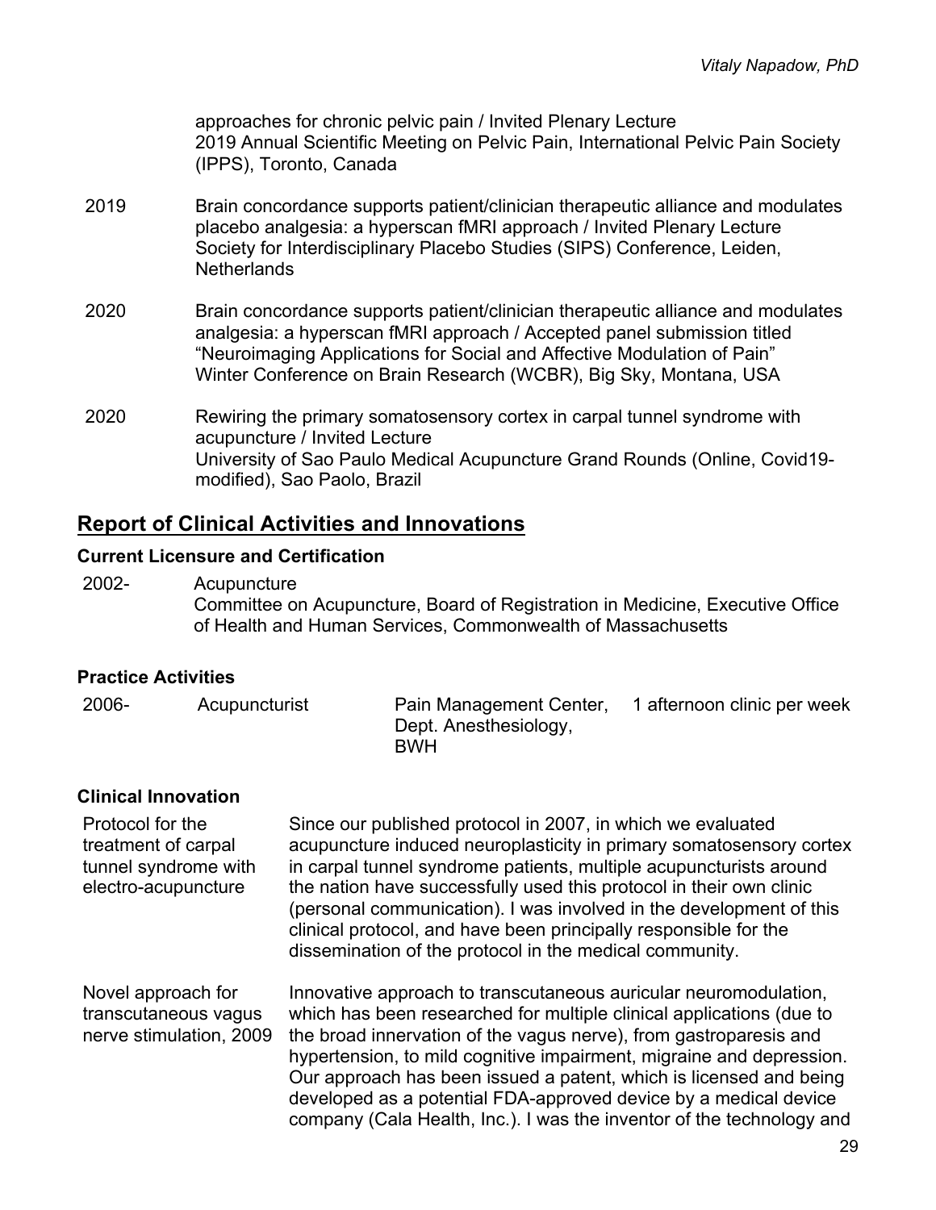| | |
|---|---|
| | approaches for chronic pelvic pain / Invited Plenary Lecture<br>2019 Annual Scientific Meeting on Pelvic Pain, International Pelvic Pain Society (IPPS), Toronto, Canada |
| 2019 | Brain concordance supports patient/clinician therapeutic alliance and modulates placebo analgesia: a hyperscan fMRI approach / Invited Plenary Lecture<br>Society for Interdisciplinary Placebo Studies (SIPS) Conference, Leiden, Netherlands |
| 2020 | Brain concordance supports patient/clinician therapeutic alliance and modulates analgesia: a hyperscan fMRI approach / Accepted panel submission titled "Neuroimaging Applications for Social and Affective Modulation of Pain"<br>Winter Conference on Brain Research (WCBR), Big Sky, Montana, USA |
| 2020 | Rewiring the primary somatosensory cortex in carpal tunnel syndrome with acupuncture / Invited Lecture<br>University of Sao Paulo Medical Acupuncture Grand Rounds (Online, Covid19-modified), Sao Paolo, Brazil |

## Report of Clinical Activities and Innovations

### Current Licensure and Certification

| | |
|---|---|
| 2002- | Acupuncture<br>Committee on Acupuncture, Board of Registration in Medicine, Executive Office of Health and Human Services, Commonwealth of Massachusetts |

### Practice Activities

| | | | |
|---|---|---|---|
| 2006- | Acupuncturist | Pain Management Center, Dept. Anesthesiology, BWH | 1 afternoon clinic per week |

### Clinical Innovation

| | |
|---|---|
| Protocol for the treatment of carpal tunnel syndrome with electro-acupuncture | Since our published protocol in 2007, in which we evaluated acupuncture induced neuroplasticity in primary somatosensory cortex in carpal tunnel syndrome patients, multiple acupuncturists around the nation have successfully used this protocol in their own clinic (personal communication). I was involved in the development of this clinical protocol, and have been principally responsible for the dissemination of the protocol in the medical community. |
| Novel approach for transcutaneous vagus nerve stimulation, 2009 | Innovative approach to transcutaneous auricular neuromodulation, which has been researched for multiple clinical applications (due to the broad innervation of the vagus nerve), from gastroparesis and hypertension, to mild cognitive impairment, migraine and depression. Our approach has been issued a patent, which is licensed and being developed as a potential FDA-approved device by a medical device company (Cala Health, Inc.). I was the inventor of the technology and |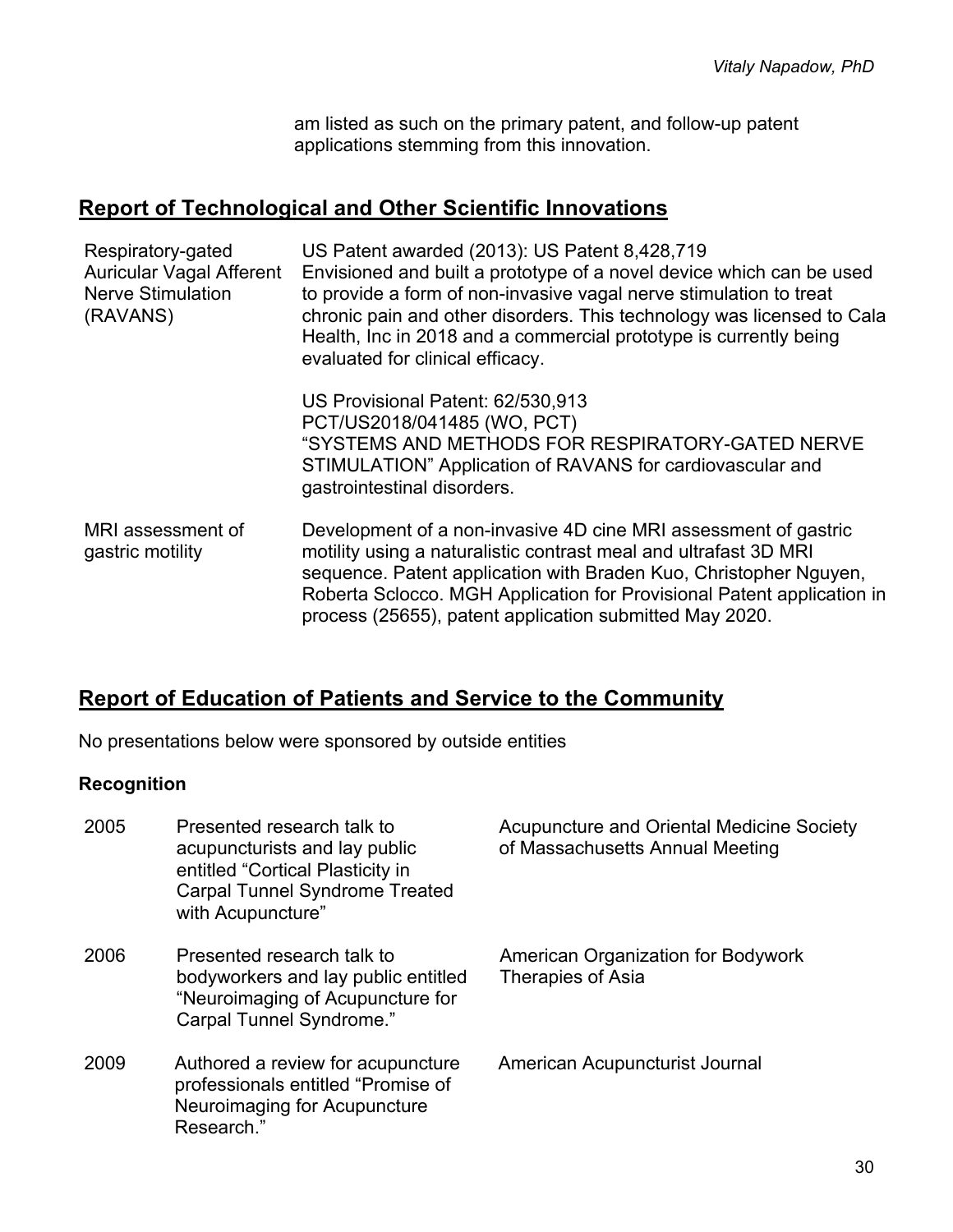am listed as such on the primary patent, and follow-up patent applications stemming from this innovation.

## Report of Technological and Other Scientific Innovations

| | |
|---|---|
| Respiratory-gated Auricular Vagal Afferent Nerve Stimulation (RAVANS) | US Patent awarded (2013): US Patent 8,428,719<br>Envisioned and built a prototype of a novel device which can be used to provide a form of non-invasive vagal nerve stimulation to treat chronic pain and other disorders. This technology was licensed to Cala Health, Inc in 2018 and a commercial prototype is currently being evaluated for clinical efficacy. |
| | US Provisional Patent: 62/530,913<br>PCT/US2018/041485 (WO, PCT)<br>"SYSTEMS AND METHODS FOR RESPIRATORY-GATED NERVE STIMULATION" Application of RAVANS for cardiovascular and gastrointestinal disorders. |
| MRI assessment of gastric motility | Development of a non-invasive 4D cine MRI assessment of gastric motility using a naturalistic contrast meal and ultrafast 3D MRI sequence. Patent application with Braden Kuo, Christopher Nguyen, Roberta Sclocco. MGH Application for Provisional Patent application in process (25655), patent application submitted May 2020. |

## Report of Education of Patients and Service to the Community

No presentations below were sponsored by outside entities

### Recognition

| | | |
|---|---|---|
| 2005 | Presented research talk to acupuncturists and lay public entitled "Cortical Plasticity in Carpal Tunnel Syndrome Treated with Acupuncture" | Acupuncture and Oriental Medicine Society of Massachusetts Annual Meeting |
| 2006 | Presented research talk to bodyworkers and lay public entitled "Neuroimaging of Acupuncture for Carpal Tunnel Syndrome." | American Organization for Bodywork Therapies of Asia |
| 2009 | Authored a review for acupuncture professionals entitled "Promise of Neuroimaging for Acupuncture Research." | American Acupuncturist Journal |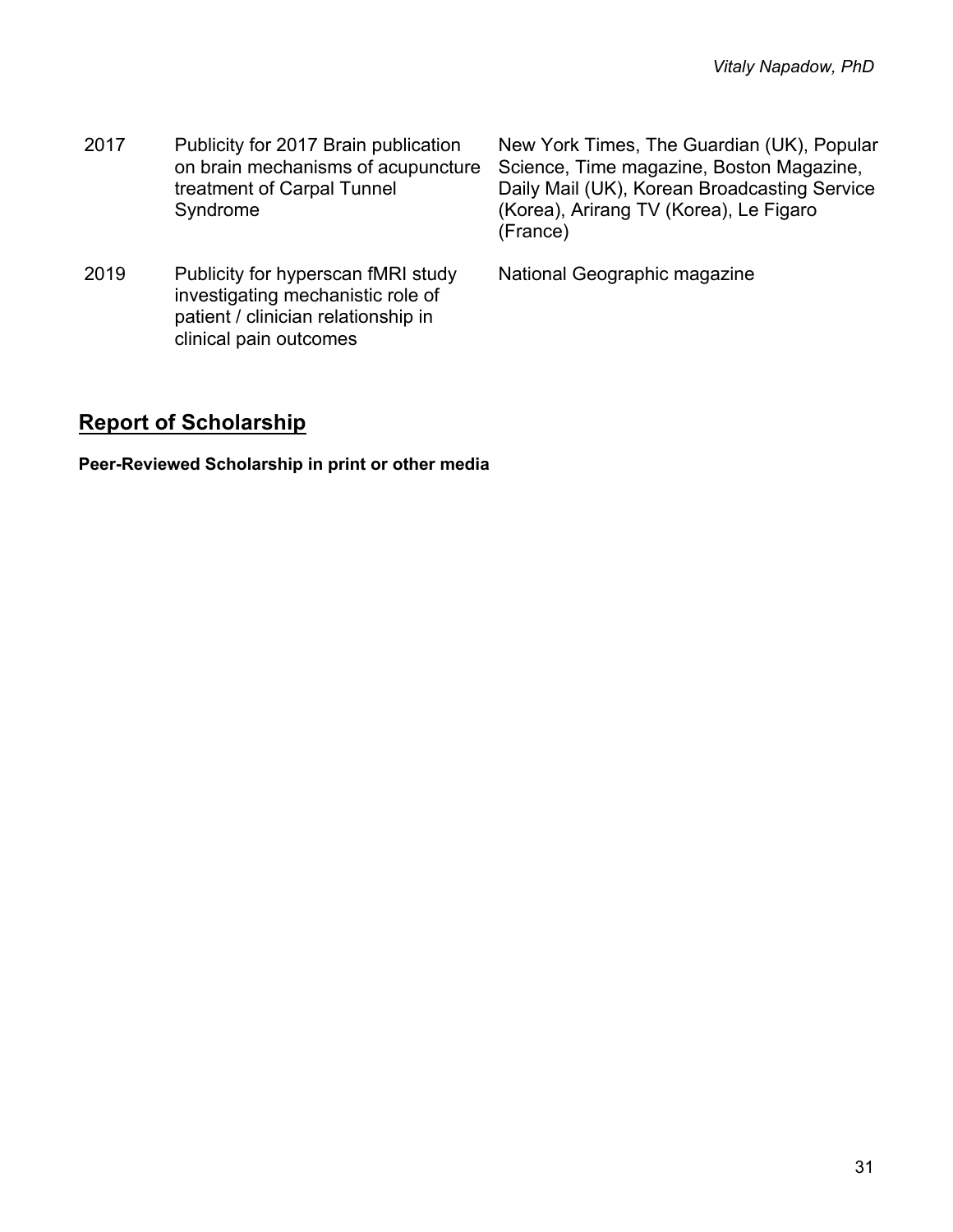| | | |
|---|---|---|
| 2017 | Publicity for 2017 Brain publication on brain mechanisms of acupuncture treatment of Carpal Tunnel Syndrome | New York Times, The Guardian (UK), Popular Science, Time magazine, Boston Magazine, Daily Mail (UK), Korean Broadcasting Service (Korea), Arirang TV (Korea), Le Figaro (France) |
| 2019 | Publicity for hyperscan fMRI study investigating mechanistic role of patient / clinician relationship in clinical pain outcomes | National Geographic magazine |

## Report of Scholarship

**Peer-Reviewed Scholarship in print or other media**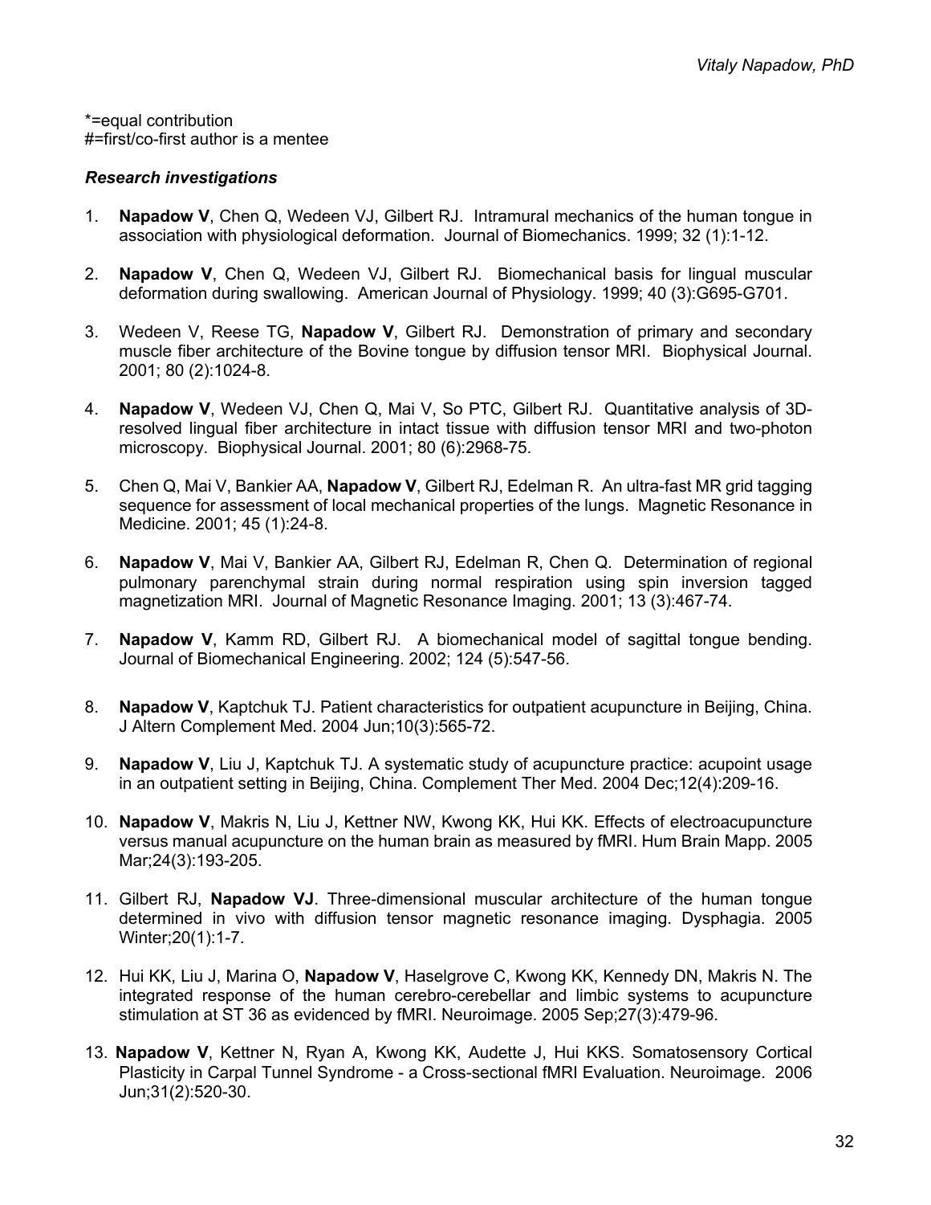*=equal contribution
#=first/co-first author is a mentee

***Research investigations***

1. **Napadow V**, Chen Q, Wedeen VJ, Gilbert RJ. Intramural mechanics of the human tongue in association with physiological deformation. Journal of Biomechanics. 1999; 32 (1):1-12.

2. **Napadow V**, Chen Q, Wedeen VJ, Gilbert RJ. Biomechanical basis for lingual muscular deformation during swallowing. American Journal of Physiology. 1999; 40 (3):G695-G701.

3. Wedeen V, Reese TG, **Napadow V**, Gilbert RJ. Demonstration of primary and secondary muscle fiber architecture of the Bovine tongue by diffusion tensor MRI. Biophysical Journal. 2001; 80 (2):1024-8.

4. **Napadow V**, Wedeen VJ, Chen Q, Mai V, So PTC, Gilbert RJ. Quantitative analysis of 3D-resolved lingual fiber architecture in intact tissue with diffusion tensor MRI and two-photon microscopy. Biophysical Journal. 2001; 80 (6):2968-75.

5. Chen Q, Mai V, Bankier AA, **Napadow V**, Gilbert RJ, Edelman R. An ultra-fast MR grid tagging sequence for assessment of local mechanical properties of the lungs. Magnetic Resonance in Medicine. 2001; 45 (1):24-8.

6. **Napadow V**, Mai V, Bankier AA, Gilbert RJ, Edelman R, Chen Q. Determination of regional pulmonary parenchymal strain during normal respiration using spin inversion tagged magnetization MRI. Journal of Magnetic Resonance Imaging. 2001; 13 (3):467-74.

7. **Napadow V**, Kamm RD, Gilbert RJ. A biomechanical model of sagittal tongue bending. Journal of Biomechanical Engineering. 2002; 124 (5):547-56.

8. **Napadow V**, Kaptchuk TJ. Patient characteristics for outpatient acupuncture in Beijing, China. J Altern Complement Med. 2004 Jun;10(3):565-72.

9. **Napadow V**, Liu J, Kaptchuk TJ. A systematic study of acupuncture practice: acupoint usage in an outpatient setting in Beijing, China. Complement Ther Med. 2004 Dec;12(4):209-16.

10. **Napadow V**, Makris N, Liu J, Kettner NW, Kwong KK, Hui KK. Effects of electroacupuncture versus manual acupuncture on the human brain as measured by fMRI. Hum Brain Mapp. 2005 Mar;24(3):193-205.

11. Gilbert RJ, **Napadow VJ**. Three-dimensional muscular architecture of the human tongue determined in vivo with diffusion tensor magnetic resonance imaging. Dysphagia. 2005 Winter;20(1):1-7.

12. Hui KK, Liu J, Marina O, **Napadow V**, Haselgrove C, Kwong KK, Kennedy DN, Makris N. The integrated response of the human cerebro-cerebellar and limbic systems to acupuncture stimulation at ST 36 as evidenced by fMRI. Neuroimage. 2005 Sep;27(3):479-96.

13. **Napadow V**, Kettner N, Ryan A, Kwong KK, Audette J, Hui KKS. Somatosensory Cortical Plasticity in Carpal Tunnel Syndrome - a Cross-sectional fMRI Evaluation. Neuroimage. 2006 Jun;31(2):520-30.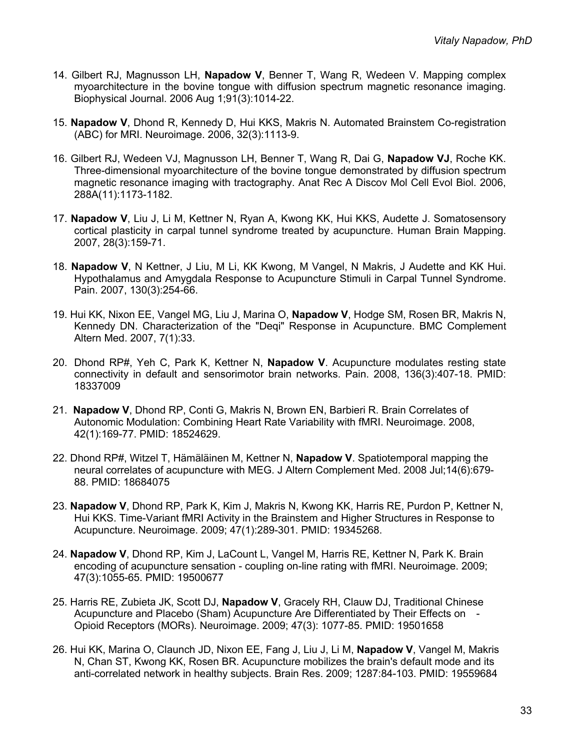14. Gilbert RJ, Magnusson LH, **Napadow V**, Benner T, Wang R, Wedeen V. Mapping complex myoarchitecture in the bovine tongue with diffusion spectrum magnetic resonance imaging. Biophysical Journal. 2006 Aug 1;91(3):1014-22.

15. **Napadow V**, Dhond R, Kennedy D, Hui KKS, Makris N. Automated Brainstem Co-registration (ABC) for MRI. Neuroimage. 2006, 32(3):1113-9.

16. Gilbert RJ, Wedeen VJ, Magnusson LH, Benner T, Wang R, Dai G, **Napadow VJ**, Roche KK. Three-dimensional myoarchitecture of the bovine tongue demonstrated by diffusion spectrum magnetic resonance imaging with tractography. Anat Rec A Discov Mol Cell Evol Biol. 2006, 288A(11):1173-1182.

17. **Napadow V**, Liu J, Li M, Kettner N, Ryan A, Kwong KK, Hui KKS, Audette J. Somatosensory cortical plasticity in carpal tunnel syndrome treated by acupuncture. Human Brain Mapping. 2007, 28(3):159-71.

18. **Napadow V**, N Kettner, J Liu, M Li, KK Kwong, M Vangel, N Makris, J Audette and KK Hui. Hypothalamus and Amygdala Response to Acupuncture Stimuli in Carpal Tunnel Syndrome. Pain. 2007, 130(3):254-66.

19. Hui KK, Nixon EE, Vangel MG, Liu J, Marina O, **Napadow V**, Hodge SM, Rosen BR, Makris N, Kennedy DN. Characterization of the "Deqi" Response in Acupuncture. BMC Complement Altern Med. 2007, 7(1):33.

20. Dhond RP#, Yeh C, Park K, Kettner N, **Napadow V**. Acupuncture modulates resting state connectivity in default and sensorimotor brain networks. Pain. 2008, 136(3):407-18. PMID: 18337009

21. **Napadow V**, Dhond RP, Conti G, Makris N, Brown EN, Barbieri R. Brain Correlates of Autonomic Modulation: Combining Heart Rate Variability with fMRI. Neuroimage. 2008, 42(1):169-77. PMID: 18524629.

22. Dhond RP#, Witzel T, Hämäläinen M, Kettner N, **Napadow V**. Spatiotemporal mapping the neural correlates of acupuncture with MEG. J Altern Complement Med. 2008 Jul;14(6):679-88. PMID: 18684075

23. **Napadow V**, Dhond RP, Park K, Kim J, Makris N, Kwong KK, Harris RE, Purdon P, Kettner N, Hui KKS. Time-Variant fMRI Activity in the Brainstem and Higher Structures in Response to Acupuncture. Neuroimage. 2009; 47(1):289-301. PMID: 19345268.

24. **Napadow V**, Dhond RP, Kim J, LaCount L, Vangel M, Harris RE, Kettner N, Park K. Brain encoding of acupuncture sensation - coupling on-line rating with fMRI. Neuroimage. 2009; 47(3):1055-65. PMID: 19500677

25. Harris RE, Zubieta JK, Scott DJ, **Napadow V**, Gracely RH, Clauw DJ, Traditional Chinese Acupuncture and Placebo (Sham) Acupuncture Are Differentiated by Their Effects on - Opioid Receptors (MORs). Neuroimage. 2009; 47(3): 1077-85. PMID: 19501658

26. Hui KK, Marina O, Claunch JD, Nixon EE, Fang J, Liu J, Li M, **Napadow V**, Vangel M, Makris N, Chan ST, Kwong KK, Rosen BR. Acupuncture mobilizes the brain's default mode and its anti-correlated network in healthy subjects. Brain Res. 2009; 1287:84-103. PMID: 19559684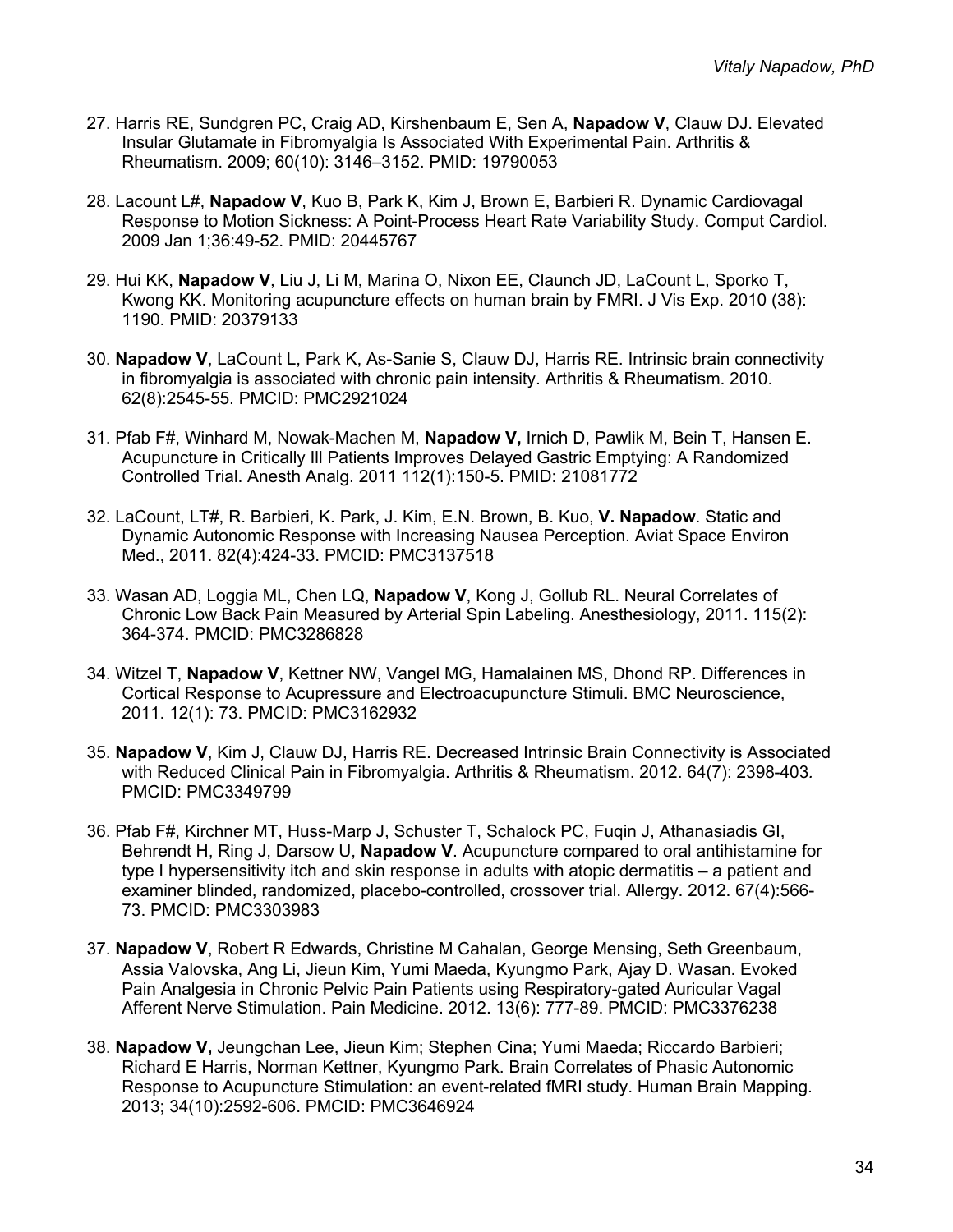27. Harris RE, Sundgren PC, Craig AD, Kirshenbaum E, Sen A, **Napadow V**, Clauw DJ. Elevated Insular Glutamate in Fibromyalgia Is Associated With Experimental Pain. Arthritis & Rheumatism. 2009; 60(10): 3146–3152. PMID: 19790053

28. Lacount L#, **Napadow V**, Kuo B, Park K, Kim J, Brown E, Barbieri R. Dynamic Cardiovagal Response to Motion Sickness: A Point-Process Heart Rate Variability Study. Comput Cardiol. 2009 Jan 1;36:49-52. PMID: 20445767

29. Hui KK, **Napadow V**, Liu J, Li M, Marina O, Nixon EE, Claunch JD, LaCount L, Sporko T, Kwong KK. Monitoring acupuncture effects on human brain by FMRI. J Vis Exp. 2010 (38): 1190. PMID: 20379133

30. **Napadow V**, LaCount L, Park K, As-Sanie S, Clauw DJ, Harris RE. Intrinsic brain connectivity in fibromyalgia is associated with chronic pain intensity. Arthritis & Rheumatism. 2010. 62(8):2545-55. PMCID: PMC2921024

31. Pfab F#, Winhard M, Nowak-Machen M, **Napadow V,** Irnich D, Pawlik M, Bein T, Hansen E. Acupuncture in Critically Ill Patients Improves Delayed Gastric Emptying: A Randomized Controlled Trial. Anesth Analg. 2011 112(1):150-5. PMID: 21081772

32. LaCount, LT#, R. Barbieri, K. Park, J. Kim, E.N. Brown, B. Kuo, **V. Napadow**. Static and Dynamic Autonomic Response with Increasing Nausea Perception. Aviat Space Environ Med., 2011. 82(4):424-33. PMCID: PMC3137518

33. Wasan AD, Loggia ML, Chen LQ, **Napadow V**, Kong J, Gollub RL. Neural Correlates of Chronic Low Back Pain Measured by Arterial Spin Labeling. Anesthesiology, 2011. 115(2): 364-374. PMCID: PMC3286828

34. Witzel T, **Napadow V**, Kettner NW, Vangel MG, Hamalainen MS, Dhond RP. Differences in Cortical Response to Acupressure and Electroacupuncture Stimuli. BMC Neuroscience, 2011. 12(1): 73. PMCID: PMC3162932

35. **Napadow V**, Kim J, Clauw DJ, Harris RE. Decreased Intrinsic Brain Connectivity is Associated with Reduced Clinical Pain in Fibromyalgia. Arthritis & Rheumatism. 2012. 64(7): 2398-403. PMCID: PMC3349799

36. Pfab F#, Kirchner MT, Huss-Marp J, Schuster T, Schalock PC, Fuqin J, Athanasiadis GI, Behrendt H, Ring J, Darsow U, **Napadow V**. Acupuncture compared to oral antihistamine for type I hypersensitivity itch and skin response in adults with atopic dermatitis – a patient and examiner blinded, randomized, placebo-controlled, crossover trial. Allergy. 2012. 67(4):566-73. PMCID: PMC3303983

37. **Napadow V**, Robert R Edwards, Christine M Cahalan, George Mensing, Seth Greenbaum, Assia Valovska, Ang Li, Jieun Kim, Yumi Maeda, Kyungmo Park, Ajay D. Wasan. Evoked Pain Analgesia in Chronic Pelvic Pain Patients using Respiratory-gated Auricular Vagal Afferent Nerve Stimulation. Pain Medicine. 2012. 13(6): 777-89. PMCID: PMC3376238

38. **Napadow V,** Jeungchan Lee, Jieun Kim; Stephen Cina; Yumi Maeda; Riccardo Barbieri; Richard E Harris, Norman Kettner, Kyungmo Park. Brain Correlates of Phasic Autonomic Response to Acupuncture Stimulation: an event-related fMRI study. Human Brain Mapping. 2013; 34(10):2592-606. PMCID: PMC3646924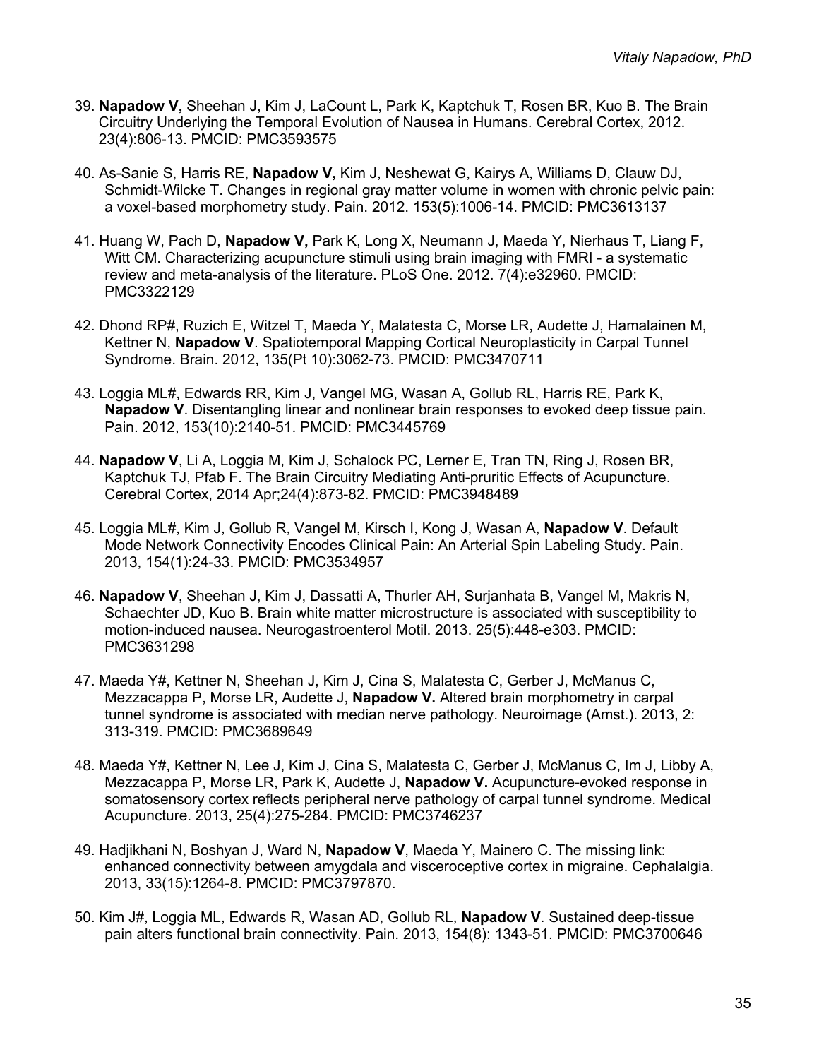39. **Napadow V,** Sheehan J, Kim J, LaCount L, Park K, Kaptchuk T, Rosen BR, Kuo B. The Brain Circuitry Underlying the Temporal Evolution of Nausea in Humans. Cerebral Cortex, 2012. 23(4):806-13. PMCID: PMC3593575

40. As-Sanie S, Harris RE, **Napadow V,** Kim J, Neshewat G, Kairys A, Williams D, Clauw DJ, Schmidt-Wilcke T. Changes in regional gray matter volume in women with chronic pelvic pain: a voxel-based morphometry study. Pain. 2012. 153(5):1006-14. PMCID: PMC3613137

41. Huang W, Pach D, **Napadow V,** Park K, Long X, Neumann J, Maeda Y, Nierhaus T, Liang F, Witt CM. Characterizing acupuncture stimuli using brain imaging with FMRI - a systematic review and meta-analysis of the literature. PLoS One. 2012. 7(4):e32960. PMCID: PMC3322129

42. Dhond RP#, Ruzich E, Witzel T, Maeda Y, Malatesta C, Morse LR, Audette J, Hamalainen M, Kettner N, **Napadow V**. Spatiotemporal Mapping Cortical Neuroplasticity in Carpal Tunnel Syndrome. Brain. 2012, 135(Pt 10):3062-73. PMCID: PMC3470711

43. Loggia ML#, Edwards RR, Kim J, Vangel MG, Wasan A, Gollub RL, Harris RE, Park K, **Napadow V**. Disentangling linear and nonlinear brain responses to evoked deep tissue pain. Pain. 2012, 153(10):2140-51. PMCID: PMC3445769

44. **Napadow V**, Li A, Loggia M, Kim J, Schalock PC, Lerner E, Tran TN, Ring J, Rosen BR, Kaptchuk TJ, Pfab F. The Brain Circuitry Mediating Anti-pruritic Effects of Acupuncture. Cerebral Cortex, 2014 Apr;24(4):873-82. PMCID: PMC3948489

45. Loggia ML#, Kim J, Gollub R, Vangel M, Kirsch I, Kong J, Wasan A, **Napadow V**. Default Mode Network Connectivity Encodes Clinical Pain: An Arterial Spin Labeling Study. Pain. 2013, 154(1):24-33. PMCID: PMC3534957

46. **Napadow V**, Sheehan J, Kim J, Dassatti A, Thurler AH, Surjanhata B, Vangel M, Makris N, Schaechter JD, Kuo B. Brain white matter microstructure is associated with susceptibility to motion-induced nausea. Neurogastroenterol Motil. 2013. 25(5):448-e303. PMCID: PMC3631298

47. Maeda Y#, Kettner N, Sheehan J, Kim J, Cina S, Malatesta C, Gerber J, McManus C, Mezzacappa P, Morse LR, Audette J, **Napadow V.** Altered brain morphometry in carpal tunnel syndrome is associated with median nerve pathology. Neuroimage (Amst.). 2013, 2: 313-319. PMCID: PMC3689649

48. Maeda Y#, Kettner N, Lee J, Kim J, Cina S, Malatesta C, Gerber J, McManus C, Im J, Libby A, Mezzacappa P, Morse LR, Park K, Audette J, **Napadow V.** Acupuncture-evoked response in somatosensory cortex reflects peripheral nerve pathology of carpal tunnel syndrome. Medical Acupuncture. 2013, 25(4):275-284. PMCID: PMC3746237

49. Hadjikhani N, Boshyan J, Ward N, **Napadow V**, Maeda Y, Mainero C. The missing link: enhanced connectivity between amygdala and visceroceptive cortex in migraine. Cephalalgia. 2013, 33(15):1264-8. PMCID: PMC3797870.

50. Kim J#, Loggia ML, Edwards R, Wasan AD, Gollub RL, **Napadow V**. Sustained deep-tissue pain alters functional brain connectivity. Pain. 2013, 154(8): 1343-51. PMCID: PMC3700646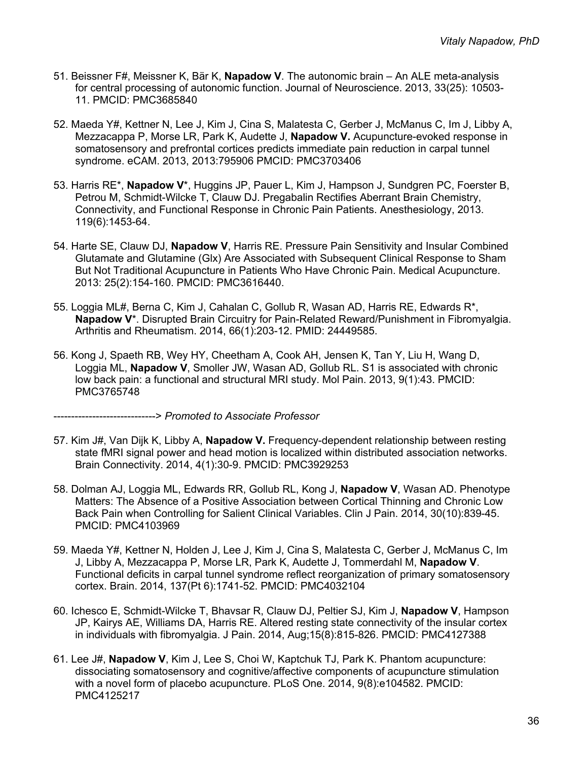51. Beissner F#, Meissner K, Bär K, **Napadow V**. The autonomic brain – An ALE meta-analysis for central processing of autonomic function. Journal of Neuroscience. 2013, 33(25): 10503-11. PMCID: PMC3685840

52. Maeda Y#, Kettner N, Lee J, Kim J, Cina S, Malatesta C, Gerber J, McManus C, Im J, Libby A, Mezzacappa P, Morse LR, Park K, Audette J, **Napadow V.** Acupuncture-evoked response in somatosensory and prefrontal cortices predicts immediate pain reduction in carpal tunnel syndrome. eCAM. 2013, 2013:795906 PMCID: PMC3703406

53. Harris RE*, **Napadow V***, Huggins JP, Pauer L, Kim J, Hampson J, Sundgren PC, Foerster B, Petrou M, Schmidt-Wilcke T, Clauw DJ. Pregabalin Rectifies Aberrant Brain Chemistry, Connectivity, and Functional Response in Chronic Pain Patients. Anesthesiology, 2013. 119(6):1453-64.

54. Harte SE, Clauw DJ, **Napadow V**, Harris RE. Pressure Pain Sensitivity and Insular Combined Glutamate and Glutamine (Glx) Are Associated with Subsequent Clinical Response to Sham But Not Traditional Acupuncture in Patients Who Have Chronic Pain. Medical Acupuncture. 2013: 25(2):154-160. PMCID: PMC3616440.

55. Loggia ML#, Berna C, Kim J, Cahalan C, Gollub R, Wasan AD, Harris RE, Edwards R*, **Napadow V***. Disrupted Brain Circuitry for Pain-Related Reward/Punishment in Fibromyalgia. Arthritis and Rheumatism. 2014, 66(1):203-12. PMID: 24449585.

56. Kong J, Spaeth RB, Wey HY, Cheetham A, Cook AH, Jensen K, Tan Y, Liu H, Wang D, Loggia ML, **Napadow V**, Smoller JW, Wasan AD, Gollub RL. S1 is associated with chronic low back pain: a functional and structural MRI study. Mol Pain. 2013, 9(1):43. PMCID: PMC3765748

----------------------------> *Promoted to Associate Professor*

57. Kim J#, Van Dijk K, Libby A, **Napadow V.** Frequency-dependent relationship between resting state fMRI signal power and head motion is localized within distributed association networks. Brain Connectivity. 2014, 4(1):30-9. PMCID: PMC3929253

58. Dolman AJ, Loggia ML, Edwards RR, Gollub RL, Kong J, **Napadow V**, Wasan AD. Phenotype Matters: The Absence of a Positive Association between Cortical Thinning and Chronic Low Back Pain when Controlling for Salient Clinical Variables. Clin J Pain. 2014, 30(10):839-45. PMCID: PMC4103969

59. Maeda Y#, Kettner N, Holden J, Lee J, Kim J, Cina S, Malatesta C, Gerber J, McManus C, Im J, Libby A, Mezzacappa P, Morse LR, Park K, Audette J, Tommerdahl M, **Napadow V**. Functional deficits in carpal tunnel syndrome reflect reorganization of primary somatosensory cortex. Brain. 2014, 137(Pt 6):1741-52. PMCID: PMC4032104

60. Ichesco E, Schmidt-Wilcke T, Bhavsar R, Clauw DJ, Peltier SJ, Kim J, **Napadow V**, Hampson JP, Kairys AE, Williams DA, Harris RE. Altered resting state connectivity of the insular cortex in individuals with fibromyalgia. J Pain. 2014, Aug;15(8):815-826. PMCID: PMC4127388

61. Lee J#, **Napadow V**, Kim J, Lee S, Choi W, Kaptchuk TJ, Park K. Phantom acupuncture: dissociating somatosensory and cognitive/affective components of acupuncture stimulation with a novel form of placebo acupuncture. PLoS One. 2014, 9(8):e104582. PMCID: PMC4125217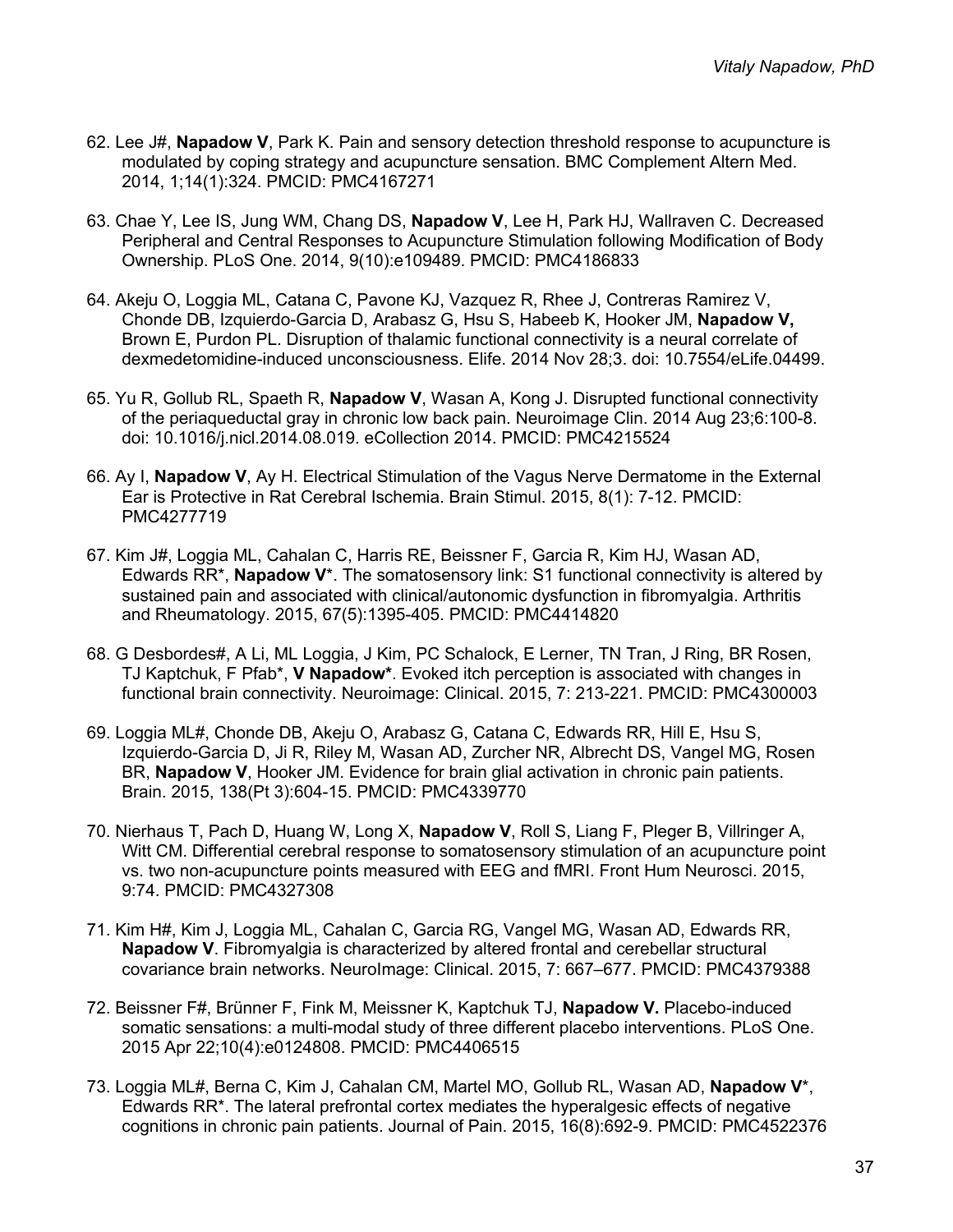62. Lee J#, **Napadow V**, Park K. Pain and sensory detection threshold response to acupuncture is modulated by coping strategy and acupuncture sensation. BMC Complement Altern Med. 2014, 1;14(1):324. PMCID: PMC4167271

63. Chae Y, Lee IS, Jung WM, Chang DS, **Napadow V**, Lee H, Park HJ, Wallraven C. Decreased Peripheral and Central Responses to Acupuncture Stimulation following Modification of Body Ownership. PLoS One. 2014, 9(10):e109489. PMCID: PMC4186833

64. Akeju O, Loggia ML, Catana C, Pavone KJ, Vazquez R, Rhee J, Contreras Ramirez V, Chonde DB, Izquierdo-Garcia D, Arabasz G, Hsu S, Habeeb K, Hooker JM, **Napadow V,** Brown E, Purdon PL. Disruption of thalamic functional connectivity is a neural correlate of dexmedetomidine-induced unconsciousness. Elife. 2014 Nov 28;3. doi: 10.7554/eLife.04499.

65. Yu R, Gollub RL, Spaeth R, **Napadow V**, Wasan A, Kong J. Disrupted functional connectivity of the periaqueductal gray in chronic low back pain. Neuroimage Clin. 2014 Aug 23;6:100-8. doi: 10.1016/j.nicl.2014.08.019. eCollection 2014. PMCID: PMC4215524

66. Ay I, **Napadow V**, Ay H. Electrical Stimulation of the Vagus Nerve Dermatome in the External Ear is Protective in Rat Cerebral Ischemia. Brain Stimul. 2015, 8(1): 7-12. PMCID: PMC4277719

67. Kim J#, Loggia ML, Cahalan C, Harris RE, Beissner F, Garcia R, Kim HJ, Wasan AD, Edwards RR*, **Napadow V***. The somatosensory link: S1 functional connectivity is altered by sustained pain and associated with clinical/autonomic dysfunction in fibromyalgia. Arthritis and Rheumatology. 2015, 67(5):1395-405. PMCID: PMC4414820

68. G Desbordes#, A Li, ML Loggia, J Kim, PC Schalock, E Lerner, TN Tran, J Ring, BR Rosen, TJ Kaptchuk, F Pfab*, **V Napadow***. Evoked itch perception is associated with changes in functional brain connectivity. Neuroimage: Clinical. 2015, 7: 213-221. PMCID: PMC4300003

69. Loggia ML#, Chonde DB, Akeju O, Arabasz G, Catana C, Edwards RR, Hill E, Hsu S, Izquierdo-Garcia D, Ji R, Riley M, Wasan AD, Zurcher NR, Albrecht DS, Vangel MG, Rosen BR, **Napadow V**, Hooker JM. Evidence for brain glial activation in chronic pain patients. Brain. 2015, 138(Pt 3):604-15. PMCID: PMC4339770

70. Nierhaus T, Pach D, Huang W, Long X, **Napadow V**, Roll S, Liang F, Pleger B, Villringer A, Witt CM. Differential cerebral response to somatosensory stimulation of an acupuncture point vs. two non-acupuncture points measured with EEG and fMRI. Front Hum Neurosci. 2015, 9:74. PMCID: PMC4327308

71. Kim H#, Kim J, Loggia ML, Cahalan C, Garcia RG, Vangel MG, Wasan AD, Edwards RR, **Napadow V**. Fibromyalgia is characterized by altered frontal and cerebellar structural covariance brain networks. NeuroImage: Clinical. 2015, 7: 667–677. PMCID: PMC4379388

72. Beissner F#, Brünner F, Fink M, Meissner K, Kaptchuk TJ, **Napadow V.** Placebo-induced somatic sensations: a multi-modal study of three different placebo interventions. PLoS One. 2015 Apr 22;10(4):e0124808. PMCID: PMC4406515

73. Loggia ML#, Berna C, Kim J, Cahalan CM, Martel MO, Gollub RL, Wasan AD, **Napadow V***, Edwards RR*. The lateral prefrontal cortex mediates the hyperalgesic effects of negative cognitions in chronic pain patients. Journal of Pain. 2015, 16(8):692-9. PMCID: PMC4522376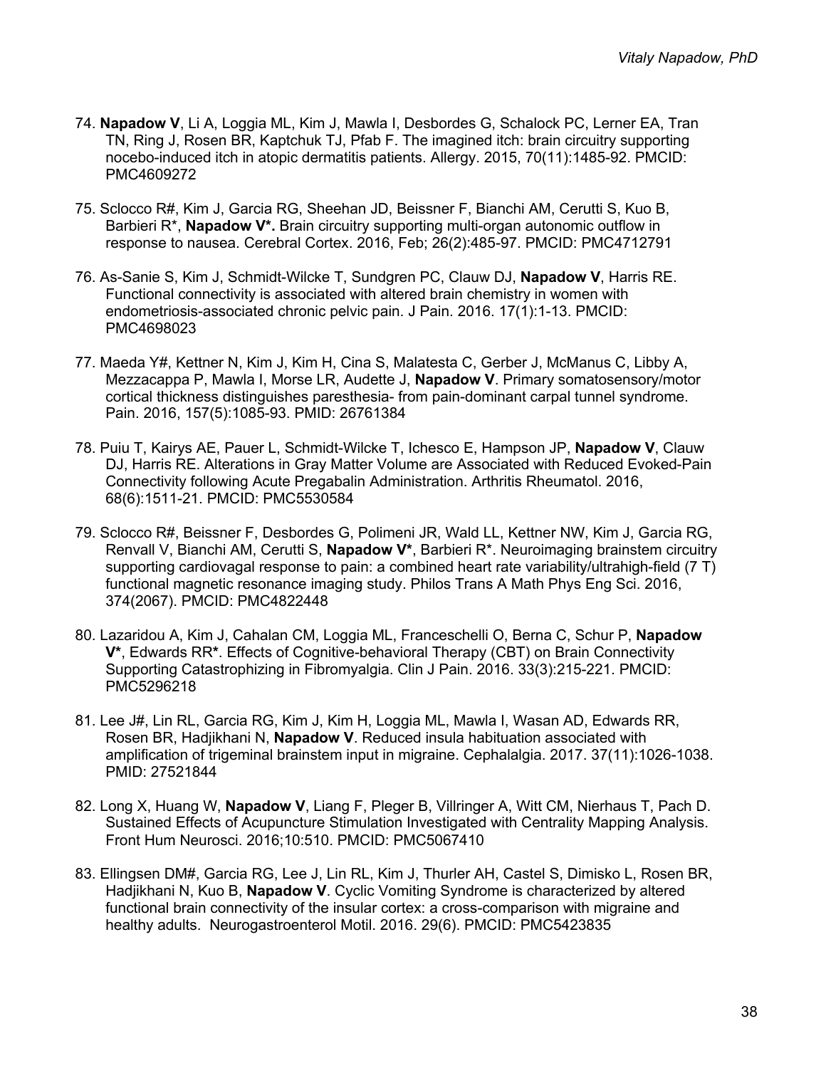74. **Napadow V**, Li A, Loggia ML, Kim J, Mawla I, Desbordes G, Schalock PC, Lerner EA, Tran TN, Ring J, Rosen BR, Kaptchuk TJ, Pfab F. The imagined itch: brain circuitry supporting nocebo-induced itch in atopic dermatitis patients. Allergy. 2015, 70(11):1485-92. PMCID: PMC4609272

75. Sclocco R#, Kim J, Garcia RG, Sheehan JD, Beissner F, Bianchi AM, Cerutti S, Kuo B, Barbieri R*, **Napadow V*.** Brain circuitry supporting multi-organ autonomic outflow in response to nausea. Cerebral Cortex. 2016, Feb; 26(2):485-97. PMCID: PMC4712791

76. As-Sanie S, Kim J, Schmidt-Wilcke T, Sundgren PC, Clauw DJ, **Napadow V**, Harris RE. Functional connectivity is associated with altered brain chemistry in women with endometriosis-associated chronic pelvic pain. J Pain. 2016. 17(1):1-13. PMCID: PMC4698023

77. Maeda Y#, Kettner N, Kim J, Kim H, Cina S, Malatesta C, Gerber J, McManus C, Libby A, Mezzacappa P, Mawla I, Morse LR, Audette J, **Napadow V**. Primary somatosensory/motor cortical thickness distinguishes paresthesia- from pain-dominant carpal tunnel syndrome. Pain. 2016, 157(5):1085-93. PMID: 26761384

78. Puiu T, Kairys AE, Pauer L, Schmidt-Wilcke T, Ichesco E, Hampson JP, **Napadow V**, Clauw DJ, Harris RE. Alterations in Gray Matter Volume are Associated with Reduced Evoked-Pain Connectivity following Acute Pregabalin Administration. Arthritis Rheumatol. 2016, 68(6):1511-21. PMCID: PMC5530584

79. Sclocco R#, Beissner F, Desbordes G, Polimeni JR, Wald LL, Kettner NW, Kim J, Garcia RG, Renvall V, Bianchi AM, Cerutti S, **Napadow V***, Barbieri R*. Neuroimaging brainstem circuitry supporting cardiovagal response to pain: a combined heart rate variability/ultrahigh-field (7 T) functional magnetic resonance imaging study. Philos Trans A Math Phys Eng Sci. 2016, 374(2067). PMCID: PMC4822448

80. Lazaridou A, Kim J, Cahalan CM, Loggia ML, Franceschelli O, Berna C, Schur P, **Napadow V***, Edwards RR*. Effects of Cognitive-behavioral Therapy (CBT) on Brain Connectivity Supporting Catastrophizing in Fibromyalgia. Clin J Pain. 2016. 33(3):215-221. PMCID: PMC5296218

81. Lee J#, Lin RL, Garcia RG, Kim J, Kim H, Loggia ML, Mawla I, Wasan AD, Edwards RR, Rosen BR, Hadjikhani N, **Napadow V**. Reduced insula habituation associated with amplification of trigeminal brainstem input in migraine. Cephalalgia. 2017. 37(11):1026-1038. PMID: 27521844

82. Long X, Huang W, **Napadow V**, Liang F, Pleger B, Villringer A, Witt CM, Nierhaus T, Pach D. Sustained Effects of Acupuncture Stimulation Investigated with Centrality Mapping Analysis. Front Hum Neurosci. 2016;10:510. PMCID: PMC5067410

83. Ellingsen DM#, Garcia RG, Lee J, Lin RL, Kim J, Thurler AH, Castel S, Dimisko L, Rosen BR, Hadjikhani N, Kuo B, **Napadow V**. Cyclic Vomiting Syndrome is characterized by altered functional brain connectivity of the insular cortex: a cross-comparison with migraine and healthy adults. Neurogastroenterol Motil. 2016. 29(6). PMCID: PMC5423835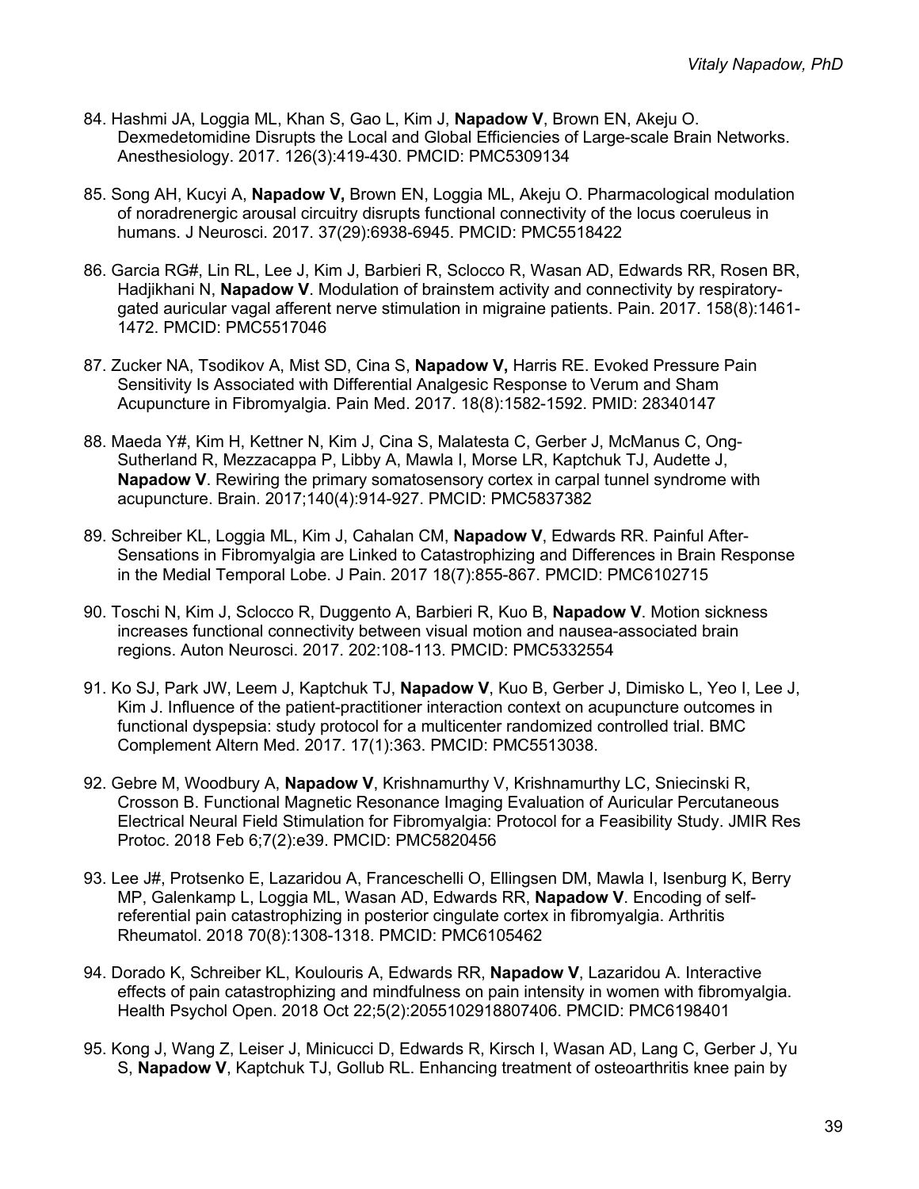84. Hashmi JA, Loggia ML, Khan S, Gao L, Kim J, **Napadow V**, Brown EN, Akeju O. Dexmedetomidine Disrupts the Local and Global Efficiencies of Large-scale Brain Networks. Anesthesiology. 2017. 126(3):419-430. PMCID: PMC5309134

85. Song AH, Kucyi A, **Napadow V,** Brown EN, Loggia ML, Akeju O. Pharmacological modulation of noradrenergic arousal circuitry disrupts functional connectivity of the locus coeruleus in humans. J Neurosci. 2017. 37(29):6938-6945. PMCID: PMC5518422

86. Garcia RG#, Lin RL, Lee J, Kim J, Barbieri R, Sclocco R, Wasan AD, Edwards RR, Rosen BR, Hadjikhani N, **Napadow V**. Modulation of brainstem activity and connectivity by respiratory-gated auricular vagal afferent nerve stimulation in migraine patients. Pain. 2017. 158(8):1461-1472. PMCID: PMC5517046

87. Zucker NA, Tsodikov A, Mist SD, Cina S, **Napadow V,** Harris RE. Evoked Pressure Pain Sensitivity Is Associated with Differential Analgesic Response to Verum and Sham Acupuncture in Fibromyalgia. Pain Med. 2017. 18(8):1582-1592. PMID: 28340147

88. Maeda Y#, Kim H, Kettner N, Kim J, Cina S, Malatesta C, Gerber J, McManus C, Ong-Sutherland R, Mezzacappa P, Libby A, Mawla I, Morse LR, Kaptchuk TJ, Audette J, **Napadow V**. Rewiring the primary somatosensory cortex in carpal tunnel syndrome with acupuncture. Brain. 2017;140(4):914-927. PMCID: PMC5837382

89. Schreiber KL, Loggia ML, Kim J, Cahalan CM, **Napadow V**, Edwards RR. Painful After-Sensations in Fibromyalgia are Linked to Catastrophizing and Differences in Brain Response in the Medial Temporal Lobe. J Pain. 2017 18(7):855-867. PMCID: PMC6102715

90. Toschi N, Kim J, Sclocco R, Duggento A, Barbieri R, Kuo B, **Napadow V**. Motion sickness increases functional connectivity between visual motion and nausea-associated brain regions. Auton Neurosci. 2017. 202:108-113. PMCID: PMC5332554

91. Ko SJ, Park JW, Leem J, Kaptchuk TJ, **Napadow V**, Kuo B, Gerber J, Dimisko L, Yeo I, Lee J, Kim J. Influence of the patient-practitioner interaction context on acupuncture outcomes in functional dyspepsia: study protocol for a multicenter randomized controlled trial. BMC Complement Altern Med. 2017. 17(1):363. PMCID: PMC5513038.

92. Gebre M, Woodbury A, **Napadow V**, Krishnamurthy V, Krishnamurthy LC, Sniecinski R, Crosson B. Functional Magnetic Resonance Imaging Evaluation of Auricular Percutaneous Electrical Neural Field Stimulation for Fibromyalgia: Protocol for a Feasibility Study. JMIR Res Protoc. 2018 Feb 6;7(2):e39. PMCID: PMC5820456

93. Lee J#, Protsenko E, Lazaridou A, Franceschelli O, Ellingsen DM, Mawla I, Isenburg K, Berry MP, Galenkamp L, Loggia ML, Wasan AD, Edwards RR, **Napadow V**. Encoding of self-referential pain catastrophizing in posterior cingulate cortex in fibromyalgia. Arthritis Rheumatol. 2018 70(8):1308-1318. PMCID: PMC6105462

94. Dorado K, Schreiber KL, Koulouris A, Edwards RR, **Napadow V**, Lazaridou A. Interactive effects of pain catastrophizing and mindfulness on pain intensity in women with fibromyalgia. Health Psychol Open. 2018 Oct 22;5(2):2055102918807406. PMCID: PMC6198401

95. Kong J, Wang Z, Leiser J, Minicucci D, Edwards R, Kirsch I, Wasan AD, Lang C, Gerber J, Yu S, **Napadow V**, Kaptchuk TJ, Gollub RL. Enhancing treatment of osteoarthritis knee pain by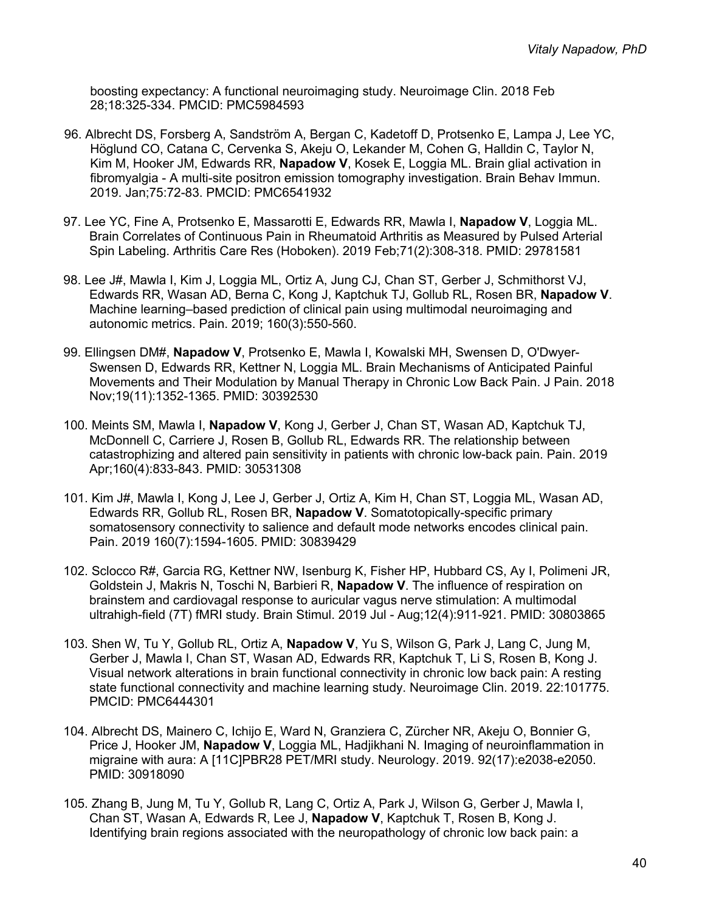boosting expectancy: A functional neuroimaging study. Neuroimage Clin. 2018 Feb 28;18:325-334. PMCID: PMC5984593

96. Albrecht DS, Forsberg A, Sandström A, Bergan C, Kadetoff D, Protsenko E, Lampa J, Lee YC, Höglund CO, Catana C, Cervenka S, Akeju O, Lekander M, Cohen G, Halldin C, Taylor N, Kim M, Hooker JM, Edwards RR, **Napadow V**, Kosek E, Loggia ML. Brain glial activation in fibromyalgia - A multi-site positron emission tomography investigation. Brain Behav Immun. 2019. Jan;75:72-83. PMCID: PMC6541932

97. Lee YC, Fine A, Protsenko E, Massarotti E, Edwards RR, Mawla I, **Napadow V**, Loggia ML. Brain Correlates of Continuous Pain in Rheumatoid Arthritis as Measured by Pulsed Arterial Spin Labeling. Arthritis Care Res (Hoboken). 2019 Feb;71(2):308-318. PMID: 29781581

98. Lee J#, Mawla I, Kim J, Loggia ML, Ortiz A, Jung CJ, Chan ST, Gerber J, Schmithorst VJ, Edwards RR, Wasan AD, Berna C, Kong J, Kaptchuk TJ, Gollub RL, Rosen BR, **Napadow V**. Machine learning–based prediction of clinical pain using multimodal neuroimaging and autonomic metrics. Pain. 2019; 160(3):550-560.

99. Ellingsen DM#, **Napadow V**, Protsenko E, Mawla I, Kowalski MH, Swensen D, O'Dwyer-Swensen D, Edwards RR, Kettner N, Loggia ML. Brain Mechanisms of Anticipated Painful Movements and Their Modulation by Manual Therapy in Chronic Low Back Pain. J Pain. 2018 Nov;19(11):1352-1365. PMID: 30392530

100. Meints SM, Mawla I, **Napadow V**, Kong J, Gerber J, Chan ST, Wasan AD, Kaptchuk TJ, McDonnell C, Carriere J, Rosen B, Gollub RL, Edwards RR. The relationship between catastrophizing and altered pain sensitivity in patients with chronic low-back pain. Pain. 2019 Apr;160(4):833-843. PMID: 30531308

101. Kim J#, Mawla I, Kong J, Lee J, Gerber J, Ortiz A, Kim H, Chan ST, Loggia ML, Wasan AD, Edwards RR, Gollub RL, Rosen BR, **Napadow V**. Somatotopically-specific primary somatosensory connectivity to salience and default mode networks encodes clinical pain. Pain. 2019 160(7):1594-1605. PMID: 30839429

102. Sclocco R#, Garcia RG, Kettner NW, Isenburg K, Fisher HP, Hubbard CS, Ay I, Polimeni JR, Goldstein J, Makris N, Toschi N, Barbieri R, **Napadow V**. The influence of respiration on brainstem and cardiovagal response to auricular vagus nerve stimulation: A multimodal ultrahigh-field (7T) fMRI study. Brain Stimul. 2019 Jul - Aug;12(4):911-921. PMID: 30803865

103. Shen W, Tu Y, Gollub RL, Ortiz A, **Napadow V**, Yu S, Wilson G, Park J, Lang C, Jung M, Gerber J, Mawla I, Chan ST, Wasan AD, Edwards RR, Kaptchuk T, Li S, Rosen B, Kong J. Visual network alterations in brain functional connectivity in chronic low back pain: A resting state functional connectivity and machine learning study. Neuroimage Clin. 2019. 22:101775. PMCID: PMC6444301

104. Albrecht DS, Mainero C, Ichijo E, Ward N, Granziera C, Zürcher NR, Akeju O, Bonnier G, Price J, Hooker JM, **Napadow V**, Loggia ML, Hadjikhani N. Imaging of neuroinflammation in migraine with aura: A [11C]PBR28 PET/MRI study. Neurology. 2019. 92(17):e2038-e2050. PMID: 30918090

105. Zhang B, Jung M, Tu Y, Gollub R, Lang C, Ortiz A, Park J, Wilson G, Gerber J, Mawla I, Chan ST, Wasan A, Edwards R, Lee J, **Napadow V**, Kaptchuk T, Rosen B, Kong J. Identifying brain regions associated with the neuropathology of chronic low back pain: a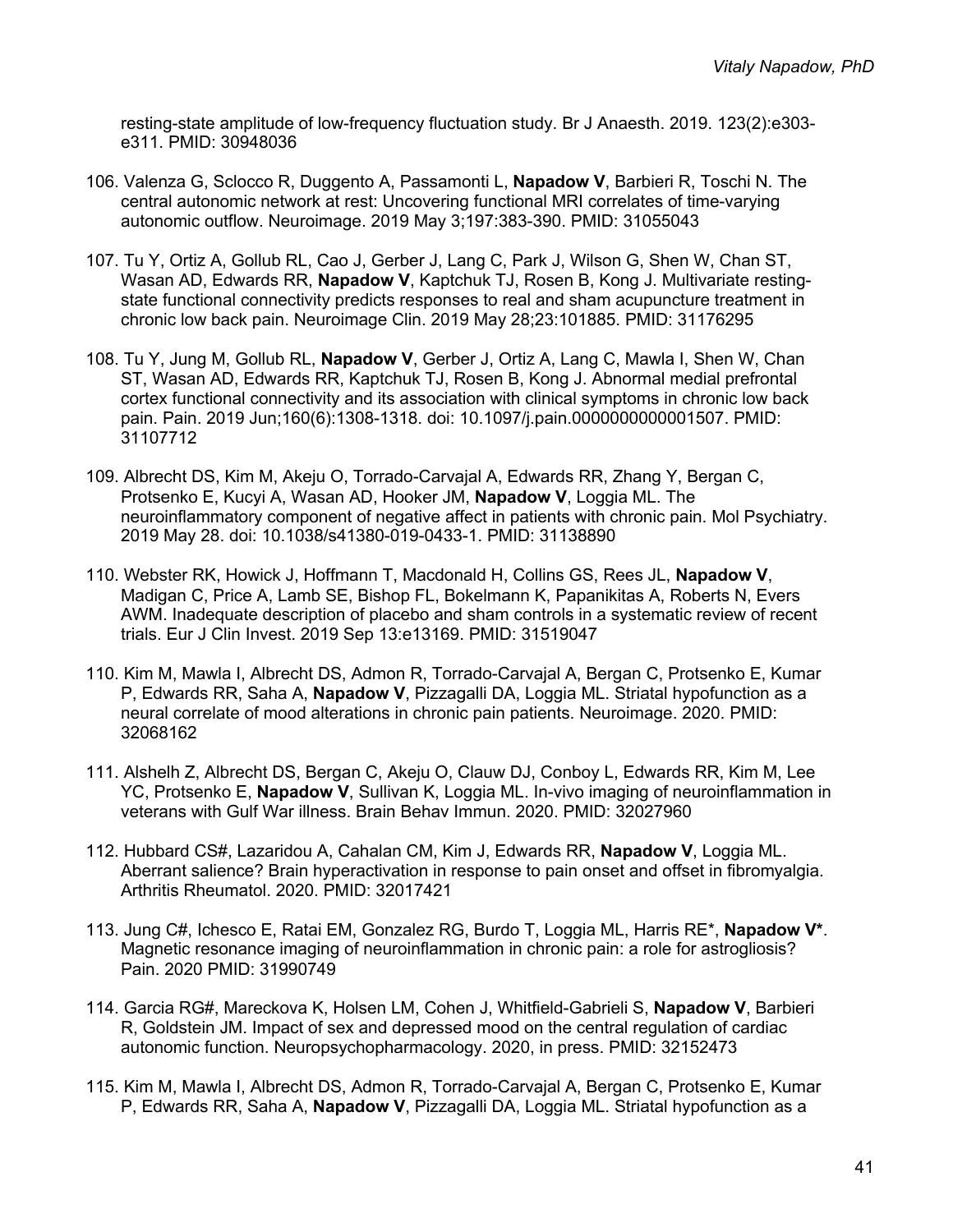resting-state amplitude of low-frequency fluctuation study. Br J Anaesth. 2019. 123(2):e303-e311. PMID: 30948036

106. Valenza G, Sclocco R, Duggento A, Passamonti L, **Napadow V**, Barbieri R, Toschi N. The central autonomic network at rest: Uncovering functional MRI correlates of time-varying autonomic outflow. Neuroimage. 2019 May 3;197:383-390. PMID: 31055043

107. Tu Y, Ortiz A, Gollub RL, Cao J, Gerber J, Lang C, Park J, Wilson G, Shen W, Chan ST, Wasan AD, Edwards RR, **Napadow V**, Kaptchuk TJ, Rosen B, Kong J. Multivariate resting-state functional connectivity predicts responses to real and sham acupuncture treatment in chronic low back pain. Neuroimage Clin. 2019 May 28;23:101885. PMID: 31176295

108. Tu Y, Jung M, Gollub RL, **Napadow V**, Gerber J, Ortiz A, Lang C, Mawla I, Shen W, Chan ST, Wasan AD, Edwards RR, Kaptchuk TJ, Rosen B, Kong J. Abnormal medial prefrontal cortex functional connectivity and its association with clinical symptoms in chronic low back pain. Pain. 2019 Jun;160(6):1308-1318. doi: 10.1097/j.pain.0000000000001507. PMID: 31107712

109. Albrecht DS, Kim M, Akeju O, Torrado-Carvajal A, Edwards RR, Zhang Y, Bergan C, Protsenko E, Kucyi A, Wasan AD, Hooker JM, **Napadow V**, Loggia ML. The neuroinflammatory component of negative affect in patients with chronic pain. Mol Psychiatry. 2019 May 28. doi: 10.1038/s41380-019-0433-1. PMID: 31138890

110. Webster RK, Howick J, Hoffmann T, Macdonald H, Collins GS, Rees JL, **Napadow V**, Madigan C, Price A, Lamb SE, Bishop FL, Bokelmann K, Papanikitas A, Roberts N, Evers AWM. Inadequate description of placebo and sham controls in a systematic review of recent trials. Eur J Clin Invest. 2019 Sep 13:e13169. PMID: 31519047

110. Kim M, Mawla I, Albrecht DS, Admon R, Torrado-Carvajal A, Bergan C, Protsenko E, Kumar P, Edwards RR, Saha A, **Napadow V**, Pizzagalli DA, Loggia ML. Striatal hypofunction as a neural correlate of mood alterations in chronic pain patients. Neuroimage. 2020. PMID: 32068162

111. Alshelh Z, Albrecht DS, Bergan C, Akeju O, Clauw DJ, Conboy L, Edwards RR, Kim M, Lee YC, Protsenko E, **Napadow V**, Sullivan K, Loggia ML. In-vivo imaging of neuroinflammation in veterans with Gulf War illness. Brain Behav Immun. 2020. PMID: 32027960

112. Hubbard CS#, Lazaridou A, Cahalan CM, Kim J, Edwards RR, **Napadow V**, Loggia ML. Aberrant salience? Brain hyperactivation in response to pain onset and offset in fibromyalgia. Arthritis Rheumatol. 2020. PMID: 32017421

113. Jung C#, Ichesco E, Ratai EM, Gonzalez RG, Burdo T, Loggia ML, Harris RE*, **Napadow V***. Magnetic resonance imaging of neuroinflammation in chronic pain: a role for astrogliosis? Pain. 2020 PMID: 31990749

114. Garcia RG#, Mareckova K, Holsen LM, Cohen J, Whitfield-Gabrieli S, **Napadow V**, Barbieri R, Goldstein JM. Impact of sex and depressed mood on the central regulation of cardiac autonomic function. Neuropsychopharmacology. 2020, in press. PMID: 32152473

115. Kim M, Mawla I, Albrecht DS, Admon R, Torrado-Carvajal A, Bergan C, Protsenko E, Kumar P, Edwards RR, Saha A, **Napadow V**, Pizzagalli DA, Loggia ML. Striatal hypofunction as a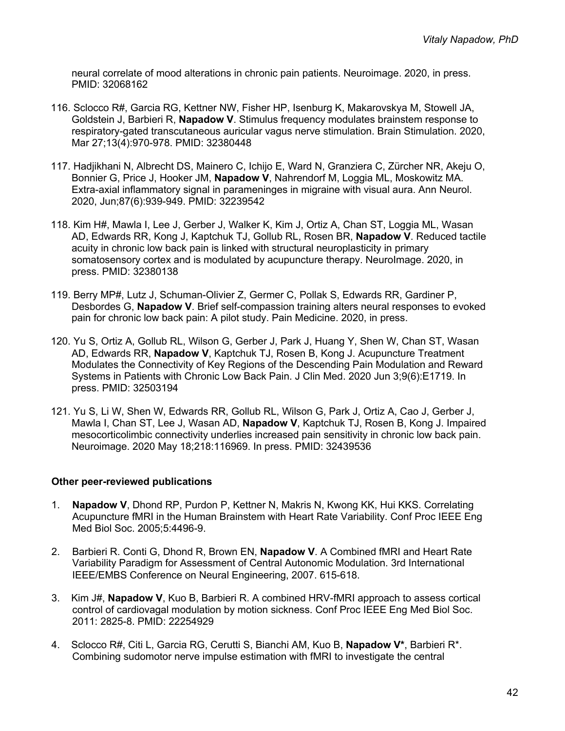neural correlate of mood alterations in chronic pain patients. Neuroimage. 2020, in press. PMID: 32068162

116. Sclocco R#, Garcia RG, Kettner NW, Fisher HP, Isenburg K, Makarovskya M, Stowell JA, Goldstein J, Barbieri R, **Napadow V**. Stimulus frequency modulates brainstem response to respiratory-gated transcutaneous auricular vagus nerve stimulation. Brain Stimulation. 2020, Mar 27;13(4):970-978. PMID: 32380448

117. Hadjikhani N, Albrecht DS, Mainero C, Ichijo E, Ward N, Granziera C, Zürcher NR, Akeju O, Bonnier G, Price J, Hooker JM, **Napadow V**, Nahrendorf M, Loggia ML, Moskowitz MA. Extra-axial inflammatory signal in parameninges in migraine with visual aura. Ann Neurol. 2020, Jun;87(6):939-949. PMID: 32239542

118. Kim H#, Mawla I, Lee J, Gerber J, Walker K, Kim J, Ortiz A, Chan ST, Loggia ML, Wasan AD, Edwards RR, Kong J, Kaptchuk TJ, Gollub RL, Rosen BR, **Napadow V**. Reduced tactile acuity in chronic low back pain is linked with structural neuroplasticity in primary somatosensory cortex and is modulated by acupuncture therapy. NeuroImage. 2020, in press. PMID: 32380138

119. Berry MP#, Lutz J, Schuman-Olivier Z, Germer C, Pollak S, Edwards RR, Gardiner P, Desbordes G, **Napadow V**. Brief self-compassion training alters neural responses to evoked pain for chronic low back pain: A pilot study. Pain Medicine. 2020, in press.

120. Yu S, Ortiz A, Gollub RL, Wilson G, Gerber J, Park J, Huang Y, Shen W, Chan ST, Wasan AD, Edwards RR, **Napadow V**, Kaptchuk TJ, Rosen B, Kong J. Acupuncture Treatment Modulates the Connectivity of Key Regions of the Descending Pain Modulation and Reward Systems in Patients with Chronic Low Back Pain. J Clin Med. 2020 Jun 3;9(6):E1719. In press. PMID: 32503194

121. Yu S, Li W, Shen W, Edwards RR, Gollub RL, Wilson G, Park J, Ortiz A, Cao J, Gerber J, Mawla I, Chan ST, Lee J, Wasan AD, **Napadow V**, Kaptchuk TJ, Rosen B, Kong J. Impaired mesocorticolimbic connectivity underlies increased pain sensitivity in chronic low back pain. Neuroimage. 2020 May 18;218:116969. In press. PMID: 32439536

**Other peer-reviewed publications**

1. **Napadow V**, Dhond RP, Purdon P, Kettner N, Makris N, Kwong KK, Hui KKS. Correlating Acupuncture fMRI in the Human Brainstem with Heart Rate Variability. Conf Proc IEEE Eng Med Biol Soc. 2005;5:4496-9.

2. Barbieri R. Conti G, Dhond R, Brown EN, **Napadow V**. A Combined fMRI and Heart Rate Variability Paradigm for Assessment of Central Autonomic Modulation. 3rd International IEEE/EMBS Conference on Neural Engineering, 2007. 615-618.

3. Kim J#, **Napadow V**, Kuo B, Barbieri R. A combined HRV-fMRI approach to assess cortical control of cardiovagal modulation by motion sickness. Conf Proc IEEE Eng Med Biol Soc. 2011: 2825-8. PMID: 22254929

4. Sclocco R#, Citi L, Garcia RG, Cerutti S, Bianchi AM, Kuo B, **Napadow V\***, Barbieri R\*. Combining sudomotor nerve impulse estimation with fMRI to investigate the central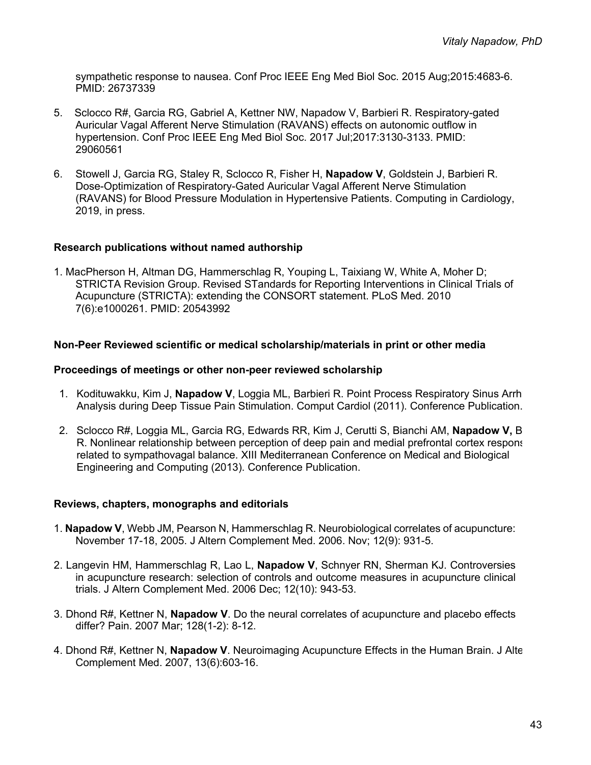sympathetic response to nausea. Conf Proc IEEE Eng Med Biol Soc. 2015 Aug;2015:4683-6. PMID: 26737339

5. Sclocco R#, Garcia RG, Gabriel A, Kettner NW, Napadow V, Barbieri R. Respiratory-gated Auricular Vagal Afferent Nerve Stimulation (RAVANS) effects on autonomic outflow in hypertension. Conf Proc IEEE Eng Med Biol Soc. 2017 Jul;2017:3130-3133. PMID: 29060561

6. Stowell J, Garcia RG, Staley R, Sclocco R, Fisher H, **Napadow V**, Goldstein J, Barbieri R. Dose-Optimization of Respiratory-Gated Auricular Vagal Afferent Nerve Stimulation (RAVANS) for Blood Pressure Modulation in Hypertensive Patients. Computing in Cardiology, 2019, in press.

**Research publications without named authorship**

1. MacPherson H, Altman DG, Hammerschlag R, Youping L, Taixiang W, White A, Moher D; STRICTA Revision Group. Revised STandards for Reporting Interventions in Clinical Trials of Acupuncture (STRICTA): extending the CONSORT statement. PLoS Med. 2010 7(6):e1000261. PMID: 20543992

**Non-Peer Reviewed scientific or medical scholarship/materials in print or other media**

**Proceedings of meetings or other non-peer reviewed scholarship**

1. Kodituwakku, Kim J, **Napadow V**, Loggia ML, Barbieri R. Point Process Respiratory Sinus Arrh Analysis during Deep Tissue Pain Stimulation. Comput Cardiol (2011). Conference Publication.

2. Sclocco R#, Loggia ML, Garcia RG, Edwards RR, Kim J, Cerutti S, Bianchi AM, **Napadow V,** B R. Nonlinear relationship between perception of deep pain and medial prefrontal cortex respons related to sympathovagal balance. XIII Mediterranean Conference on Medical and Biological Engineering and Computing (2013). Conference Publication.

**Reviews, chapters, monographs and editorials**

1. **Napadow V**, Webb JM, Pearson N, Hammerschlag R. Neurobiological correlates of acupuncture: November 17-18, 2005. J Altern Complement Med. 2006. Nov; 12(9): 931-5.

2. Langevin HM, Hammerschlag R, Lao L, **Napadow V**, Schnyer RN, Sherman KJ. Controversies in acupuncture research: selection of controls and outcome measures in acupuncture clinical trials. J Altern Complement Med. 2006 Dec; 12(10): 943-53.

3. Dhond R#, Kettner N, **Napadow V**. Do the neural correlates of acupuncture and placebo effects differ? Pain. 2007 Mar; 128(1-2): 8-12.

4. Dhond R#, Kettner N, **Napadow V**. Neuroimaging Acupuncture Effects in the Human Brain. J Alte Complement Med. 2007, 13(6):603-16.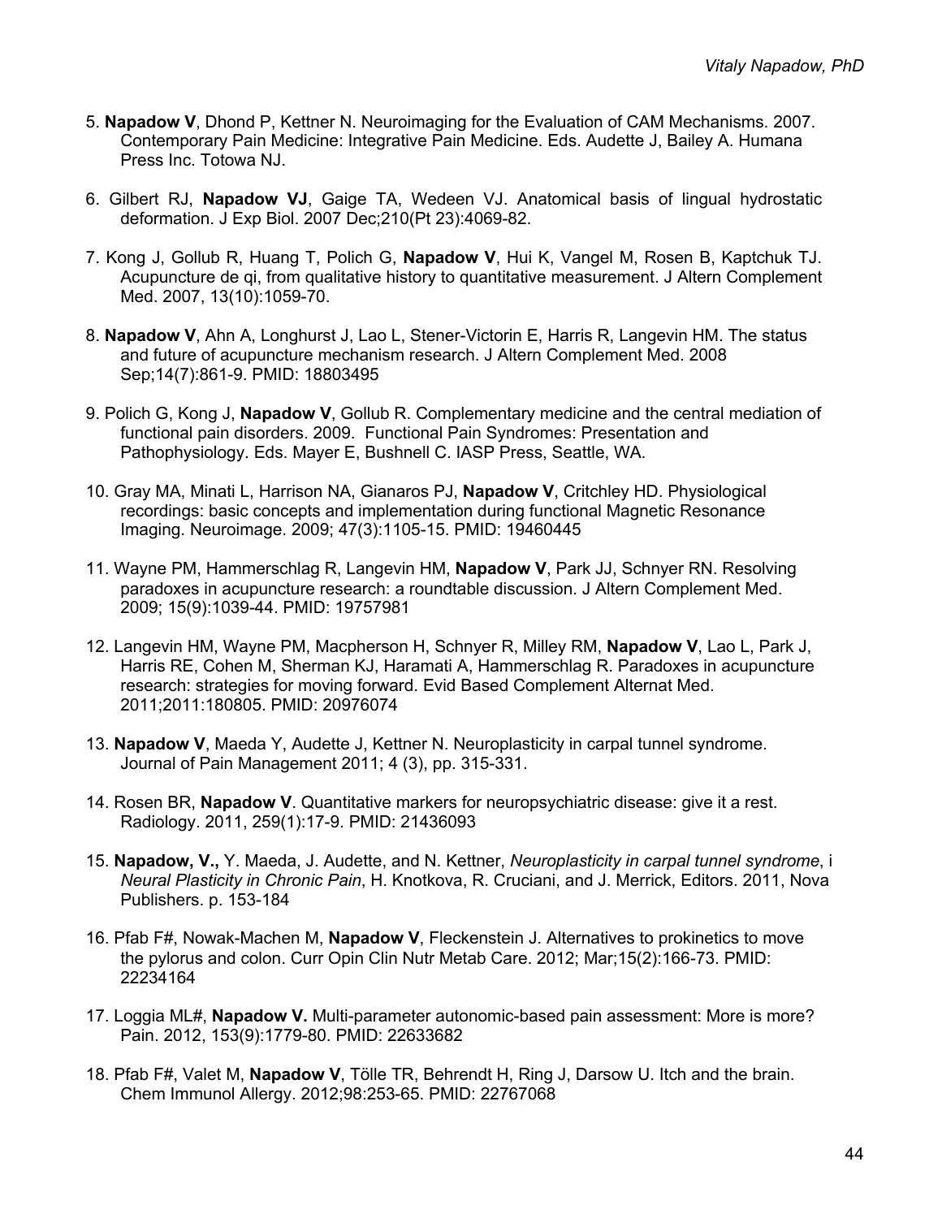5. **Napadow V**, Dhond P, Kettner N. Neuroimaging for the Evaluation of CAM Mechanisms. 2007. Contemporary Pain Medicine: Integrative Pain Medicine. Eds. Audette J, Bailey A. Humana Press Inc. Totowa NJ.

6. Gilbert RJ, **Napadow VJ**, Gaige TA, Wedeen VJ. Anatomical basis of lingual hydrostatic deformation. J Exp Biol. 2007 Dec;210(Pt 23):4069-82.

7. Kong J, Gollub R, Huang T, Polich G, **Napadow V**, Hui K, Vangel M, Rosen B, Kaptchuk TJ. Acupuncture de qi, from qualitative history to quantitative measurement. J Altern Complement Med. 2007, 13(10):1059-70.

8. **Napadow V**, Ahn A, Longhurst J, Lao L, Stener-Victorin E, Harris R, Langevin HM. The status and future of acupuncture mechanism research. J Altern Complement Med. 2008 Sep;14(7):861-9. PMID: 18803495

9. Polich G, Kong J, **Napadow V**, Gollub R. Complementary medicine and the central mediation of functional pain disorders. 2009. Functional Pain Syndromes: Presentation and Pathophysiology. Eds. Mayer E, Bushnell C. IASP Press, Seattle, WA.

10. Gray MA, Minati L, Harrison NA, Gianaros PJ, **Napadow V**, Critchley HD. Physiological recordings: basic concepts and implementation during functional Magnetic Resonance Imaging. Neuroimage. 2009; 47(3):1105-15. PMID: 19460445

11. Wayne PM, Hammerschlag R, Langevin HM, **Napadow V**, Park JJ, Schnyer RN. Resolving paradoxes in acupuncture research: a roundtable discussion. J Altern Complement Med. 2009; 15(9):1039-44. PMID: 19757981

12. Langevin HM, Wayne PM, Macpherson H, Schnyer R, Milley RM, **Napadow V**, Lao L, Park J, Harris RE, Cohen M, Sherman KJ, Haramati A, Hammerschlag R. Paradoxes in acupuncture research: strategies for moving forward. Evid Based Complement Alternat Med. 2011;2011:180805. PMID: 20976074

13. **Napadow V**, Maeda Y, Audette J, Kettner N. Neuroplasticity in carpal tunnel syndrome. Journal of Pain Management 2011; 4 (3), pp. 315-331.

14. Rosen BR, **Napadow V**. Quantitative markers for neuropsychiatric disease: give it a rest. Radiology. 2011, 259(1):17-9. PMID: 21436093

15. **Napadow, V.,** Y. Maeda, J. Audette, and N. Kettner, *Neuroplasticity in carpal tunnel syndrome*, i *Neural Plasticity in Chronic Pain*, H. Knotkova, R. Cruciani, and J. Merrick, Editors. 2011, Nova Publishers. p. 153-184

16. Pfab F#, Nowak-Machen M, **Napadow V**, Fleckenstein J. Alternatives to prokinetics to move the pylorus and colon. Curr Opin Clin Nutr Metab Care. 2012; Mar;15(2):166-73. PMID: 22234164

17. Loggia ML#, **Napadow V.** Multi-parameter autonomic-based pain assessment: More is more? Pain. 2012, 153(9):1779-80. PMID: 22633682

18. Pfab F#, Valet M, **Napadow V**, Tölle TR, Behrendt H, Ring J, Darsow U. Itch and the brain. Chem Immunol Allergy. 2012;98:253-65. PMID: 22767068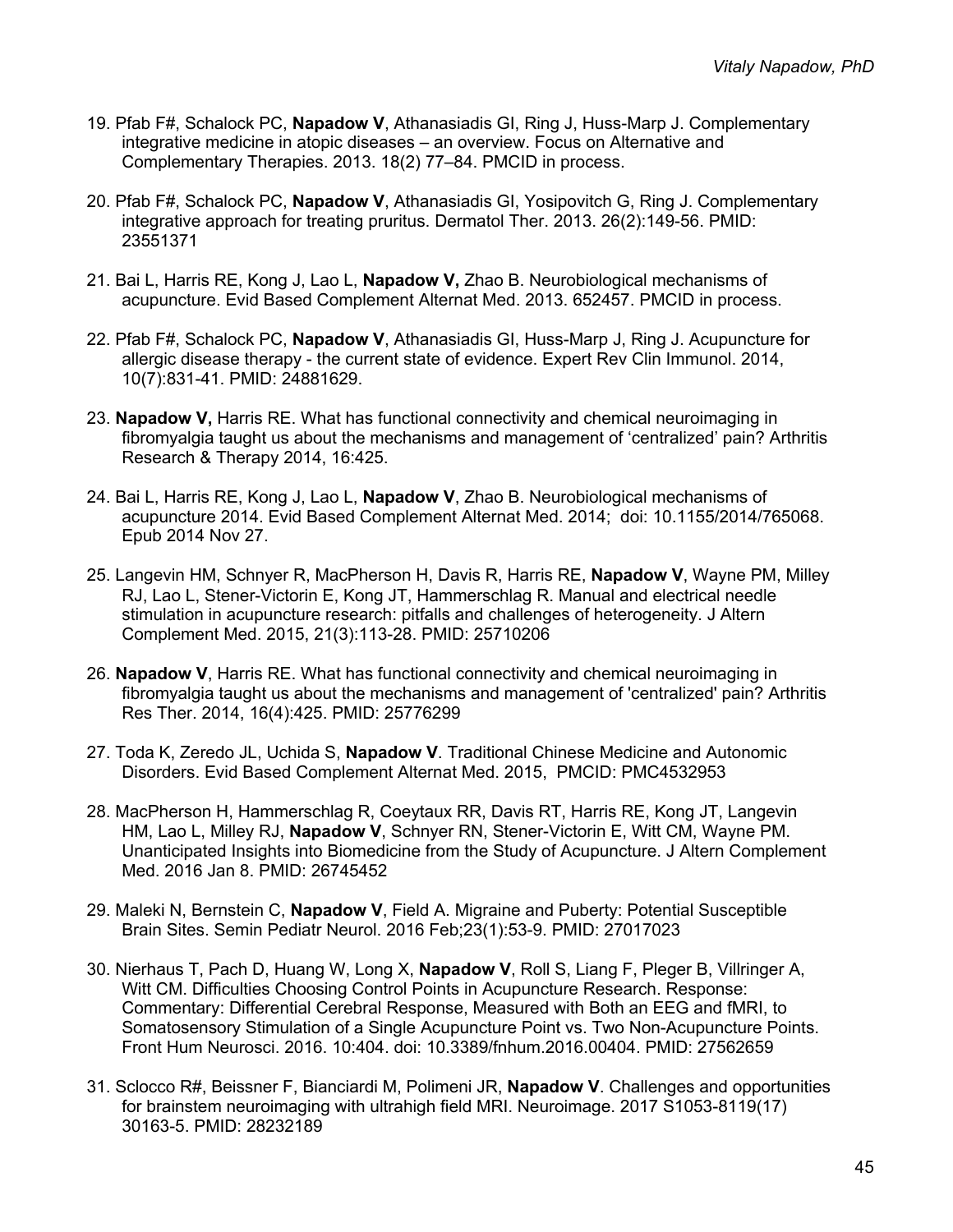19. Pfab F#, Schalock PC, **Napadow V**, Athanasiadis GI, Ring J, Huss-Marp J. Complementary integrative medicine in atopic diseases – an overview. Focus on Alternative and Complementary Therapies. 2013. 18(2) 77–84. PMCID in process.

20. Pfab F#, Schalock PC, **Napadow V**, Athanasiadis GI, Yosipovitch G, Ring J. Complementary integrative approach for treating pruritus. Dermatol Ther. 2013. 26(2):149-56. PMID: 23551371

21. Bai L, Harris RE, Kong J, Lao L, **Napadow V,** Zhao B. Neurobiological mechanisms of acupuncture. Evid Based Complement Alternat Med. 2013. 652457. PMCID in process.

22. Pfab F#, Schalock PC, **Napadow V**, Athanasiadis GI, Huss-Marp J, Ring J. Acupuncture for allergic disease therapy - the current state of evidence. Expert Rev Clin Immunol. 2014, 10(7):831-41. PMID: 24881629.

23. **Napadow V,** Harris RE. What has functional connectivity and chemical neuroimaging in fibromyalgia taught us about the mechanisms and management of 'centralized' pain? Arthritis Research & Therapy 2014, 16:425.

24. Bai L, Harris RE, Kong J, Lao L, **Napadow V**, Zhao B. Neurobiological mechanisms of acupuncture 2014. Evid Based Complement Alternat Med. 2014; doi: 10.1155/2014/765068. Epub 2014 Nov 27.

25. Langevin HM, Schnyer R, MacPherson H, Davis R, Harris RE, **Napadow V**, Wayne PM, Milley RJ, Lao L, Stener-Victorin E, Kong JT, Hammerschlag R. Manual and electrical needle stimulation in acupuncture research: pitfalls and challenges of heterogeneity. J Altern Complement Med. 2015, 21(3):113-28. PMID: 25710206

26. **Napadow V**, Harris RE. What has functional connectivity and chemical neuroimaging in fibromyalgia taught us about the mechanisms and management of 'centralized' pain? Arthritis Res Ther. 2014, 16(4):425. PMID: 25776299

27. Toda K, Zeredo JL, Uchida S, **Napadow V**. Traditional Chinese Medicine and Autonomic Disorders. Evid Based Complement Alternat Med. 2015, PMCID: PMC4532953

28. MacPherson H, Hammerschlag R, Coeytaux RR, Davis RT, Harris RE, Kong JT, Langevin HM, Lao L, Milley RJ, **Napadow V**, Schnyer RN, Stener-Victorin E, Witt CM, Wayne PM. Unanticipated Insights into Biomedicine from the Study of Acupuncture. J Altern Complement Med. 2016 Jan 8. PMID: 26745452

29. Maleki N, Bernstein C, **Napadow V**, Field A. Migraine and Puberty: Potential Susceptible Brain Sites. Semin Pediatr Neurol. 2016 Feb;23(1):53-9. PMID: 27017023

30. Nierhaus T, Pach D, Huang W, Long X, **Napadow V**, Roll S, Liang F, Pleger B, Villringer A, Witt CM. Difficulties Choosing Control Points in Acupuncture Research. Response: Commentary: Differential Cerebral Response, Measured with Both an EEG and fMRI, to Somatosensory Stimulation of a Single Acupuncture Point vs. Two Non-Acupuncture Points. Front Hum Neurosci. 2016. 10:404. doi: 10.3389/fnhum.2016.00404. PMID: 27562659

31. Sclocco R#, Beissner F, Bianciardi M, Polimeni JR, **Napadow V**. Challenges and opportunities for brainstem neuroimaging with ultrahigh field MRI. Neuroimage. 2017 S1053-8119(17) 30163-5. PMID: 28232189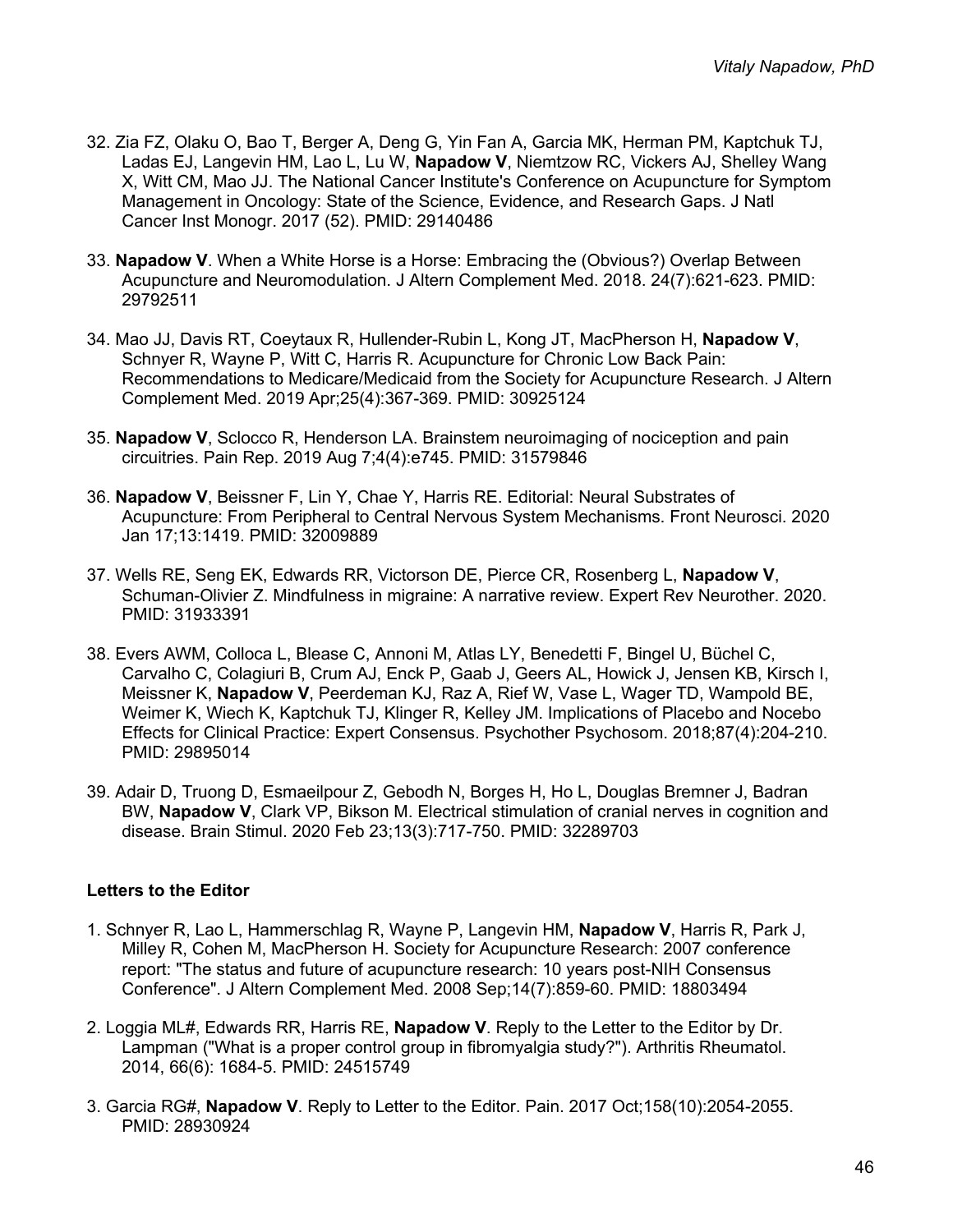32. Zia FZ, Olaku O, Bao T, Berger A, Deng G, Yin Fan A, Garcia MK, Herman PM, Kaptchuk TJ, Ladas EJ, Langevin HM, Lao L, Lu W, **Napadow V**, Niemtzow RC, Vickers AJ, Shelley Wang X, Witt CM, Mao JJ. The National Cancer Institute's Conference on Acupuncture for Symptom Management in Oncology: State of the Science, Evidence, and Research Gaps. J Natl Cancer Inst Monogr. 2017 (52). PMID: 29140486

33. **Napadow V**. When a White Horse is a Horse: Embracing the (Obvious?) Overlap Between Acupuncture and Neuromodulation. J Altern Complement Med. 2018. 24(7):621-623. PMID: 29792511

34. Mao JJ, Davis RT, Coeytaux R, Hullender-Rubin L, Kong JT, MacPherson H, **Napadow V**, Schnyer R, Wayne P, Witt C, Harris R. Acupuncture for Chronic Low Back Pain: Recommendations to Medicare/Medicaid from the Society for Acupuncture Research. J Altern Complement Med. 2019 Apr;25(4):367-369. PMID: 30925124

35. **Napadow V**, Sclocco R, Henderson LA. Brainstem neuroimaging of nociception and pain circuitries. Pain Rep. 2019 Aug 7;4(4):e745. PMID: 31579846

36. **Napadow V**, Beissner F, Lin Y, Chae Y, Harris RE. Editorial: Neural Substrates of Acupuncture: From Peripheral to Central Nervous System Mechanisms. Front Neurosci. 2020 Jan 17;13:1419. PMID: 32009889

37. Wells RE, Seng EK, Edwards RR, Victorson DE, Pierce CR, Rosenberg L, **Napadow V**, Schuman-Olivier Z. Mindfulness in migraine: A narrative review. Expert Rev Neurother. 2020. PMID: 31933391

38. Evers AWM, Colloca L, Blease C, Annoni M, Atlas LY, Benedetti F, Bingel U, Büchel C, Carvalho C, Colagiuri B, Crum AJ, Enck P, Gaab J, Geers AL, Howick J, Jensen KB, Kirsch I, Meissner K, **Napadow V**, Peerdeman KJ, Raz A, Rief W, Vase L, Wager TD, Wampold BE, Weimer K, Wiech K, Kaptchuk TJ, Klinger R, Kelley JM. Implications of Placebo and Nocebo Effects for Clinical Practice: Expert Consensus. Psychother Psychosom. 2018;87(4):204-210. PMID: 29895014

39. Adair D, Truong D, Esmaeilpour Z, Gebodh N, Borges H, Ho L, Douglas Bremner J, Badran BW, **Napadow V**, Clark VP, Bikson M. Electrical stimulation of cranial nerves in cognition and disease. Brain Stimul. 2020 Feb 23;13(3):717-750. PMID: 32289703

### Letters to the Editor

1. Schnyer R, Lao L, Hammerschlag R, Wayne P, Langevin HM, **Napadow V**, Harris R, Park J, Milley R, Cohen M, MacPherson H. Society for Acupuncture Research: 2007 conference report: "The status and future of acupuncture research: 10 years post-NIH Consensus Conference". J Altern Complement Med. 2008 Sep;14(7):859-60. PMID: 18803494

2. Loggia ML#, Edwards RR, Harris RE, **Napadow V**. Reply to the Letter to the Editor by Dr. Lampman ("What is a proper control group in fibromyalgia study?"). Arthritis Rheumatol. 2014, 66(6): 1684-5. PMID: 24515749

3. Garcia RG#, **Napadow V**. Reply to Letter to the Editor. Pain. 2017 Oct;158(10):2054-2055. PMID: 28930924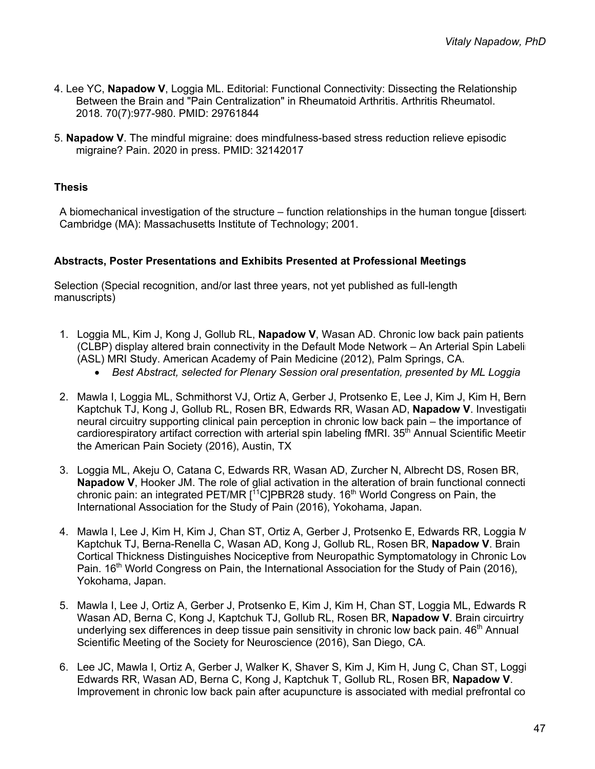4. Lee YC, **Napadow V**, Loggia ML. Editorial: Functional Connectivity: Dissecting the Relationship Between the Brain and "Pain Centralization" in Rheumatoid Arthritis. Arthritis Rheumatol. 2018. 70(7):977-980. PMID: 29761844

5. **Napadow V**. The mindful migraine: does mindfulness-based stress reduction relieve episodic migraine? Pain. 2020 in press. PMID: 32142017

### Thesis

A biomechanical investigation of the structure – function relationships in the human tongue [disserta Cambridge (MA): Massachusetts Institute of Technology; 2001.

### Abstracts, Poster Presentations and Exhibits Presented at Professional Meetings

Selection (Special recognition, and/or last three years, not yet published as full-length manuscripts)

1. Loggia ML, Kim J, Kong J, Gollub RL, **Napadow V**, Wasan AD. Chronic low back pain patients (CLBP) display altered brain connectivity in the Default Mode Network – An Arterial Spin Labeli (ASL) MRI Study. American Academy of Pain Medicine (2012), Palm Springs, CA.
   - *Best Abstract, selected for Plenary Session oral presentation, presented by ML Loggia*

2. Mawla I, Loggia ML, Schmithorst VJ, Ortiz A, Gerber J, Protsenko E, Lee J, Kim J, Kim H, Bern Kaptchuk TJ, Kong J, Gollub RL, Rosen BR, Edwards RR, Wasan AD, **Napadow V**. Investigati neural circuitry supporting clinical pain perception in chronic low back pain – the importance of cardiorespiratory artifact correction with arterial spin labeling fMRI. 35th Annual Scientific Meetir the American Pain Society (2016), Austin, TX

3. Loggia ML, Akeju O, Catana C, Edwards RR, Wasan AD, Zurcher N, Albrecht DS, Rosen BR, **Napadow V**, Hooker JM. The role of glial activation in the alteration of brain functional connecti chronic pain: an integrated PET/MR [$^{11}$C]PBR28 study. 16th World Congress on Pain, the International Association for the Study of Pain (2016), Yokohama, Japan.

4. Mawla I, Lee J, Kim H, Kim J, Chan ST, Ortiz A, Gerber J, Protsenko E, Edwards RR, Loggia M Kaptchuk TJ, Berna-Renella C, Wasan AD, Kong J, Gollub RL, Rosen BR, **Napadow V**. Brain Cortical Thickness Distinguishes Nociceptive from Neuropathic Symptomatology in Chronic Low Pain. 16th World Congress on Pain, the International Association for the Study of Pain (2016), Yokohama, Japan.

5. Mawla I, Lee J, Ortiz A, Gerber J, Protsenko E, Kim J, Kim H, Chan ST, Loggia ML, Edwards R Wasan AD, Berna C, Kong J, Kaptchuk TJ, Gollub RL, Rosen BR, **Napadow V**. Brain circuirtry underlying sex differences in deep tissue pain sensitivity in chronic low back pain. 46th Annual Scientific Meeting of the Society for Neuroscience (2016), San Diego, CA.

6. Lee JC, Mawla I, Ortiz A, Gerber J, Walker K, Shaver S, Kim J, Kim H, Jung C, Chan ST, Loggi Edwards RR, Wasan AD, Berna C, Kong J, Kaptchuk T, Gollub RL, Rosen BR, **Napadow V**. Improvement in chronic low back pain after acupuncture is associated with medial prefrontal co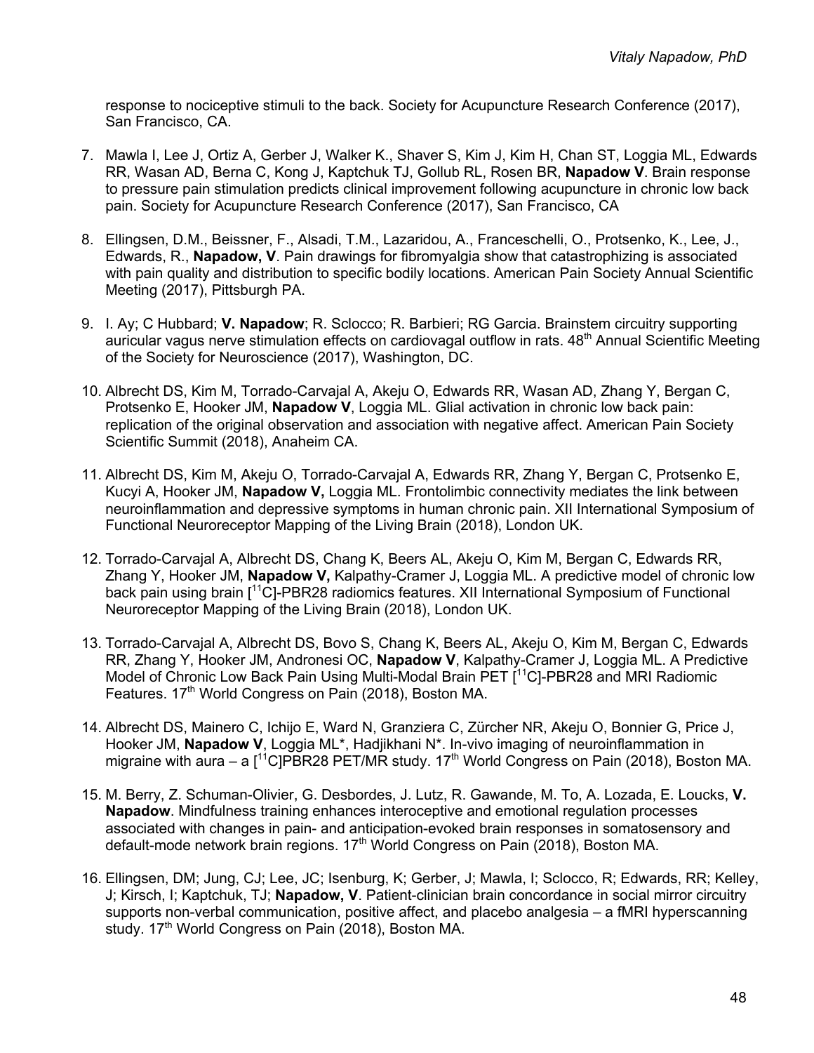response to nociceptive stimuli to the back. Society for Acupuncture Research Conference (2017), San Francisco, CA.

7. Mawla I, Lee J, Ortiz A, Gerber J, Walker K., Shaver S, Kim J, Kim H, Chan ST, Loggia ML, Edwards RR, Wasan AD, Berna C, Kong J, Kaptchuk TJ, Gollub RL, Rosen BR, **Napadow V**. Brain response to pressure pain stimulation predicts clinical improvement following acupuncture in chronic low back pain. Society for Acupuncture Research Conference (2017), San Francisco, CA

8. Ellingsen, D.M., Beissner, F., Alsadi, T.M., Lazaridou, A., Franceschelli, O., Protsenko, K., Lee, J., Edwards, R., **Napadow, V**. Pain drawings for fibromyalgia show that catastrophizing is associated with pain quality and distribution to specific bodily locations. American Pain Society Annual Scientific Meeting (2017), Pittsburgh PA.

9. I. Ay; C Hubbard; **V. Napadow**; R. Sclocco; R. Barbieri; RG Garcia. Brainstem circuitry supporting auricular vagus nerve stimulation effects on cardiovagal outflow in rats. 48th Annual Scientific Meeting of the Society for Neuroscience (2017), Washington, DC.

10. Albrecht DS, Kim M, Torrado-Carvajal A, Akeju O, Edwards RR, Wasan AD, Zhang Y, Bergan C, Protsenko E, Hooker JM, **Napadow V**, Loggia ML. Glial activation in chronic low back pain: replication of the original observation and association with negative affect. American Pain Society Scientific Summit (2018), Anaheim CA.

11. Albrecht DS, Kim M, Akeju O, Torrado-Carvajal A, Edwards RR, Zhang Y, Bergan C, Protsenko E, Kucyi A, Hooker JM, **Napadow V,** Loggia ML. Frontolimbic connectivity mediates the link between neuroinflammation and depressive symptoms in human chronic pain. XII International Symposium of Functional Neuroreceptor Mapping of the Living Brain (2018), London UK.

12. Torrado-Carvajal A, Albrecht DS, Chang K, Beers AL, Akeju O, Kim M, Bergan C, Edwards RR, Zhang Y, Hooker JM, **Napadow V,** Kalpathy-Cramer J, Loggia ML. A predictive model of chronic low back pain using brain [$^{11}$C]-PBR28 radiomics features. XII International Symposium of Functional Neuroreceptor Mapping of the Living Brain (2018), London UK.

13. Torrado-Carvajal A, Albrecht DS, Bovo S, Chang K, Beers AL, Akeju O, Kim M, Bergan C, Edwards RR, Zhang Y, Hooker JM, Andronesi OC, **Napadow V**, Kalpathy-Cramer J, Loggia ML. A Predictive Model of Chronic Low Back Pain Using Multi-Modal Brain PET [$^{11}$C]-PBR28 and MRI Radiomic Features. 17th World Congress on Pain (2018), Boston MA.

14. Albrecht DS, Mainero C, Ichijo E, Ward N, Granziera C, Zürcher NR, Akeju O, Bonnier G, Price J, Hooker JM, **Napadow V**, Loggia ML*, Hadjikhani N*. In-vivo imaging of neuroinflammation in migraine with aura – a [$^{11}$C]PBR28 PET/MR study. 17th World Congress on Pain (2018), Boston MA.

15. M. Berry, Z. Schuman-Olivier, G. Desbordes, J. Lutz, R. Gawande, M. To, A. Lozada, E. Loucks, **V. Napadow**. Mindfulness training enhances interoceptive and emotional regulation processes associated with changes in pain- and anticipation-evoked brain responses in somatosensory and default-mode network brain regions. 17th World Congress on Pain (2018), Boston MA.

16. Ellingsen, DM; Jung, CJ; Lee, JC; Isenburg, K; Gerber, J; Mawla, I; Sclocco, R; Edwards, RR; Kelley, J; Kirsch, I; Kaptchuk, TJ; **Napadow, V**. Patient-clinician brain concordance in social mirror circuitry supports non-verbal communication, positive affect, and placebo analgesia – a fMRI hyperscanning study. 17th World Congress on Pain (2018), Boston MA.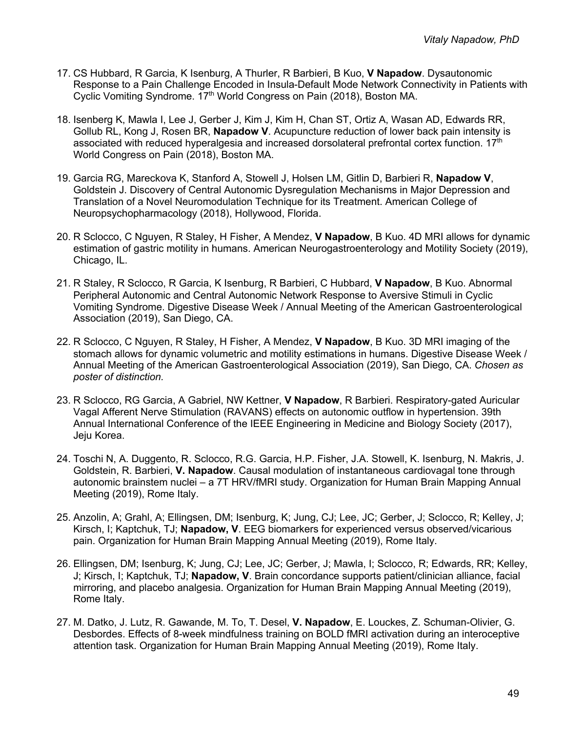17. CS Hubbard, R Garcia, K Isenburg, A Thurler, R Barbieri, B Kuo, **V Napadow**. Dysautonomic Response to a Pain Challenge Encoded in Insula-Default Mode Network Connectivity in Patients with Cyclic Vomiting Syndrome. 17th World Congress on Pain (2018), Boston MA.

18. Isenberg K, Mawla I, Lee J, Gerber J, Kim J, Kim H, Chan ST, Ortiz A, Wasan AD, Edwards RR, Gollub RL, Kong J, Rosen BR, **Napadow V**. Acupuncture reduction of lower back pain intensity is associated with reduced hyperalgesia and increased dorsolateral prefrontal cortex function. 17th World Congress on Pain (2018), Boston MA.

19. Garcia RG, Mareckova K, Stanford A, Stowell J, Holsen LM, Gitlin D, Barbieri R, **Napadow V**, Goldstein J. Discovery of Central Autonomic Dysregulation Mechanisms in Major Depression and Translation of a Novel Neuromodulation Technique for its Treatment. American College of Neuropsychopharmacology (2018), Hollywood, Florida.

20. R Sclocco, C Nguyen, R Staley, H Fisher, A Mendez, **V Napadow**, B Kuo. 4D MRI allows for dynamic estimation of gastric motility in humans. American Neurogastroenterology and Motility Society (2019), Chicago, IL.

21. R Staley, R Sclocco, R Garcia, K Isenburg, R Barbieri, C Hubbard, **V Napadow**, B Kuo. Abnormal Peripheral Autonomic and Central Autonomic Network Response to Aversive Stimuli in Cyclic Vomiting Syndrome. Digestive Disease Week / Annual Meeting of the American Gastroenterological Association (2019), San Diego, CA.

22. R Sclocco, C Nguyen, R Staley, H Fisher, A Mendez, **V Napadow**, B Kuo. 3D MRI imaging of the stomach allows for dynamic volumetric and motility estimations in humans. Digestive Disease Week / Annual Meeting of the American Gastroenterological Association (2019), San Diego, CA. *Chosen as poster of distinction.*

23. R Sclocco, RG Garcia, A Gabriel, NW Kettner, **V Napadow**, R Barbieri. Respiratory-gated Auricular Vagal Afferent Nerve Stimulation (RAVANS) effects on autonomic outflow in hypertension. 39th Annual International Conference of the IEEE Engineering in Medicine and Biology Society (2017), Jeju Korea.

24. Toschi N, A. Duggento, R. Sclocco, R.G. Garcia, H.P. Fisher, J.A. Stowell, K. Isenburg, N. Makris, J. Goldstein, R. Barbieri, **V. Napadow**. Causal modulation of instantaneous cardiovagal tone through autonomic brainstem nuclei – a 7T HRV/fMRI study. Organization for Human Brain Mapping Annual Meeting (2019), Rome Italy.

25. Anzolin, A; Grahl, A; Ellingsen, DM; Isenburg, K; Jung, CJ; Lee, JC; Gerber, J; Sclocco, R; Kelley, J; Kirsch, I; Kaptchuk, TJ; **Napadow, V**. EEG biomarkers for experienced versus observed/vicarious pain. Organization for Human Brain Mapping Annual Meeting (2019), Rome Italy.

26. Ellingsen, DM; Isenburg, K; Jung, CJ; Lee, JC; Gerber, J; Mawla, I; Sclocco, R; Edwards, RR; Kelley, J; Kirsch, I; Kaptchuk, TJ; **Napadow, V**. Brain concordance supports patient/clinician alliance, facial mirroring, and placebo analgesia. Organization for Human Brain Mapping Annual Meeting (2019), Rome Italy.

27. M. Datko, J. Lutz, R. Gawande, M. To, T. Desel, **V. Napadow**, E. Louckes, Z. Schuman-Olivier, G. Desbordes. Effects of 8-week mindfulness training on BOLD fMRI activation during an interoceptive attention task. Organization for Human Brain Mapping Annual Meeting (2019), Rome Italy.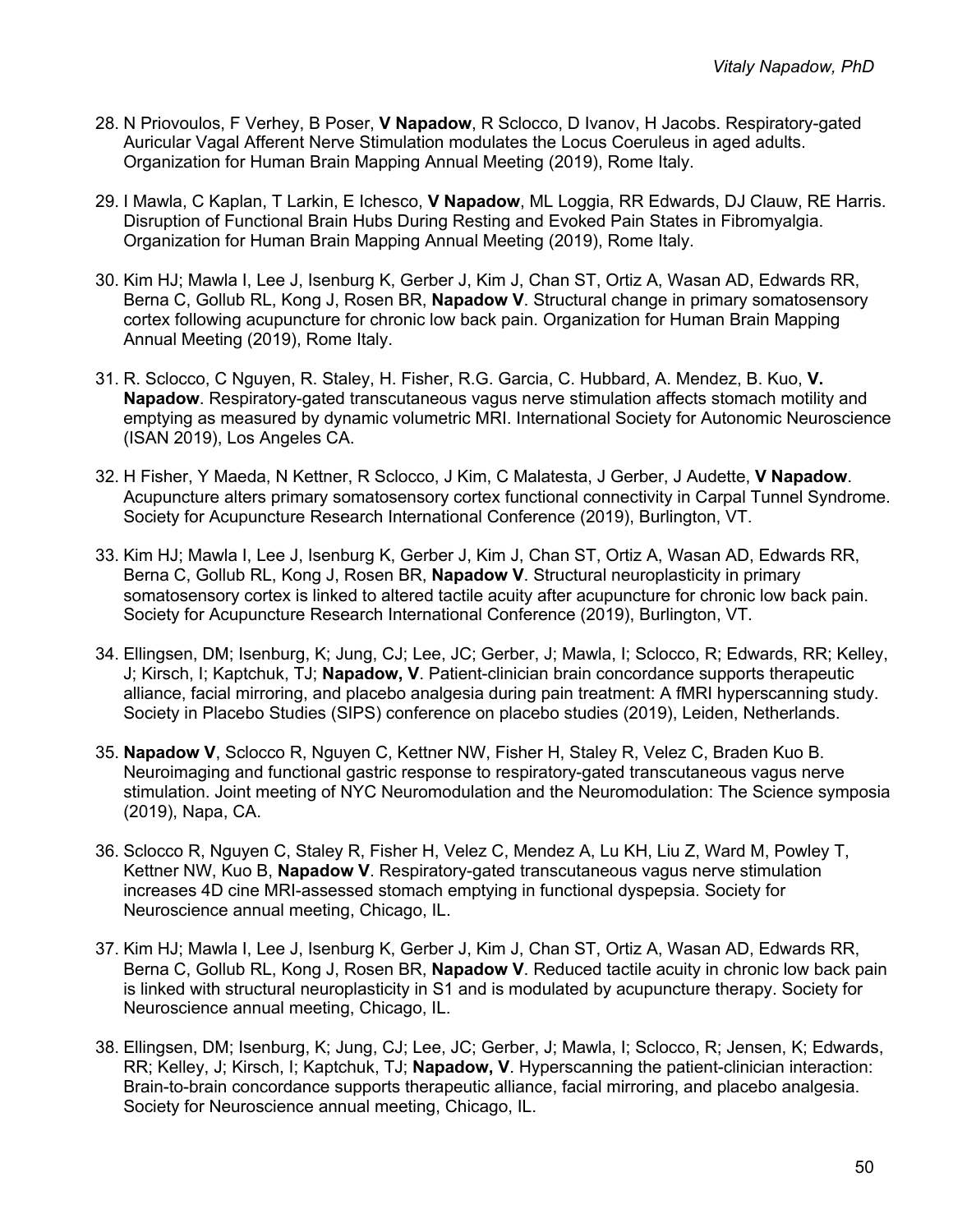28. N Priovoulos, F Verhey, B Poser, **V Napadow**, R Sclocco, D Ivanov, H Jacobs. Respiratory-gated Auricular Vagal Afferent Nerve Stimulation modulates the Locus Coeruleus in aged adults. Organization for Human Brain Mapping Annual Meeting (2019), Rome Italy.

29. I Mawla, C Kaplan, T Larkin, E Ichesco, **V Napadow**, ML Loggia, RR Edwards, DJ Clauw, RE Harris. Disruption of Functional Brain Hubs During Resting and Evoked Pain States in Fibromyalgia. Organization for Human Brain Mapping Annual Meeting (2019), Rome Italy.

30. Kim HJ; Mawla I, Lee J, Isenburg K, Gerber J, Kim J, Chan ST, Ortiz A, Wasan AD, Edwards RR, Berna C, Gollub RL, Kong J, Rosen BR, **Napadow V**. Structural change in primary somatosensory cortex following acupuncture for chronic low back pain. Organization for Human Brain Mapping Annual Meeting (2019), Rome Italy.

31. R. Sclocco, C Nguyen, R. Staley, H. Fisher, R.G. Garcia, C. Hubbard, A. Mendez, B. Kuo, **V. Napadow**. Respiratory-gated transcutaneous vagus nerve stimulation affects stomach motility and emptying as measured by dynamic volumetric MRI. International Society for Autonomic Neuroscience (ISAN 2019), Los Angeles CA.

32. H Fisher, Y Maeda, N Kettner, R Sclocco, J Kim, C Malatesta, J Gerber, J Audette, **V Napadow**. Acupuncture alters primary somatosensory cortex functional connectivity in Carpal Tunnel Syndrome. Society for Acupuncture Research International Conference (2019), Burlington, VT.

33. Kim HJ; Mawla I, Lee J, Isenburg K, Gerber J, Kim J, Chan ST, Ortiz A, Wasan AD, Edwards RR, Berna C, Gollub RL, Kong J, Rosen BR, **Napadow V**. Structural neuroplasticity in primary somatosensory cortex is linked to altered tactile acuity after acupuncture for chronic low back pain. Society for Acupuncture Research International Conference (2019), Burlington, VT.

34. Ellingsen, DM; Isenburg, K; Jung, CJ; Lee, JC; Gerber, J; Mawla, I; Sclocco, R; Edwards, RR; Kelley, J; Kirsch, I; Kaptchuk, TJ; **Napadow, V**. Patient-clinician brain concordance supports therapeutic alliance, facial mirroring, and placebo analgesia during pain treatment: A fMRI hyperscanning study. Society in Placebo Studies (SIPS) conference on placebo studies (2019), Leiden, Netherlands.

35. **Napadow V**, Sclocco R, Nguyen C, Kettner NW, Fisher H, Staley R, Velez C, Braden Kuo B. Neuroimaging and functional gastric response to respiratory-gated transcutaneous vagus nerve stimulation. Joint meeting of NYC Neuromodulation and the Neuromodulation: The Science symposia (2019), Napa, CA.

36. Sclocco R, Nguyen C, Staley R, Fisher H, Velez C, Mendez A, Lu KH, Liu Z, Ward M, Powley T, Kettner NW, Kuo B, **Napadow V**. Respiratory-gated transcutaneous vagus nerve stimulation increases 4D cine MRI-assessed stomach emptying in functional dyspepsia. Society for Neuroscience annual meeting, Chicago, IL.

37. Kim HJ; Mawla I, Lee J, Isenburg K, Gerber J, Kim J, Chan ST, Ortiz A, Wasan AD, Edwards RR, Berna C, Gollub RL, Kong J, Rosen BR, **Napadow V**. Reduced tactile acuity in chronic low back pain is linked with structural neuroplasticity in S1 and is modulated by acupuncture therapy. Society for Neuroscience annual meeting, Chicago, IL.

38. Ellingsen, DM; Isenburg, K; Jung, CJ; Lee, JC; Gerber, J; Mawla, I; Sclocco, R; Jensen, K; Edwards, RR; Kelley, J; Kirsch, I; Kaptchuk, TJ; **Napadow, V**. Hyperscanning the patient-clinician interaction: Brain-to-brain concordance supports therapeutic alliance, facial mirroring, and placebo analgesia. Society for Neuroscience annual meeting, Chicago, IL.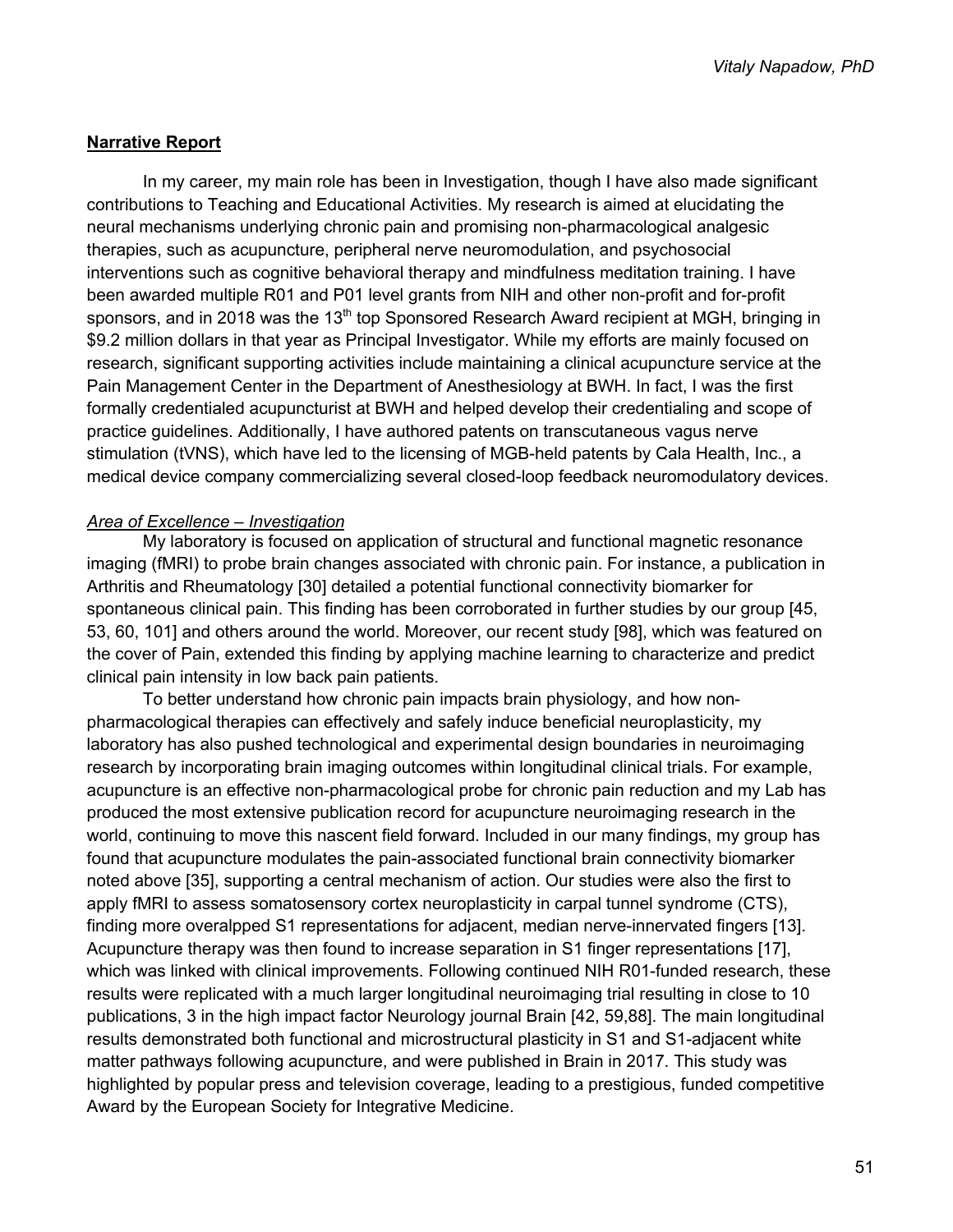**Narrative Report**

In my career, my main role has been in Investigation, though I have also made significant contributions to Teaching and Educational Activities. My research is aimed at elucidating the neural mechanisms underlying chronic pain and promising non-pharmacological analgesic therapies, such as acupuncture, peripheral nerve neuromodulation, and psychosocial interventions such as cognitive behavioral therapy and mindfulness meditation training. I have been awarded multiple R01 and P01 level grants from NIH and other non-profit and for-profit sponsors, and in 2018 was the 13th top Sponsored Research Award recipient at MGH, bringing in $9.2 million dollars in that year as Principal Investigator. While my efforts are mainly focused on research, significant supporting activities include maintaining a clinical acupuncture service at the Pain Management Center in the Department of Anesthesiology at BWH. In fact, I was the first formally credentialed acupuncturist at BWH and helped develop their credentialing and scope of practice guidelines. Additionally, I have authored patents on transcutaneous vagus nerve stimulation (tVNS), which have led to the licensing of MGB-held patents by Cala Health, Inc., a medical device company commercializing several closed-loop feedback neuromodulatory devices.

*Area of Excellence – Investigation*

My laboratory is focused on application of structural and functional magnetic resonance imaging (fMRI) to probe brain changes associated with chronic pain. For instance, a publication in Arthritis and Rheumatology [30] detailed a potential functional connectivity biomarker for spontaneous clinical pain. This finding has been corroborated in further studies by our group [45, 53, 60, 101] and others around the world. Moreover, our recent study [98], which was featured on the cover of Pain, extended this finding by applying machine learning to characterize and predict clinical pain intensity in low back pain patients.

To better understand how chronic pain impacts brain physiology, and how non-pharmacological therapies can effectively and safely induce beneficial neuroplasticity, my laboratory has also pushed technological and experimental design boundaries in neuroimaging research by incorporating brain imaging outcomes within longitudinal clinical trials. For example, acupuncture is an effective non-pharmacological probe for chronic pain reduction and my Lab has produced the most extensive publication record for acupuncture neuroimaging research in the world, continuing to move this nascent field forward. Included in our many findings, my group has found that acupuncture modulates the pain-associated functional brain connectivity biomarker noted above [35], supporting a central mechanism of action. Our studies were also the first to apply fMRI to assess somatosensory cortex neuroplasticity in carpal tunnel syndrome (CTS), finding more overalpped S1 representations for adjacent, median nerve-innervated fingers [13]. Acupuncture therapy was then found to increase separation in S1 finger representations [17], which was linked with clinical improvements. Following continued NIH R01-funded research, these results were replicated with a much larger longitudinal neuroimaging trial resulting in close to 10 publications, 3 in the high impact factor Neurology journal Brain [42, 59,88]. The main longitudinal results demonstrated both functional and microstructural plasticity in S1 and S1-adjacent white matter pathways following acupuncture, and were published in Brain in 2017. This study was highlighted by popular press and television coverage, leading to a prestigious, funded competitive Award by the European Society for Integrative Medicine.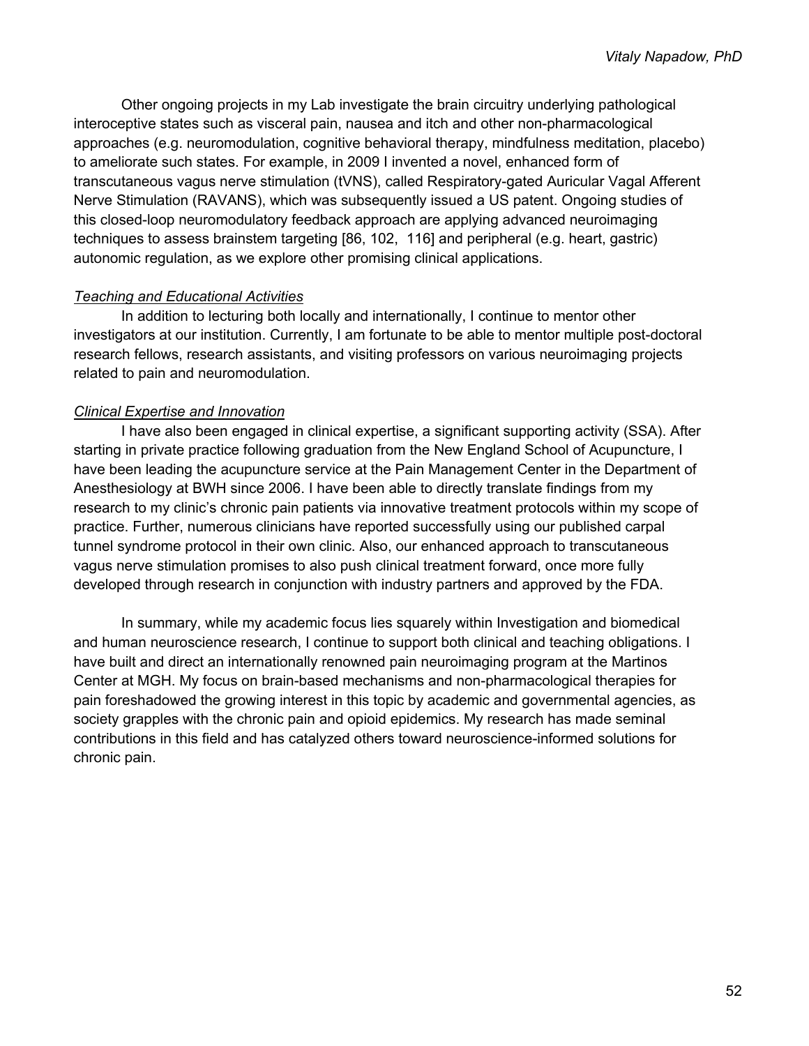Other ongoing projects in my Lab investigate the brain circuitry underlying pathological interoceptive states such as visceral pain, nausea and itch and other non-pharmacological approaches (e.g. neuromodulation, cognitive behavioral therapy, mindfulness meditation, placebo) to ameliorate such states. For example, in 2009 I invented a novel, enhanced form of transcutaneous vagus nerve stimulation (tVNS), called Respiratory-gated Auricular Vagal Afferent Nerve Stimulation (RAVANS), which was subsequently issued a US patent. Ongoing studies of this closed-loop neuromodulatory feedback approach are applying advanced neuroimaging techniques to assess brainstem targeting [86, 102, 116] and peripheral (e.g. heart, gastric) autonomic regulation, as we explore other promising clinical applications.

*Teaching and Educational Activities*

In addition to lecturing both locally and internationally, I continue to mentor other investigators at our institution. Currently, I am fortunate to be able to mentor multiple post-doctoral research fellows, research assistants, and visiting professors on various neuroimaging projects related to pain and neuromodulation.

*Clinical Expertise and Innovation*

I have also been engaged in clinical expertise, a significant supporting activity (SSA). After starting in private practice following graduation from the New England School of Acupuncture, I have been leading the acupuncture service at the Pain Management Center in the Department of Anesthesiology at BWH since 2006. I have been able to directly translate findings from my research to my clinic's chronic pain patients via innovative treatment protocols within my scope of practice. Further, numerous clinicians have reported successfully using our published carpal tunnel syndrome protocol in their own clinic. Also, our enhanced approach to transcutaneous vagus nerve stimulation promises to also push clinical treatment forward, once more fully developed through research in conjunction with industry partners and approved by the FDA.

In summary, while my academic focus lies squarely within Investigation and biomedical and human neuroscience research, I continue to support both clinical and teaching obligations. I have built and direct an internationally renowned pain neuroimaging program at the Martinos Center at MGH. My focus on brain-based mechanisms and non-pharmacological therapies for pain foreshadowed the growing interest in this topic by academic and governmental agencies, as society grapples with the chronic pain and opioid epidemics. My research has made seminal contributions in this field and has catalyzed others toward neuroscience-informed solutions for chronic pain.